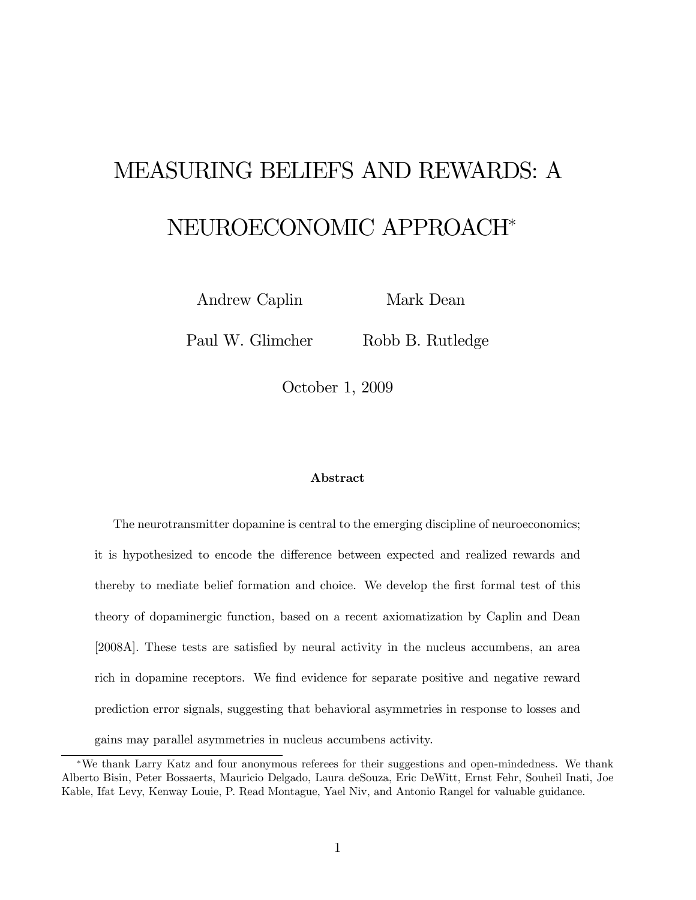# MEASURING BELIEFS AND REWARDS: A NEUROECONOMIC APPROACH*

Andrew Caplin  Mark Dean

Paul W. Glimcher  Robb B. Rutledge

October 1, 2009

### Abstract

The neurotransmitter dopamine is central to the emerging discipline of neuroeconomics; it is hypothesized to encode the difference between expected and realized rewards and thereby to mediate belief formation and choice. We develop the first formal test of this theory of dopaminergic function, based on a recent axiomatization by Caplin and Dean [2008A]. These tests are satisfied by neural activity in the nucleus accumbens, an area rich in dopamine receptors. We find evidence for separate positive and negative reward prediction error signals, suggesting that behavioral asymmetries in response to losses and gains may parallel asymmetries in nucleus accumbens activity.

*We thank Larry Katz and four anonymous referees for their suggestions and open-mindedness. We thank Alberto Bisin, Peter Bossaerts, Mauricio Delgado, Laura deSouza, Eric DeWitt, Ernst Fehr, Souheil Inati, Joe Kable, Ifat Levy, Kenway Louie, P. Read Montague, Yael Niv, and Antonio Rangel for valuable guidance.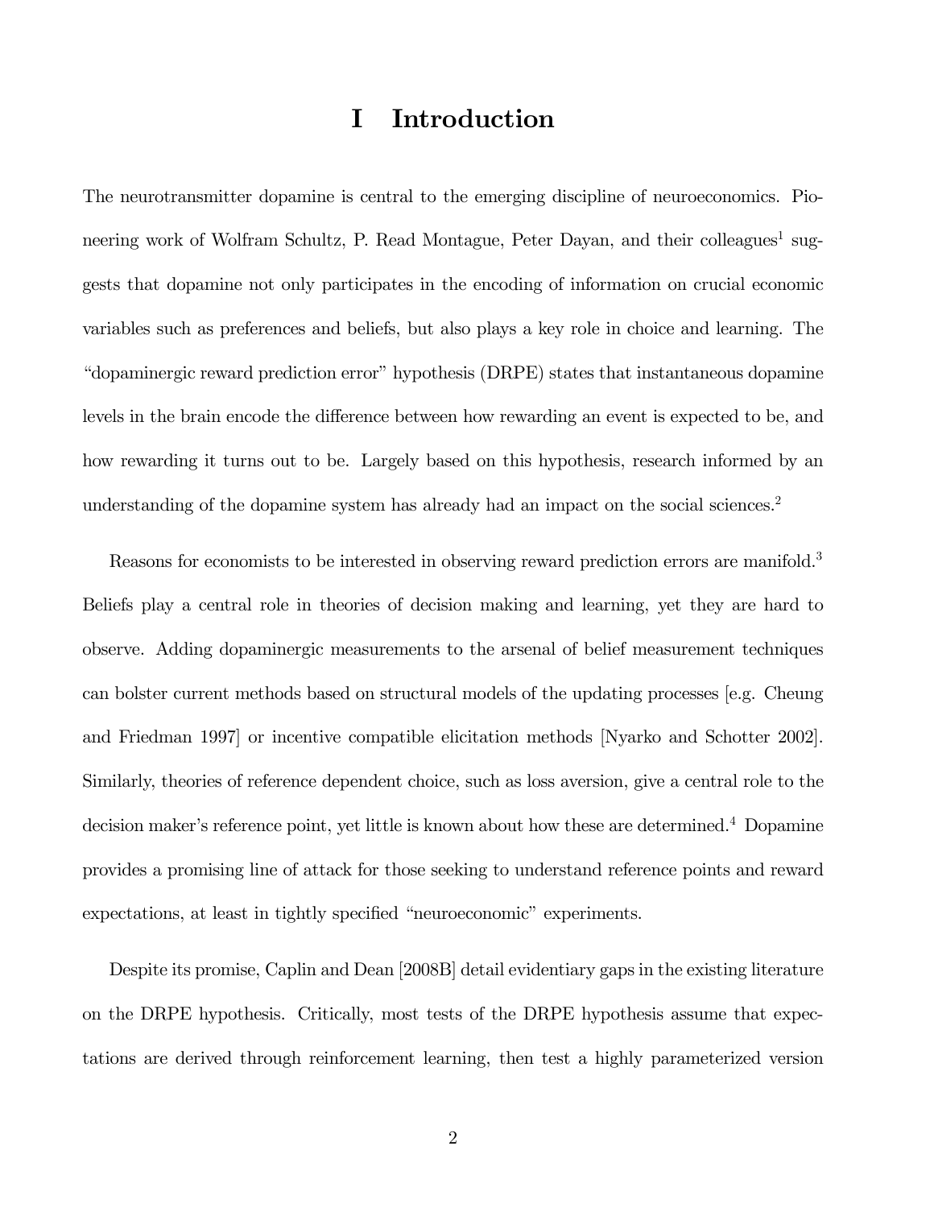# I Introduction

The neurotransmitter dopamine is central to the emerging discipline of neuroeconomics. Pioneering work of Wolfram Schultz, P. Read Montague, Peter Dayan, and their colleagues[1] suggests that dopamine not only participates in the encoding of information on crucial economic variables such as preferences and beliefs, but also plays a key role in choice and learning. The "dopaminergic reward prediction error" hypothesis (DRPE) states that instantaneous dopamine levels in the brain encode the difference between how rewarding an event is expected to be, and how rewarding it turns out to be. Largely based on this hypothesis, research informed by an understanding of the dopamine system has already had an impact on the social sciences.[2]

Reasons for economists to be interested in observing reward prediction errors are manifold.[3] Beliefs play a central role in theories of decision making and learning, yet they are hard to observe. Adding dopaminergic measurements to the arsenal of belief measurement techniques can bolster current methods based on structural models of the updating processes [e.g. Cheung and Friedman 1997] or incentive compatible elicitation methods [Nyarko and Schotter 2002]. Similarly, theories of reference dependent choice, such as loss aversion, give a central role to the decision maker's reference point, yet little is known about how these are determined.[4] Dopamine provides a promising line of attack for those seeking to understand reference points and reward expectations, at least in tightly specified "neuroeconomic" experiments.

Despite its promise, Caplin and Dean [2008B] detail evidentiary gaps in the existing literature on the DRPE hypothesis. Critically, most tests of the DRPE hypothesis assume that expectations are derived through reinforcement learning, then test a highly parameterized version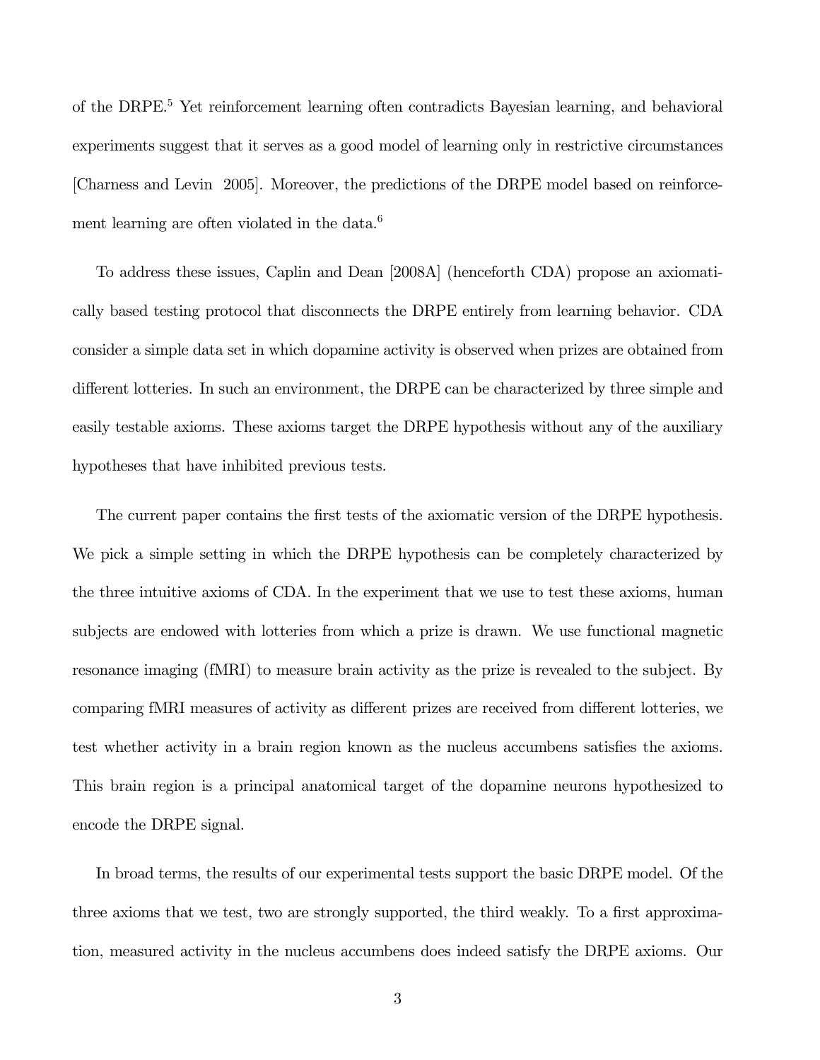of the DRPE.[5] Yet reinforcement learning often contradicts Bayesian learning, and behavioral experiments suggest that it serves as a good model of learning only in restrictive circumstances [Charness and Levin 2005]. Moreover, the predictions of the DRPE model based on reinforcement learning are often violated in the data.[6]

To address these issues, Caplin and Dean [2008A] (henceforth CDA) propose an axiomatically based testing protocol that disconnects the DRPE entirely from learning behavior. CDA consider a simple data set in which dopamine activity is observed when prizes are obtained from different lotteries. In such an environment, the DRPE can be characterized by three simple and easily testable axioms. These axioms target the DRPE hypothesis without any of the auxiliary hypotheses that have inhibited previous tests.

The current paper contains the first tests of the axiomatic version of the DRPE hypothesis. We pick a simple setting in which the DRPE hypothesis can be completely characterized by the three intuitive axioms of CDA. In the experiment that we use to test these axioms, human subjects are endowed with lotteries from which a prize is drawn. We use functional magnetic resonance imaging (fMRI) to measure brain activity as the prize is revealed to the subject. By comparing fMRI measures of activity as different prizes are received from different lotteries, we test whether activity in a brain region known as the nucleus accumbens satisfies the axioms. This brain region is a principal anatomical target of the dopamine neurons hypothesized to encode the DRPE signal.

In broad terms, the results of our experimental tests support the basic DRPE model. Of the three axioms that we test, two are strongly supported, the third weakly. To a first approximation, measured activity in the nucleus accumbens does indeed satisfy the DRPE axioms. Our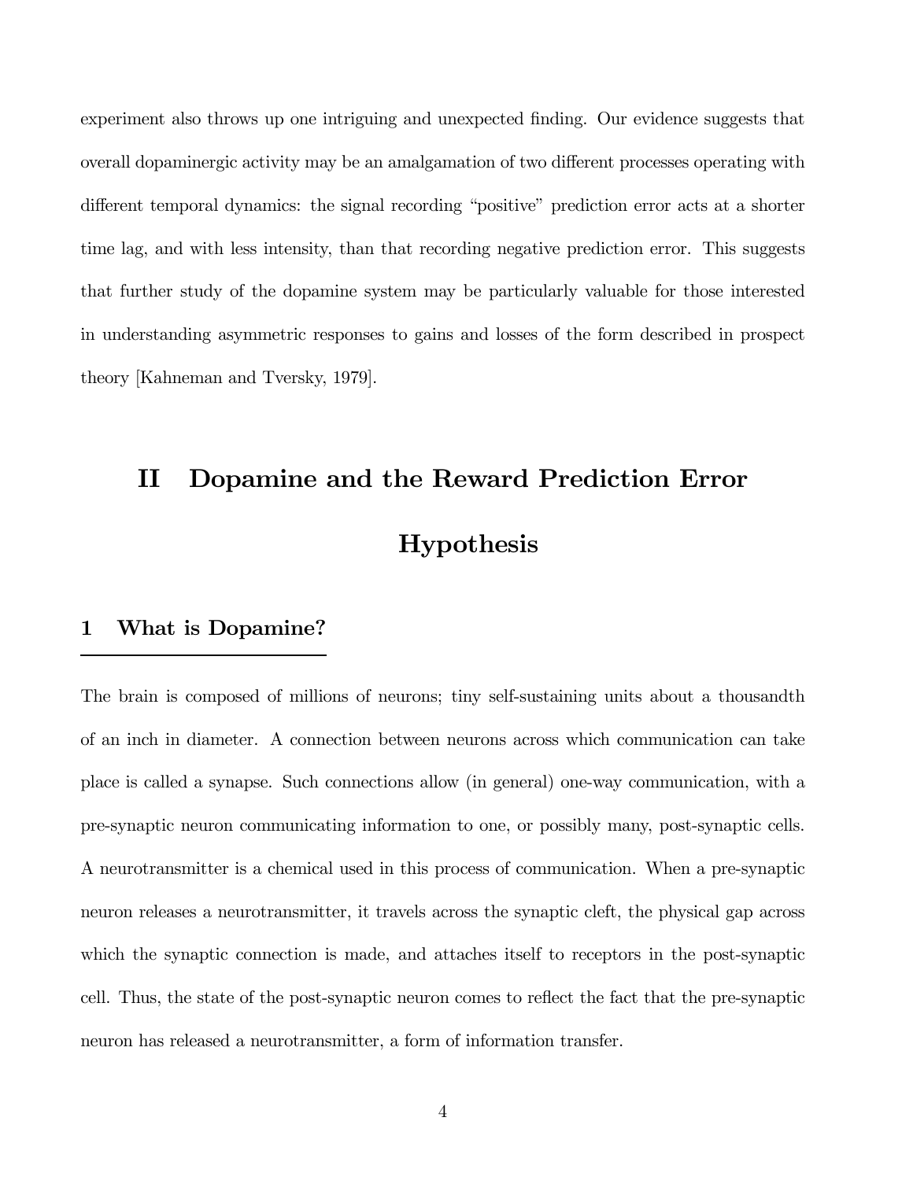experiment also throws up one intriguing and unexpected finding. Our evidence suggests that overall dopaminergic activity may be an amalgamation of two different processes operating with different temporal dynamics: the signal recording "positive" prediction error acts at a shorter time lag, and with less intensity, than that recording negative prediction error. This suggests that further study of the dopamine system may be particularly valuable for those interested in understanding asymmetric responses to gains and losses of the form described in prospect theory [Kahneman and Tversky, 1979].

# II Dopamine and the Reward Prediction Error Hypothesis

## 1 What is Dopamine?

The brain is composed of millions of neurons; tiny self-sustaining units about a thousandth of an inch in diameter. A connection between neurons across which communication can take place is called a synapse. Such connections allow (in general) one-way communication, with a pre-synaptic neuron communicating information to one, or possibly many, post-synaptic cells. A neurotransmitter is a chemical used in this process of communication. When a pre-synaptic neuron releases a neurotransmitter, it travels across the synaptic cleft, the physical gap across which the synaptic connection is made, and attaches itself to receptors in the post-synaptic cell. Thus, the state of the post-synaptic neuron comes to reflect the fact that the pre-synaptic neuron has released a neurotransmitter, a form of information transfer.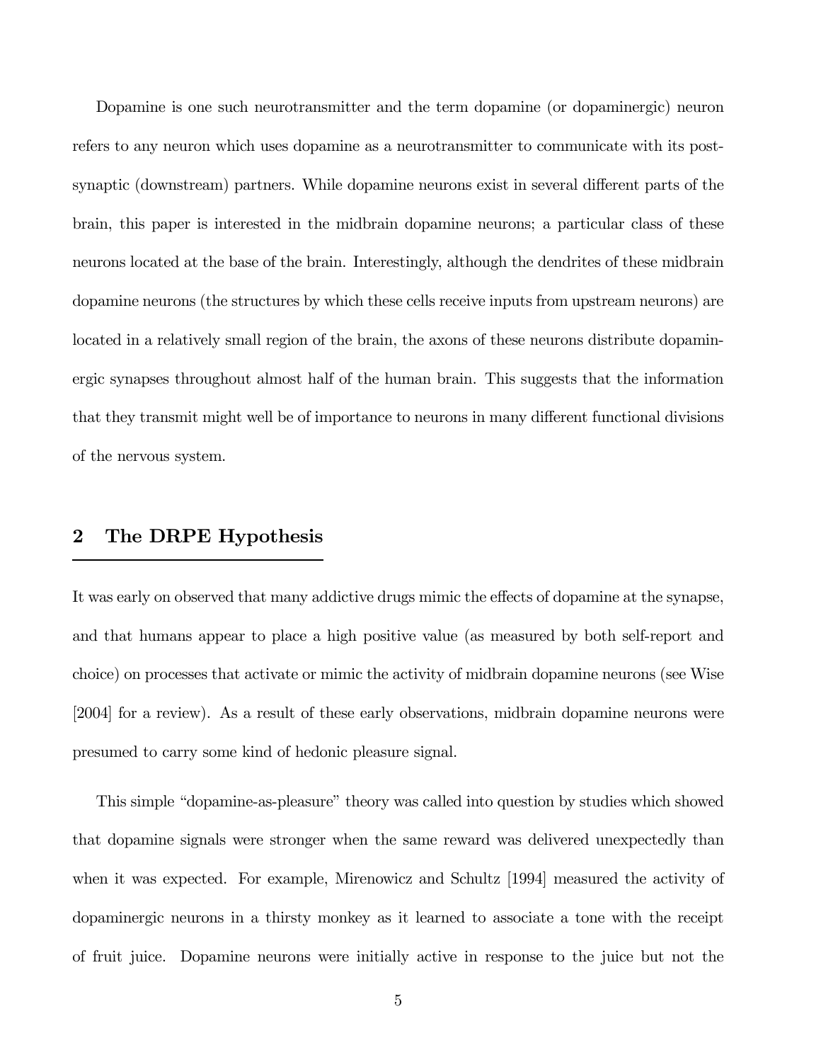Dopamine is one such neurotransmitter and the term dopamine (or dopaminergic) neuron refers to any neuron which uses dopamine as a neurotransmitter to communicate with its post-synaptic (downstream) partners. While dopamine neurons exist in several different parts of the brain, this paper is interested in the midbrain dopamine neurons; a particular class of these neurons located at the base of the brain. Interestingly, although the dendrites of these midbrain dopamine neurons (the structures by which these cells receive inputs from upstream neurons) are located in a relatively small region of the brain, the axons of these neurons distribute dopaminergic synapses throughout almost half of the human brain. This suggests that the information that they transmit might well be of importance to neurons in many different functional divisions of the nervous system.

## 2 The DRPE Hypothesis

It was early on observed that many addictive drugs mimic the effects of dopamine at the synapse, and that humans appear to place a high positive value (as measured by both self-report and choice) on processes that activate or mimic the activity of midbrain dopamine neurons (see Wise [2004] for a review). As a result of these early observations, midbrain dopamine neurons were presumed to carry some kind of hedonic pleasure signal.

This simple "dopamine-as-pleasure" theory was called into question by studies which showed that dopamine signals were stronger when the same reward was delivered unexpectedly than when it was expected. For example, Mirenowicz and Schultz [1994] measured the activity of dopaminergic neurons in a thirsty monkey as it learned to associate a tone with the receipt of fruit juice. Dopamine neurons were initially active in response to the juice but not the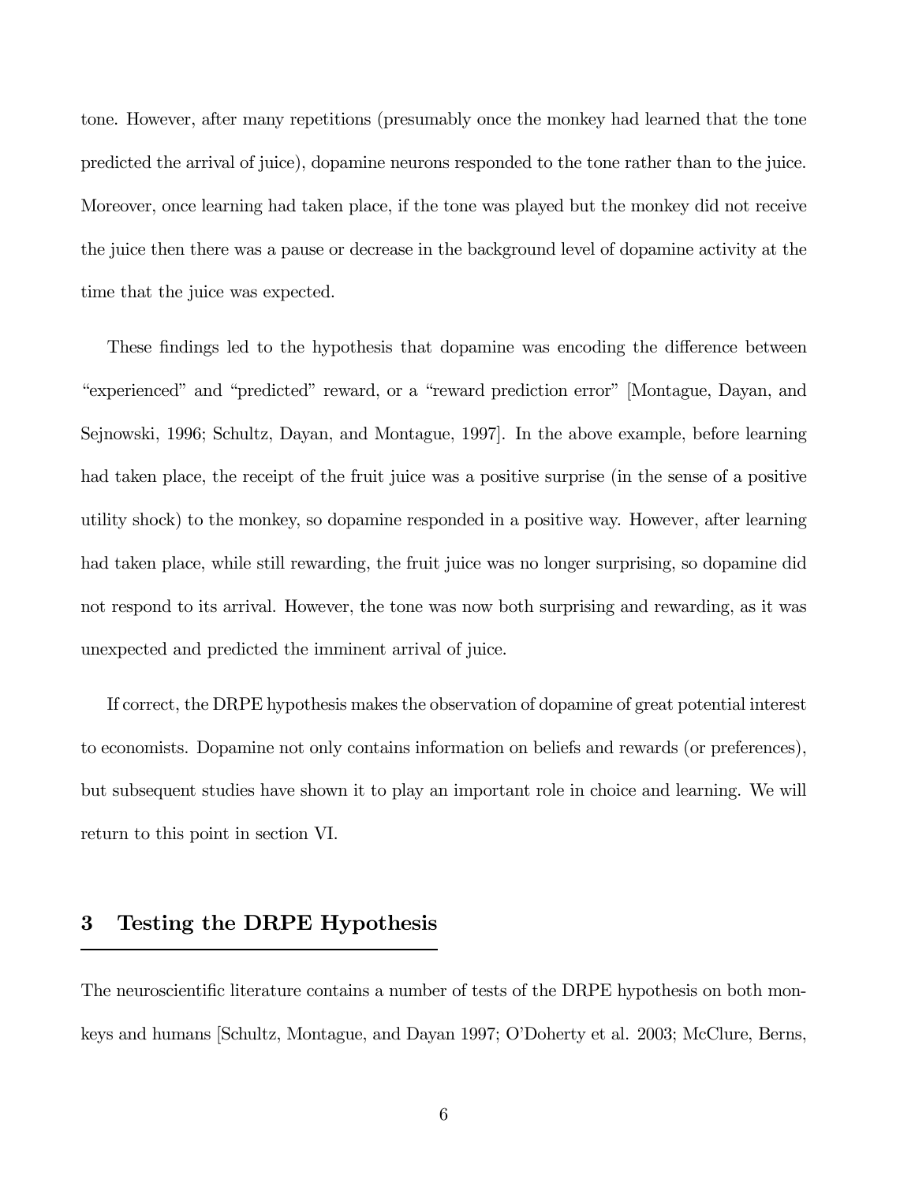tone. However, after many repetitions (presumably once the monkey had learned that the tone predicted the arrival of juice), dopamine neurons responded to the tone rather than to the juice. Moreover, once learning had taken place, if the tone was played but the monkey did not receive the juice then there was a pause or decrease in the background level of dopamine activity at the time that the juice was expected.

These findings led to the hypothesis that dopamine was encoding the difference between "experienced" and "predicted" reward, or a "reward prediction error" [Montague, Dayan, and Sejnowski, 1996; Schultz, Dayan, and Montague, 1997]. In the above example, before learning had taken place, the receipt of the fruit juice was a positive surprise (in the sense of a positive utility shock) to the monkey, so dopamine responded in a positive way. However, after learning had taken place, while still rewarding, the fruit juice was no longer surprising, so dopamine did not respond to its arrival. However, the tone was now both surprising and rewarding, as it was unexpected and predicted the imminent arrival of juice.

If correct, the DRPE hypothesis makes the observation of dopamine of great potential interest to economists. Dopamine not only contains information on beliefs and rewards (or preferences), but subsequent studies have shown it to play an important role in choice and learning. We will return to this point in section VI.

## 3 Testing the DRPE Hypothesis

The neuroscientific literature contains a number of tests of the DRPE hypothesis on both monkeys and humans [Schultz, Montague, and Dayan 1997; O'Doherty et al. 2003; McClure, Berns,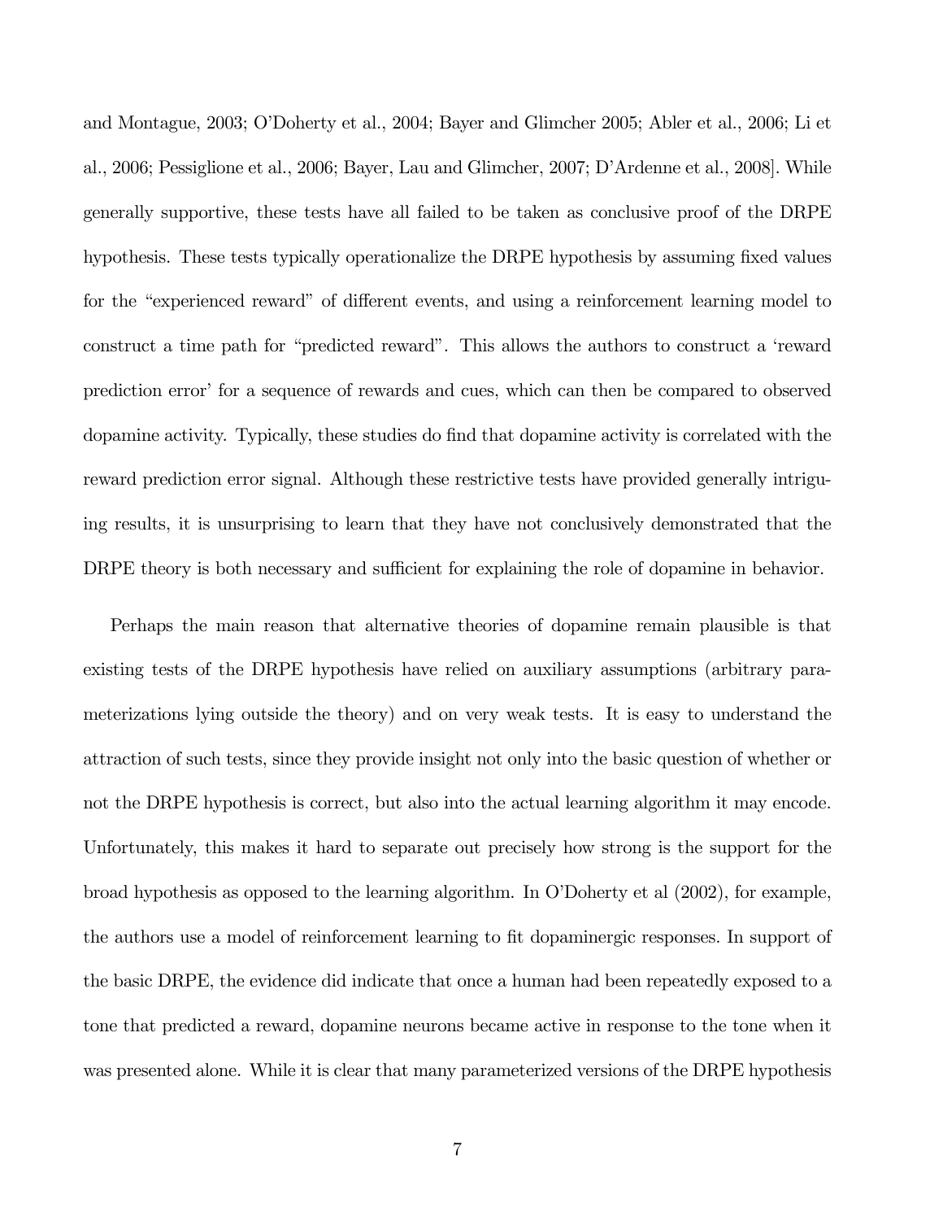and Montague, 2003; O'Doherty et al., 2004; Bayer and Glimcher 2005; Abler et al., 2006; Li et al., 2006; Pessiglione et al., 2006; Bayer, Lau and Glimcher, 2007; D'Ardenne et al., 2008]. While generally supportive, these tests have all failed to be taken as conclusive proof of the DRPE hypothesis. These tests typically operationalize the DRPE hypothesis by assuming fixed values for the "experienced reward" of different events, and using a reinforcement learning model to construct a time path for "predicted reward". This allows the authors to construct a 'reward prediction error' for a sequence of rewards and cues, which can then be compared to observed dopamine activity. Typically, these studies do find that dopamine activity is correlated with the reward prediction error signal. Although these restrictive tests have provided generally intriguing results, it is unsurprising to learn that they have not conclusively demonstrated that the DRPE theory is both necessary and sufficient for explaining the role of dopamine in behavior.

Perhaps the main reason that alternative theories of dopamine remain plausible is that existing tests of the DRPE hypothesis have relied on auxiliary assumptions (arbitrary parameterizations lying outside the theory) and on very weak tests. It is easy to understand the attraction of such tests, since they provide insight not only into the basic question of whether or not the DRPE hypothesis is correct, but also into the actual learning algorithm it may encode. Unfortunately, this makes it hard to separate out precisely how strong is the support for the broad hypothesis as opposed to the learning algorithm. In O'Doherty et al (2002), for example, the authors use a model of reinforcement learning to fit dopaminergic responses. In support of the basic DRPE, the evidence did indicate that once a human had been repeatedly exposed to a tone that predicted a reward, dopamine neurons became active in response to the tone when it was presented alone. While it is clear that many parameterized versions of the DRPE hypothesis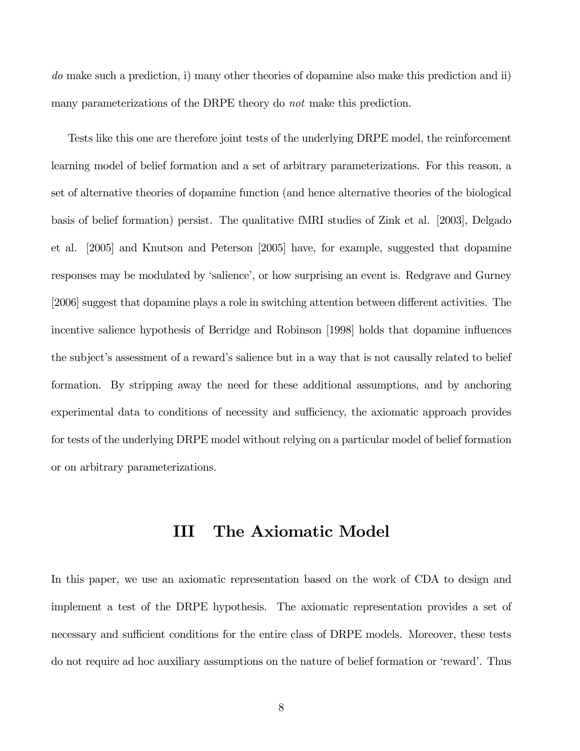*do* make such a prediction, i) many other theories of dopamine also make this prediction and ii) many parameterizations of the DRPE theory do *not* make this prediction.

Tests like this one are therefore joint tests of the underlying DRPE model, the reinforcement learning model of belief formation and a set of arbitrary parameterizations. For this reason, a set of alternative theories of dopamine function (and hence alternative theories of the biological basis of belief formation) persist. The qualitative fMRI studies of Zink et al. [2003], Delgado et al. [2005] and Knutson and Peterson [2005] have, for example, suggested that dopamine responses may be modulated by 'salience', or how surprising an event is. Redgrave and Gurney [2006] suggest that dopamine plays a role in switching attention between different activities. The incentive salience hypothesis of Berridge and Robinson [1998] holds that dopamine influences the subject's assessment of a reward's salience but in a way that is not causally related to belief formation. By stripping away the need for these additional assumptions, and by anchoring experimental data to conditions of necessity and sufficiency, the axiomatic approach provides for tests of the underlying DRPE model without relying on a particular model of belief formation or on arbitrary parameterizations.

# III The Axiomatic Model

In this paper, we use an axiomatic representation based on the work of CDA to design and implement a test of the DRPE hypothesis. The axiomatic representation provides a set of necessary and sufficient conditions for the entire class of DRPE models. Moreover, these tests do not require ad hoc auxiliary assumptions on the nature of belief formation or 'reward'. Thus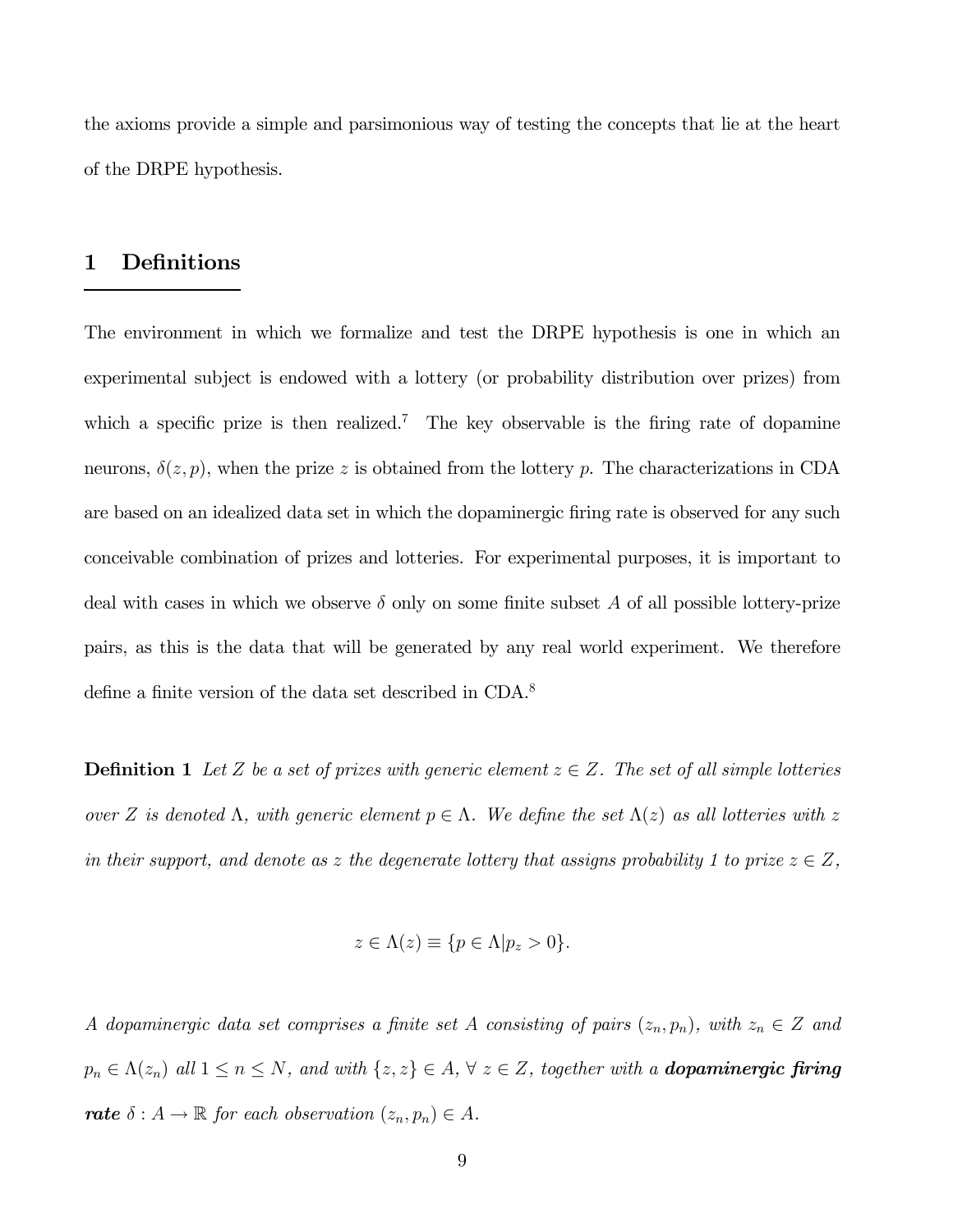the axioms provide a simple and parsimonious way of testing the concepts that lie at the heart of the DRPE hypothesis.

## 1 Definitions

The environment in which we formalize and test the DRPE hypothesis is one in which an experimental subject is endowed with a lottery (or probability distribution over prizes) from which a specific prize is then realized.[7] The key observable is the firing rate of dopamine neurons, $\delta(z, p)$, when the prize $z$ is obtained from the lottery $p$. The characterizations in CDA are based on an idealized data set in which the dopaminergic firing rate is observed for any such conceivable combination of prizes and lotteries. For experimental purposes, it is important to deal with cases in which we observe $\delta$ only on some finite subset $A$ of all possible lottery-prize pairs, as this is the data that will be generated by any real world experiment. We therefore define a finite version of the data set described in CDA.[8]

**Definition 1** *Let $Z$ be a set of prizes with generic element $z \in Z$. The set of all simple lotteries over $Z$ is denoted $\Lambda$, with generic element $p \in \Lambda$. We define the set $\Lambda(z)$ as all lotteries with $z$ in their support, and denote as $z$ the degenerate lottery that assigns probability 1 to prize $z \in Z$,*

$$z \in \Lambda(z) \equiv \{p \in \Lambda | p_z > 0\}.$$

*A dopaminergic data set comprises a finite set $A$ consisting of pairs $(z_n, p_n)$, with $z_n \in Z$ and $p_n \in \Lambda(z_n)$ all $1 \leq n \leq N$, and with $\{z, z\} \in A$, $\forall\ z \in Z$, together with a **dopaminergic firing rate** $\delta : A \to \mathbb{R}$ for each observation $(z_n, p_n) \in A$.*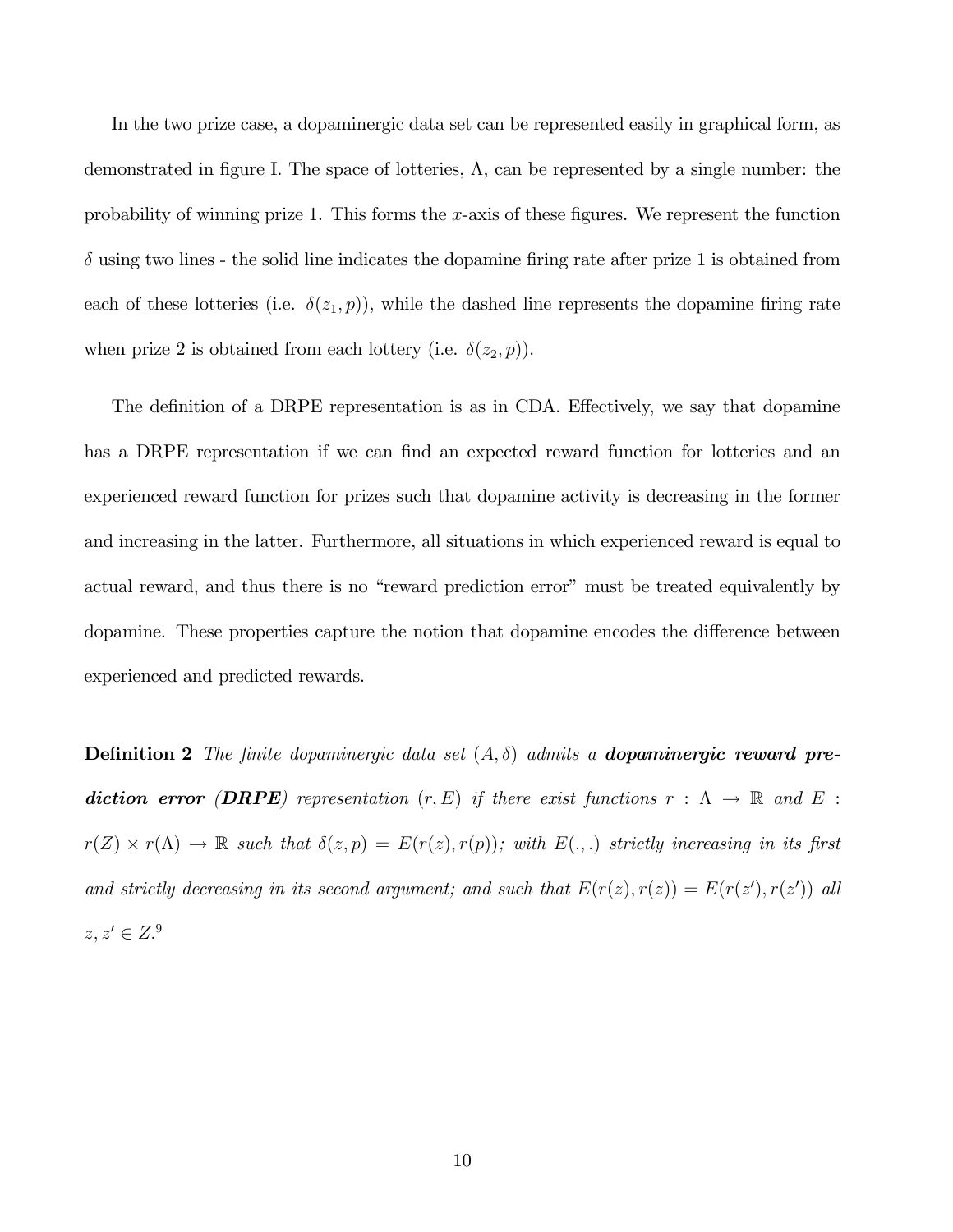In the two prize case, a dopaminergic data set can be represented easily in graphical form, as demonstrated in figure I. The space of lotteries, $\Lambda$, can be represented by a single number: the probability of winning prize 1. This forms the $x$-axis of these figures. We represent the function $\delta$ using two lines - the solid line indicates the dopamine firing rate after prize 1 is obtained from each of these lotteries (i.e. $\delta(z_1, p)$), while the dashed line represents the dopamine firing rate when prize 2 is obtained from each lottery (i.e. $\delta(z_2, p)$).

The definition of a DRPE representation is as in CDA. Effectively, we say that dopamine has a DRPE representation if we can find an expected reward function for lotteries and an experienced reward function for prizes such that dopamine activity is decreasing in the former and increasing in the latter. Furthermore, all situations in which experienced reward is equal to actual reward, and thus there is no "reward prediction error" must be treated equivalently by dopamine. These properties capture the notion that dopamine encodes the difference between experienced and predicted rewards.

**Definition 2** *The finite dopaminergic data set $(A, \delta)$ admits a **dopaminergic reward prediction error (DRPE)** representation $(r, E)$ if there exist functions $r : \Lambda \to \mathbb{R}$ and $E : r(Z) \times r(\Lambda) \to \mathbb{R}$ such that $\delta(z, p) = E(r(z), r(p))$; with $E(.,.)$ strictly increasing in its first and strictly decreasing in its second argument; and such that $E(r(z), r(z)) = E(r(z'), r(z'))$ all $z, z' \in Z$.*[9]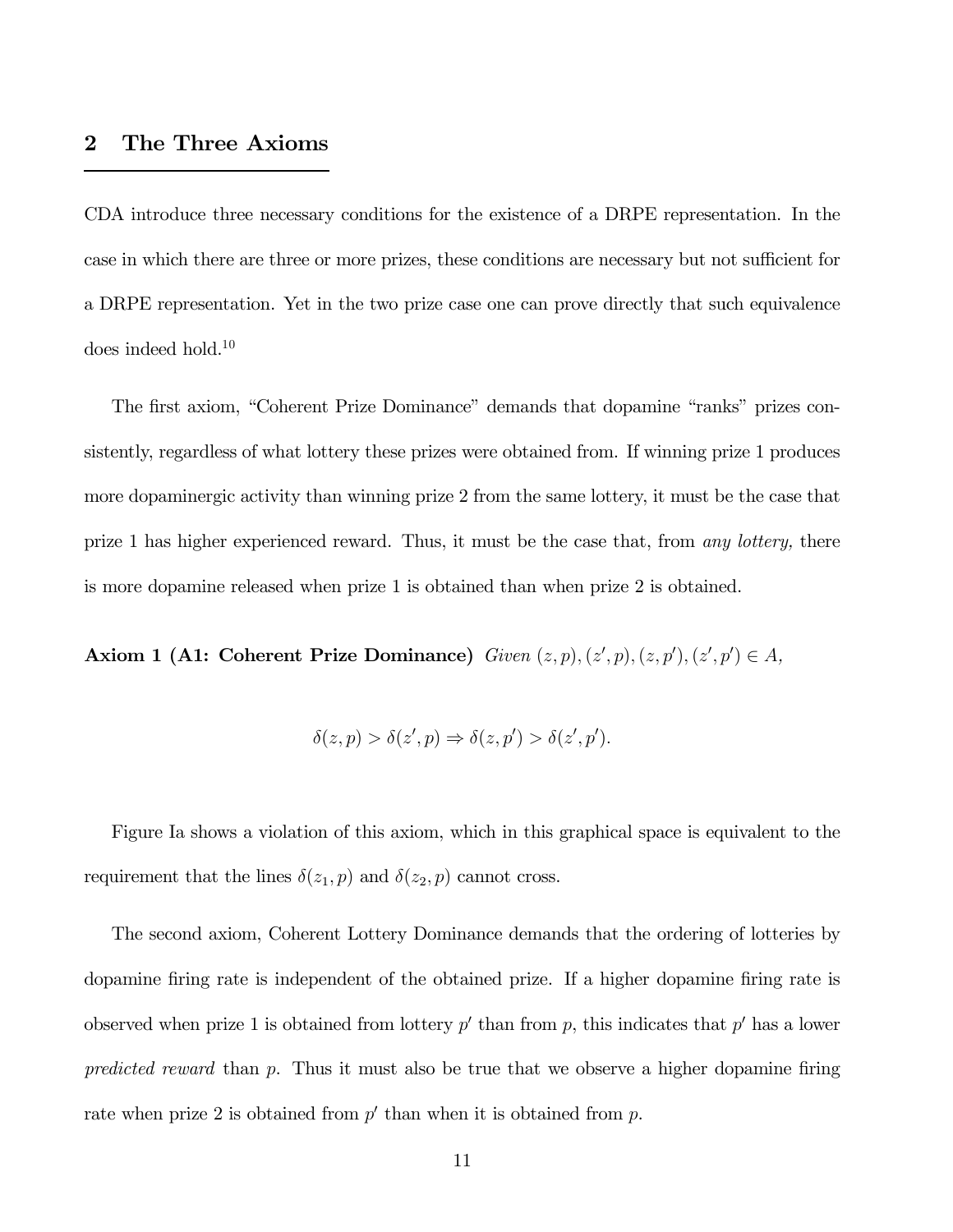## 2 The Three Axioms

CDA introduce three necessary conditions for the existence of a DRPE representation. In the case in which there are three or more prizes, these conditions are necessary but not sufficient for a DRPE representation. Yet in the two prize case one can prove directly that such equivalence does indeed hold.[10]

The first axiom, "Coherent Prize Dominance" demands that dopamine "ranks" prizes consistently, regardless of what lottery these prizes were obtained from. If winning prize 1 produces more dopaminergic activity than winning prize 2 from the same lottery, it must be the case that prize 1 has higher experienced reward. Thus, it must be the case that, from *any lottery,* there is more dopamine released when prize 1 is obtained than when prize 2 is obtained.

**Axiom 1 (A1: Coherent Prize Dominance)** *Given* $(z, p), (z', p), (z, p'), (z', p') \in A$,

$$\delta(z, p) > \delta(z', p) \Rightarrow \delta(z, p') > \delta(z', p').$$

Figure Ia shows a violation of this axiom, which in this graphical space is equivalent to the requirement that the lines $\delta(z_1, p)$ and $\delta(z_2, p)$ cannot cross.

The second axiom, Coherent Lottery Dominance demands that the ordering of lotteries by dopamine firing rate is independent of the obtained prize. If a higher dopamine firing rate is observed when prize 1 is obtained from lottery $p'$ than from $p$, this indicates that $p'$ has a lower *predicted reward* than $p$. Thus it must also be true that we observe a higher dopamine firing rate when prize 2 is obtained from $p'$ than when it is obtained from $p$.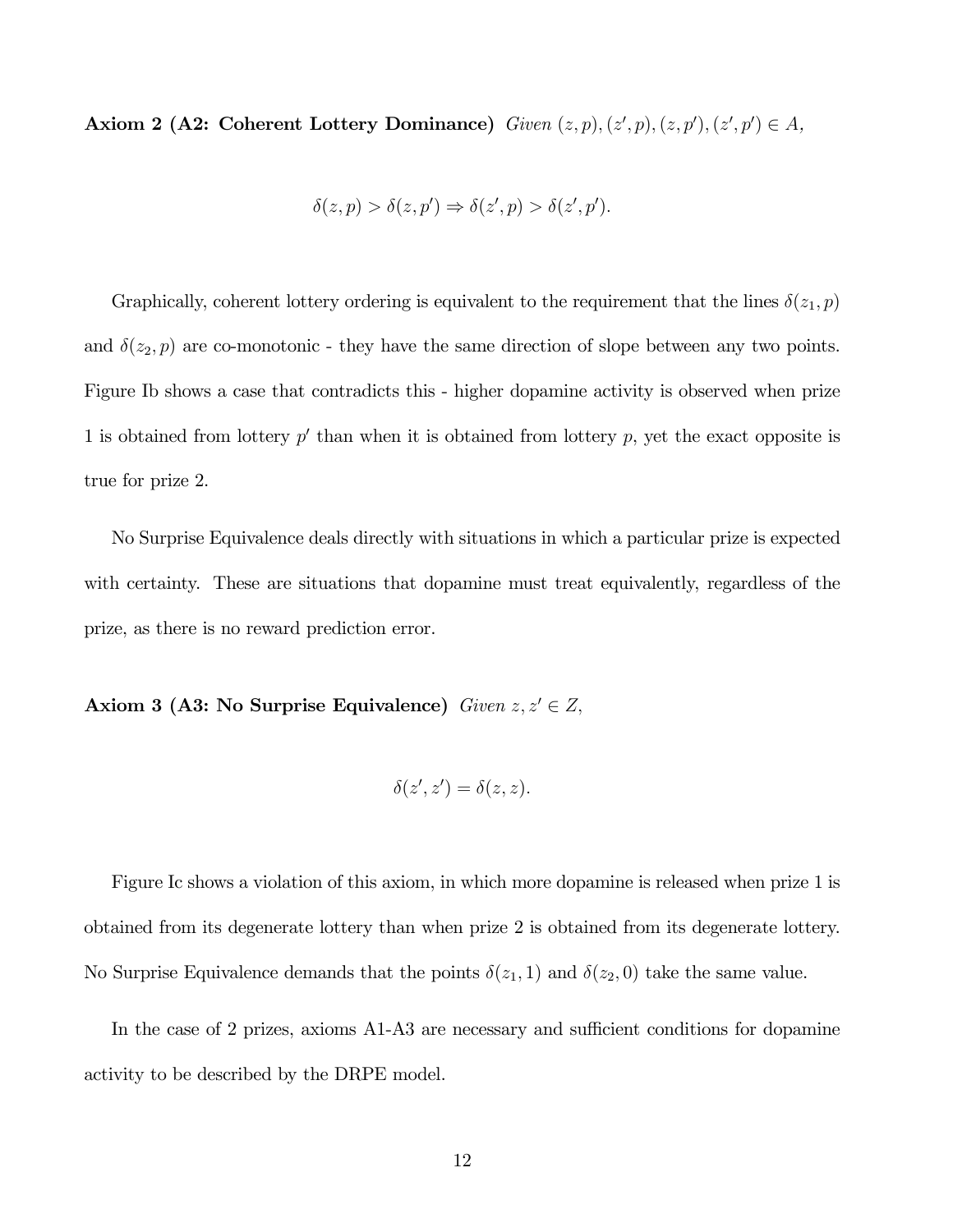**Axiom 2 (A2: Coherent Lottery Dominance)** *Given* $(z,p),(z',p),(z,p'),(z',p') \in A$,

$$\delta(z,p) > \delta(z,p') \Rightarrow \delta(z',p) > \delta(z',p').$$

Graphically, coherent lottery ordering is equivalent to the requirement that the lines $\delta(z_1,p)$ and $\delta(z_2,p)$ are co-monotonic - they have the same direction of slope between any two points. Figure Ib shows a case that contradicts this - higher dopamine activity is observed when prize 1 is obtained from lottery $p'$ than when it is obtained from lottery $p$, yet the exact opposite is true for prize 2.

No Surprise Equivalence deals directly with situations in which a particular prize is expected with certainty. These are situations that dopamine must treat equivalently, regardless of the prize, as there is no reward prediction error.

**Axiom 3 (A3: No Surprise Equivalence)** *Given* $z, z' \in Z$,

$$\delta(z',z') = \delta(z,z).$$

Figure Ic shows a violation of this axiom, in which more dopamine is released when prize 1 is obtained from its degenerate lottery than when prize 2 is obtained from its degenerate lottery. No Surprise Equivalence demands that the points $\delta(z_1,1)$ and $\delta(z_2,0)$ take the same value.

In the case of 2 prizes, axioms A1-A3 are necessary and sufficient conditions for dopamine activity to be described by the DRPE model.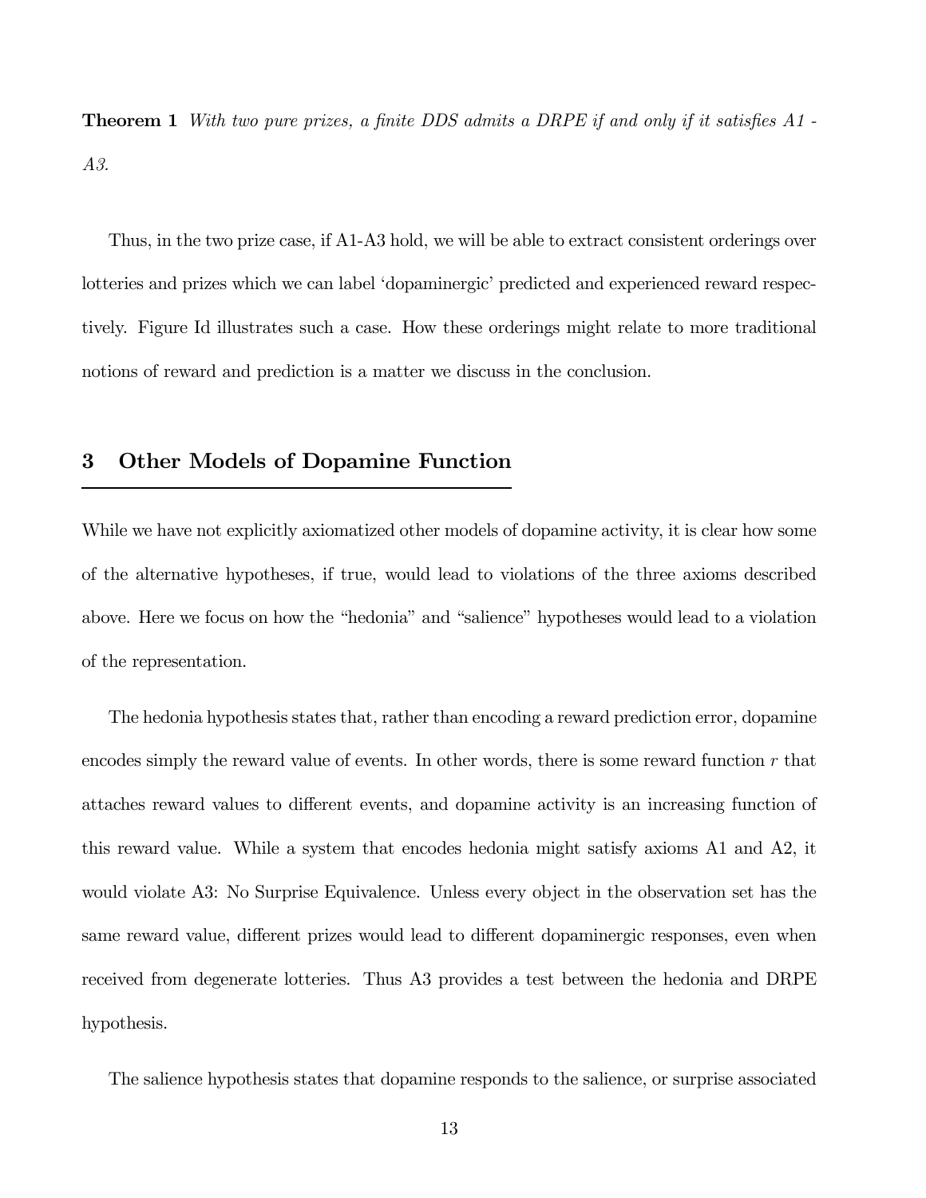**Theorem 1** *With two pure prizes, a finite DDS admits a DRPE if and only if it satisfies A1 - A3.*

Thus, in the two prize case, if A1-A3 hold, we will be able to extract consistent orderings over lotteries and prizes which we can label 'dopaminergic' predicted and experienced reward respectively. Figure Id illustrates such a case. How these orderings might relate to more traditional notions of reward and prediction is a matter we discuss in the conclusion.

## 3 Other Models of Dopamine Function

While we have not explicitly axiomatized other models of dopamine activity, it is clear how some of the alternative hypotheses, if true, would lead to violations of the three axioms described above. Here we focus on how the "hedonia" and "salience" hypotheses would lead to a violation of the representation.

The hedonia hypothesis states that, rather than encoding a reward prediction error, dopamine encodes simply the reward value of events. In other words, there is some reward function $r$ that attaches reward values to different events, and dopamine activity is an increasing function of this reward value. While a system that encodes hedonia might satisfy axioms A1 and A2, it would violate A3: No Surprise Equivalence. Unless every object in the observation set has the same reward value, different prizes would lead to different dopaminergic responses, even when received from degenerate lotteries. Thus A3 provides a test between the hedonia and DRPE hypothesis.

The salience hypothesis states that dopamine responds to the salience, or surprise associated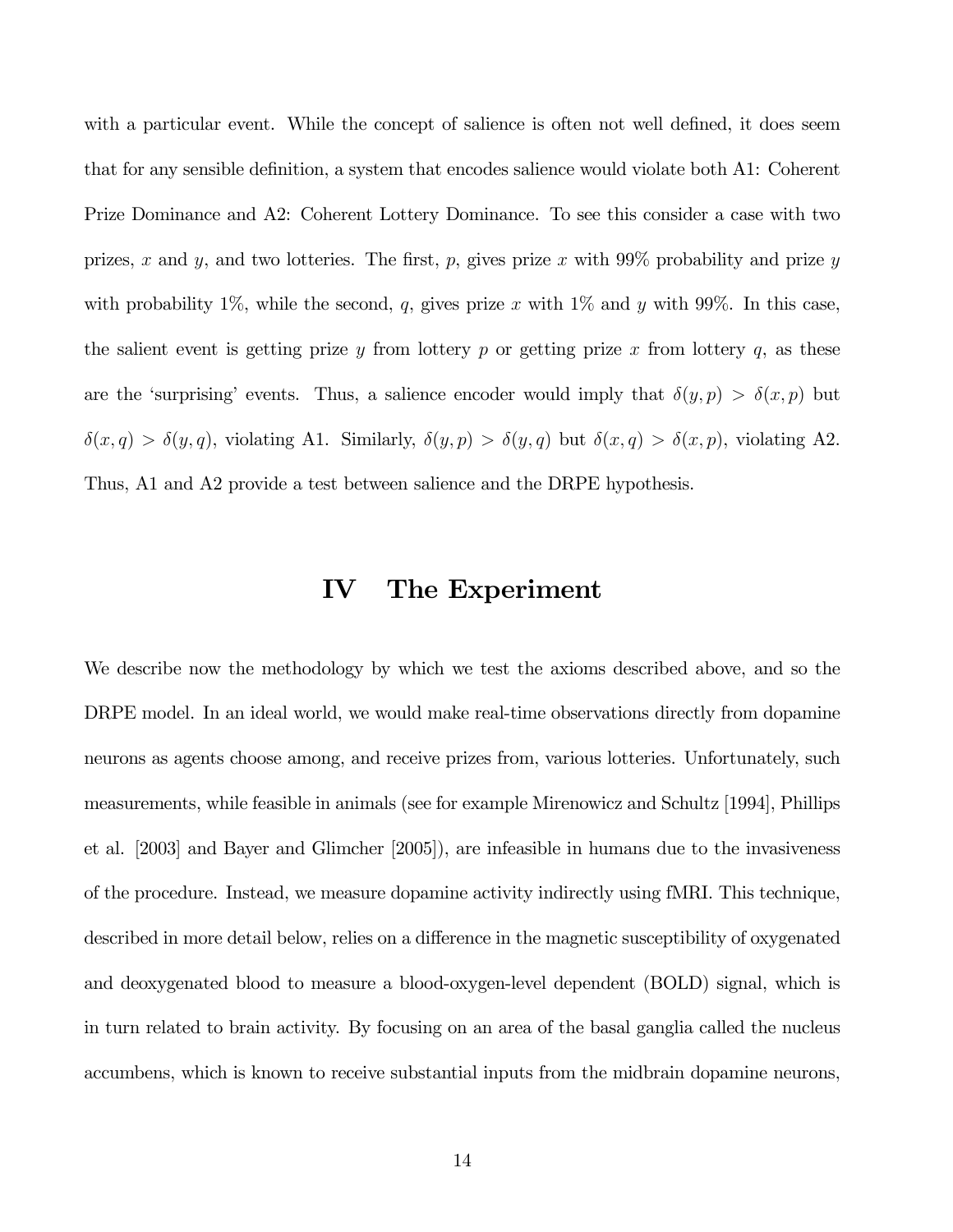with a particular event. While the concept of salience is often not well defined, it does seem that for any sensible definition, a system that encodes salience would violate both A1: Coherent Prize Dominance and A2: Coherent Lottery Dominance. To see this consider a case with two prizes, $x$ and $y$, and two lotteries. The first, $p$, gives prize $x$ with 99% probability and prize $y$ with probability 1%, while the second, $q$, gives prize $x$ with 1% and $y$ with 99%. In this case, the salient event is getting prize $y$ from lottery $p$ or getting prize $x$ from lottery $q$, as these are the 'surprising' events. Thus, a salience encoder would imply that $\delta(y, p) > \delta(x, p)$ but $\delta(x, q) > \delta(y, q)$, violating A1. Similarly, $\delta(y, p) > \delta(y, q)$ but $\delta(x, q) > \delta(x, p)$, violating A2. Thus, A1 and A2 provide a test between salience and the DRPE hypothesis.

# IV The Experiment

We describe now the methodology by which we test the axioms described above, and so the DRPE model. In an ideal world, we would make real-time observations directly from dopamine neurons as agents choose among, and receive prizes from, various lotteries. Unfortunately, such measurements, while feasible in animals (see for example Mirenowicz and Schultz [1994], Phillips et al. [2003] and Bayer and Glimcher [2005]), are infeasible in humans due to the invasiveness of the procedure. Instead, we measure dopamine activity indirectly using fMRI. This technique, described in more detail below, relies on a difference in the magnetic susceptibility of oxygenated and deoxygenated blood to measure a blood-oxygen-level dependent (BOLD) signal, which is in turn related to brain activity. By focusing on an area of the basal ganglia called the nucleus accumbens, which is known to receive substantial inputs from the midbrain dopamine neurons,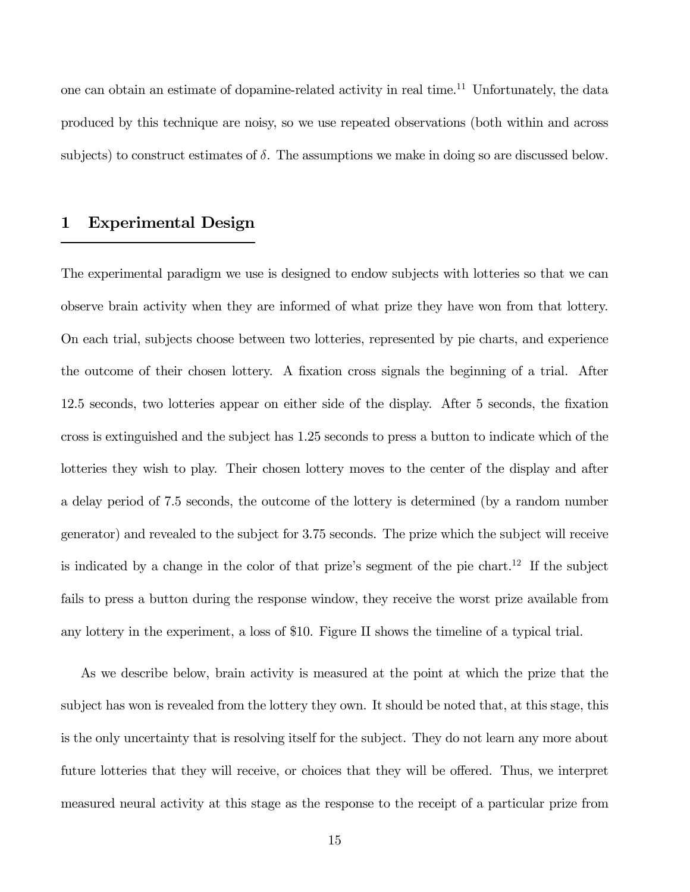one can obtain an estimate of dopamine-related activity in real time.[11] Unfortunately, the data produced by this technique are noisy, so we use repeated observations (both within and across subjects) to construct estimates of $\delta$. The assumptions we make in doing so are discussed below.

# 1 Experimental Design

The experimental paradigm we use is designed to endow subjects with lotteries so that we can observe brain activity when they are informed of what prize they have won from that lottery. On each trial, subjects choose between two lotteries, represented by pie charts, and experience the outcome of their chosen lottery. A fixation cross signals the beginning of a trial. After 12.5 seconds, two lotteries appear on either side of the display. After 5 seconds, the fixation cross is extinguished and the subject has 1.25 seconds to press a button to indicate which of the lotteries they wish to play. Their chosen lottery moves to the center of the display and after a delay period of 7.5 seconds, the outcome of the lottery is determined (by a random number generator) and revealed to the subject for 3.75 seconds. The prize which the subject will receive is indicated by a change in the color of that prize's segment of the pie chart.[12] If the subject fails to press a button during the response window, they receive the worst prize available from any lottery in the experiment, a loss of \$10. Figure II shows the timeline of a typical trial.

As we describe below, brain activity is measured at the point at which the prize that the subject has won is revealed from the lottery they own. It should be noted that, at this stage, this is the only uncertainty that is resolving itself for the subject. They do not learn any more about future lotteries that they will receive, or choices that they will be offered. Thus, we interpret measured neural activity at this stage as the response to the receipt of a particular prize from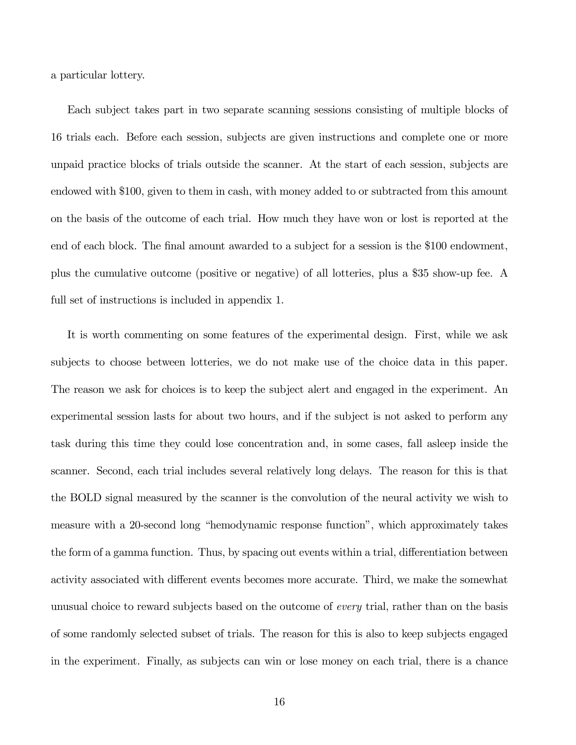a particular lottery.

Each subject takes part in two separate scanning sessions consisting of multiple blocks of 16 trials each. Before each session, subjects are given instructions and complete one or more unpaid practice blocks of trials outside the scanner. At the start of each session, subjects are endowed with $100, given to them in cash, with money added to or subtracted from this amount on the basis of the outcome of each trial. How much they have won or lost is reported at the end of each block. The final amount awarded to a subject for a session is the $100 endowment, plus the cumulative outcome (positive or negative) of all lotteries, plus a $35 show-up fee. A full set of instructions is included in appendix 1.

It is worth commenting on some features of the experimental design. First, while we ask subjects to choose between lotteries, we do not make use of the choice data in this paper. The reason we ask for choices is to keep the subject alert and engaged in the experiment. An experimental session lasts for about two hours, and if the subject is not asked to perform any task during this time they could lose concentration and, in some cases, fall asleep inside the scanner. Second, each trial includes several relatively long delays. The reason for this is that the BOLD signal measured by the scanner is the convolution of the neural activity we wish to measure with a 20-second long "hemodynamic response function", which approximately takes the form of a gamma function. Thus, by spacing out events within a trial, differentiation between activity associated with different events becomes more accurate. Third, we make the somewhat unusual choice to reward subjects based on the outcome of *every* trial, rather than on the basis of some randomly selected subset of trials. The reason for this is also to keep subjects engaged in the experiment. Finally, as subjects can win or lose money on each trial, there is a chance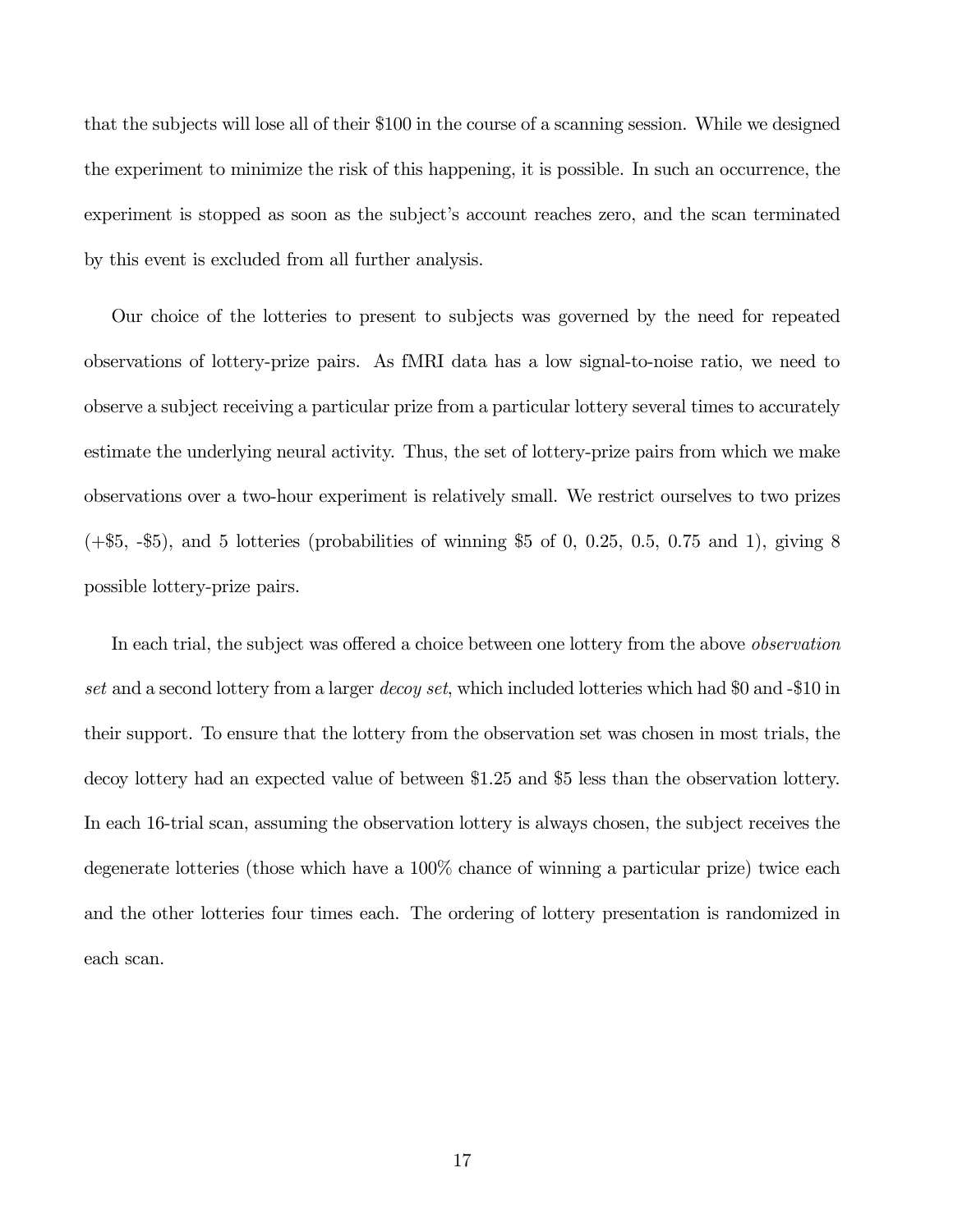that the subjects will lose all of their $100 in the course of a scanning session. While we designed the experiment to minimize the risk of this happening, it is possible. In such an occurrence, the experiment is stopped as soon as the subject's account reaches zero, and the scan terminated by this event is excluded from all further analysis.

Our choice of the lotteries to present to subjects was governed by the need for repeated observations of lottery-prize pairs. As fMRI data has a low signal-to-noise ratio, we need to observe a subject receiving a particular prize from a particular lottery several times to accurately estimate the underlying neural activity. Thus, the set of lottery-prize pairs from which we make observations over a two-hour experiment is relatively small. We restrict ourselves to two prizes (+$5, -$5), and 5 lotteries (probabilities of winning $5 of 0, 0.25, 0.5, 0.75 and 1), giving 8 possible lottery-prize pairs.

In each trial, the subject was offered a choice between one lottery from the above *observation set* and a second lottery from a larger *decoy set*, which included lotteries which had $0 and -$10 in their support. To ensure that the lottery from the observation set was chosen in most trials, the decoy lottery had an expected value of between $1.25 and $5 less than the observation lottery. In each 16-trial scan, assuming the observation lottery is always chosen, the subject receives the degenerate lotteries (those which have a 100% chance of winning a particular prize) twice each and the other lotteries four times each. The ordering of lottery presentation is randomized in each scan.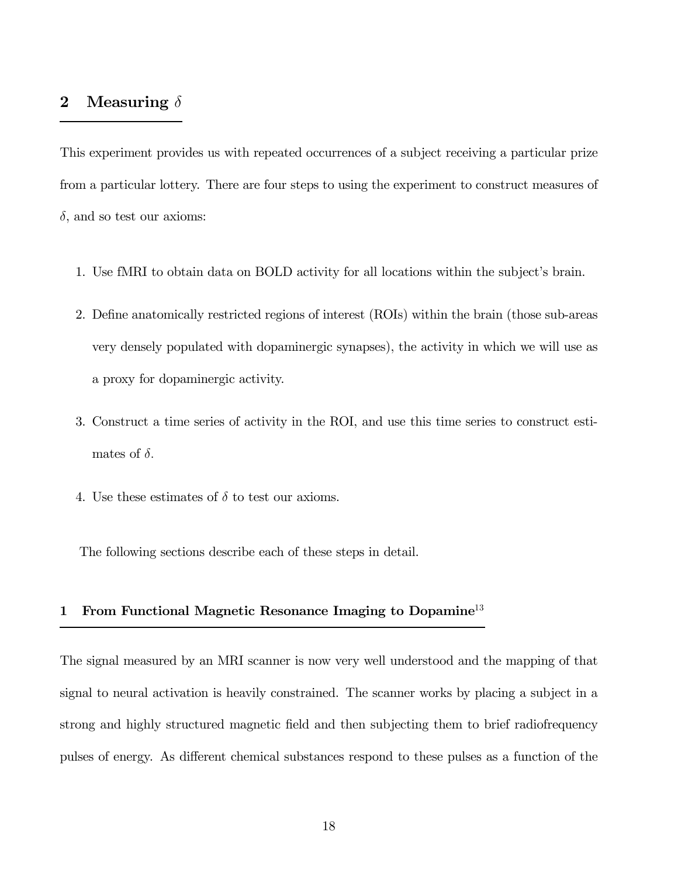## 2 Measuring $\delta$

This experiment provides us with repeated occurrences of a subject receiving a particular prize from a particular lottery. There are four steps to using the experiment to construct measures of $\delta$, and so test our axioms:

1. Use fMRI to obtain data on BOLD activity for all locations within the subject's brain.
2. Define anatomically restricted regions of interest (ROIs) within the brain (those sub-areas very densely populated with dopaminergic synapses), the activity in which we will use as a proxy for dopaminergic activity.
3. Construct a time series of activity in the ROI, and use this time series to construct estimates of $\delta$.
4. Use these estimates of $\delta$ to test our axioms.

The following sections describe each of these steps in detail.

### 1 From Functional Magnetic Resonance Imaging to Dopamine[13]

The signal measured by an MRI scanner is now very well understood and the mapping of that signal to neural activation is heavily constrained. The scanner works by placing a subject in a strong and highly structured magnetic field and then subjecting them to brief radiofrequency pulses of energy. As different chemical substances respond to these pulses as a function of the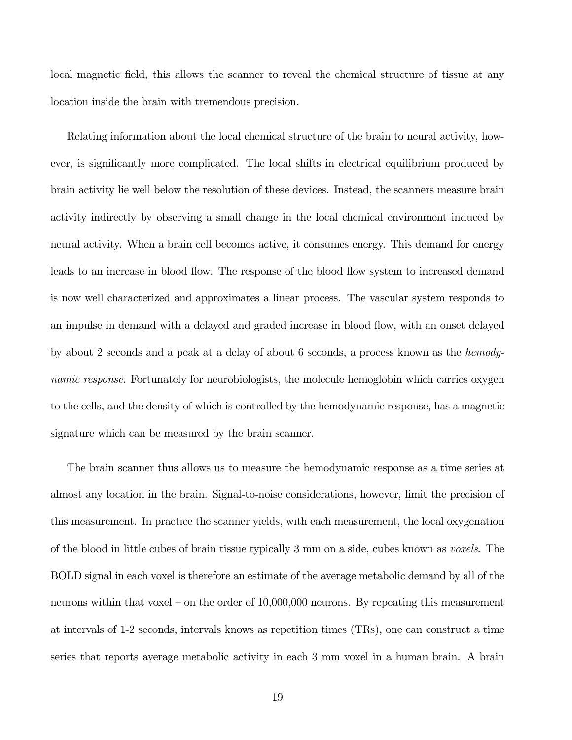local magnetic field, this allows the scanner to reveal the chemical structure of tissue at any location inside the brain with tremendous precision.

Relating information about the local chemical structure of the brain to neural activity, however, is significantly more complicated. The local shifts in electrical equilibrium produced by brain activity lie well below the resolution of these devices. Instead, the scanners measure brain activity indirectly by observing a small change in the local chemical environment induced by neural activity. When a brain cell becomes active, it consumes energy. This demand for energy leads to an increase in blood flow. The response of the blood flow system to increased demand is now well characterized and approximates a linear process. The vascular system responds to an impulse in demand with a delayed and graded increase in blood flow, with an onset delayed by about 2 seconds and a peak at a delay of about 6 seconds, a process known as the *hemodynamic response*. Fortunately for neurobiologists, the molecule hemoglobin which carries oxygen to the cells, and the density of which is controlled by the hemodynamic response, has a magnetic signature which can be measured by the brain scanner.

The brain scanner thus allows us to measure the hemodynamic response as a time series at almost any location in the brain. Signal-to-noise considerations, however, limit the precision of this measurement. In practice the scanner yields, with each measurement, the local oxygenation of the blood in little cubes of brain tissue typically 3 mm on a side, cubes known as *voxels*. The BOLD signal in each voxel is therefore an estimate of the average metabolic demand by all of the neurons within that voxel – on the order of 10,000,000 neurons. By repeating this measurement at intervals of 1-2 seconds, intervals knows as repetition times (TRs), one can construct a time series that reports average metabolic activity in each 3 mm voxel in a human brain. A brain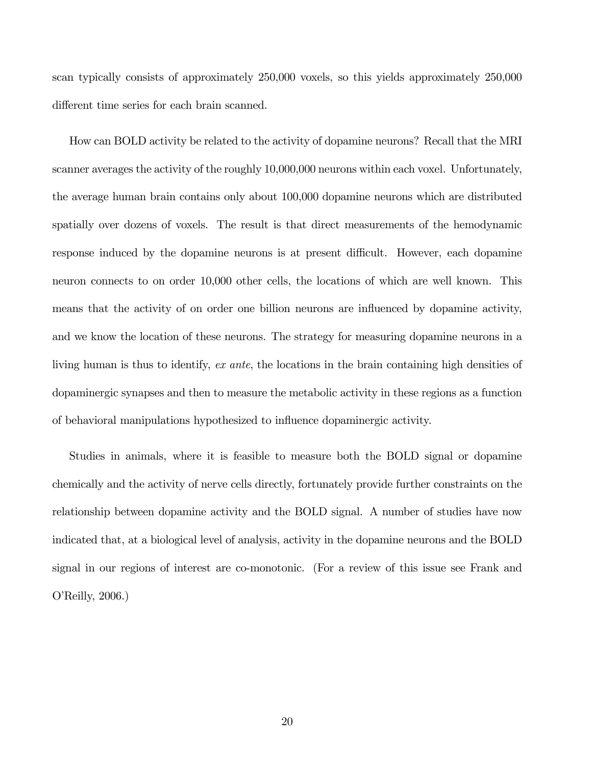scan typically consists of approximately 250,000 voxels, so this yields approximately 250,000 different time series for each brain scanned.

How can BOLD activity be related to the activity of dopamine neurons? Recall that the MRI scanner averages the activity of the roughly 10,000,000 neurons within each voxel. Unfortunately, the average human brain contains only about 100,000 dopamine neurons which are distributed spatially over dozens of voxels. The result is that direct measurements of the hemodynamic response induced by the dopamine neurons is at present difficult. However, each dopamine neuron connects to on order 10,000 other cells, the locations of which are well known. This means that the activity of on order one billion neurons are influenced by dopamine activity, and we know the location of these neurons. The strategy for measuring dopamine neurons in a living human is thus to identify, *ex ante*, the locations in the brain containing high densities of dopaminergic synapses and then to measure the metabolic activity in these regions as a function of behavioral manipulations hypothesized to influence dopaminergic activity.

Studies in animals, where it is feasible to measure both the BOLD signal or dopamine chemically and the activity of nerve cells directly, fortunately provide further constraints on the relationship between dopamine activity and the BOLD signal. A number of studies have now indicated that, at a biological level of analysis, activity in the dopamine neurons and the BOLD signal in our regions of interest are co-monotonic. (For a review of this issue see Frank and O'Reilly, 2006.)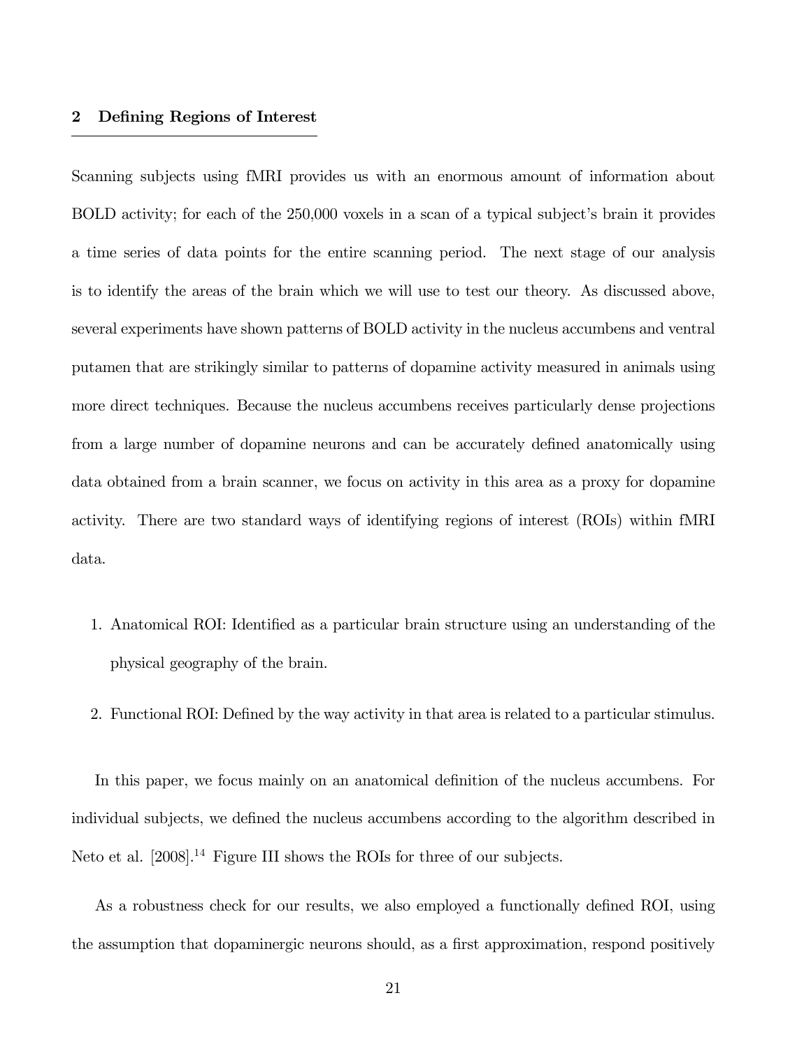## 2 Defining Regions of Interest

Scanning subjects using fMRI provides us with an enormous amount of information about BOLD activity; for each of the 250,000 voxels in a scan of a typical subject's brain it provides a time series of data points for the entire scanning period. The next stage of our analysis is to identify the areas of the brain which we will use to test our theory. As discussed above, several experiments have shown patterns of BOLD activity in the nucleus accumbens and ventral putamen that are strikingly similar to patterns of dopamine activity measured in animals using more direct techniques. Because the nucleus accumbens receives particularly dense projections from a large number of dopamine neurons and can be accurately defined anatomically using data obtained from a brain scanner, we focus on activity in this area as a proxy for dopamine activity. There are two standard ways of identifying regions of interest (ROIs) within fMRI data.

1. Anatomical ROI: Identified as a particular brain structure using an understanding of the physical geography of the brain.

2. Functional ROI: Defined by the way activity in that area is related to a particular stimulus.

In this paper, we focus mainly on an anatomical definition of the nucleus accumbens. For individual subjects, we defined the nucleus accumbens according to the algorithm described in Neto et al. [2008].[14] Figure III shows the ROIs for three of our subjects.

As a robustness check for our results, we also employed a functionally defined ROI, using the assumption that dopaminergic neurons should, as a first approximation, respond positively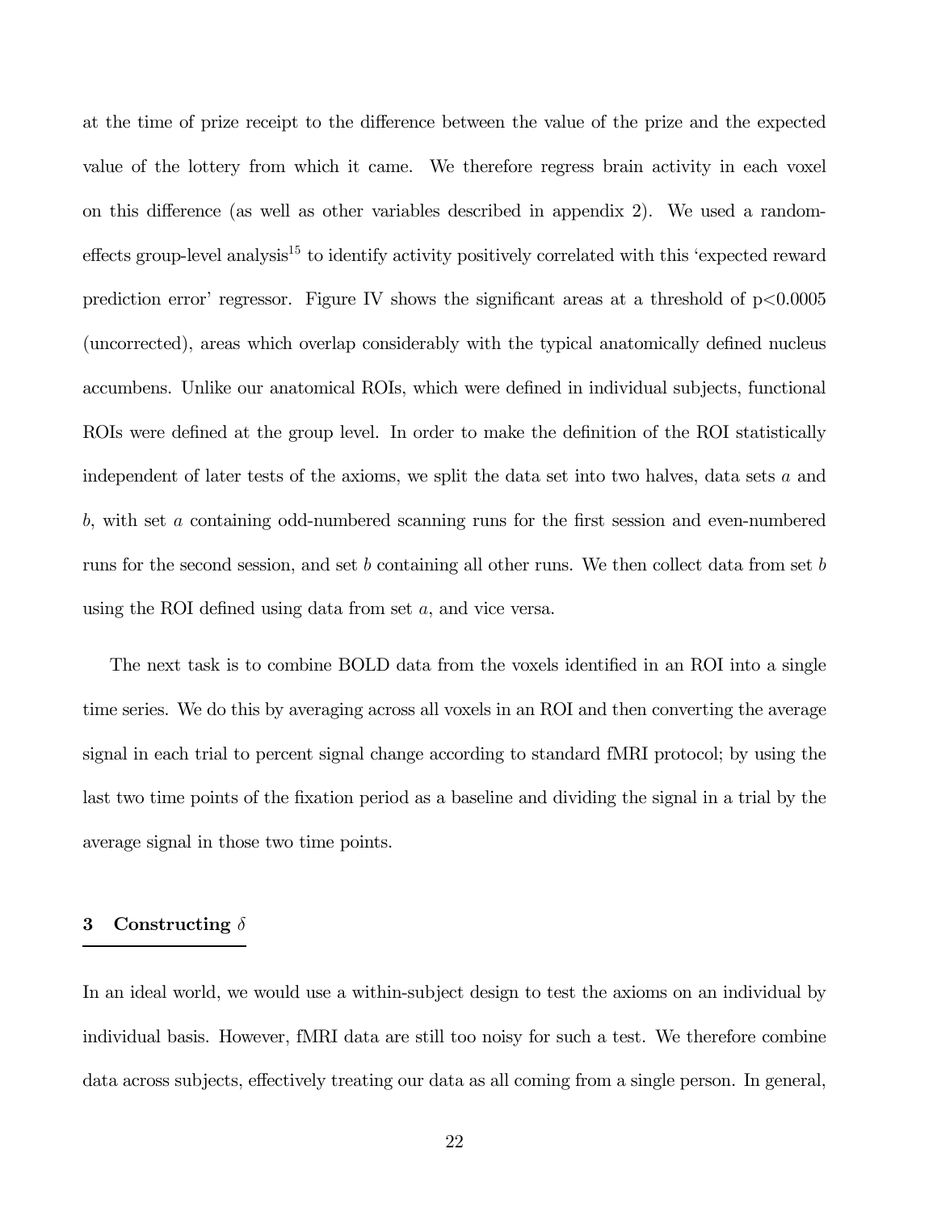at the time of prize receipt to the difference between the value of the prize and the expected value of the lottery from which it came. We therefore regress brain activity in each voxel on this difference (as well as other variables described in appendix 2). We used a random-effects group-level analysis[15] to identify activity positively correlated with this 'expected reward prediction error' regressor. Figure IV shows the significant areas at a threshold of $p<0.0005$ (uncorrected), areas which overlap considerably with the typical anatomically defined nucleus accumbens. Unlike our anatomical ROIs, which were defined in individual subjects, functional ROIs were defined at the group level. In order to make the definition of the ROI statistically independent of later tests of the axioms, we split the data set into two halves, data sets $a$ and $b$, with set $a$ containing odd-numbered scanning runs for the first session and even-numbered runs for the second session, and set $b$ containing all other runs. We then collect data from set $b$ using the ROI defined using data from set $a$, and vice versa.

The next task is to combine BOLD data from the voxels identified in an ROI into a single time series. We do this by averaging across all voxels in an ROI and then converting the average signal in each trial to percent signal change according to standard fMRI protocol; by using the last two time points of the fixation period as a baseline and dividing the signal in a trial by the average signal in those two time points.

## 3 Constructing $\delta$

In an ideal world, we would use a within-subject design to test the axioms on an individual by individual basis. However, fMRI data are still too noisy for such a test. We therefore combine data across subjects, effectively treating our data as all coming from a single person. In general,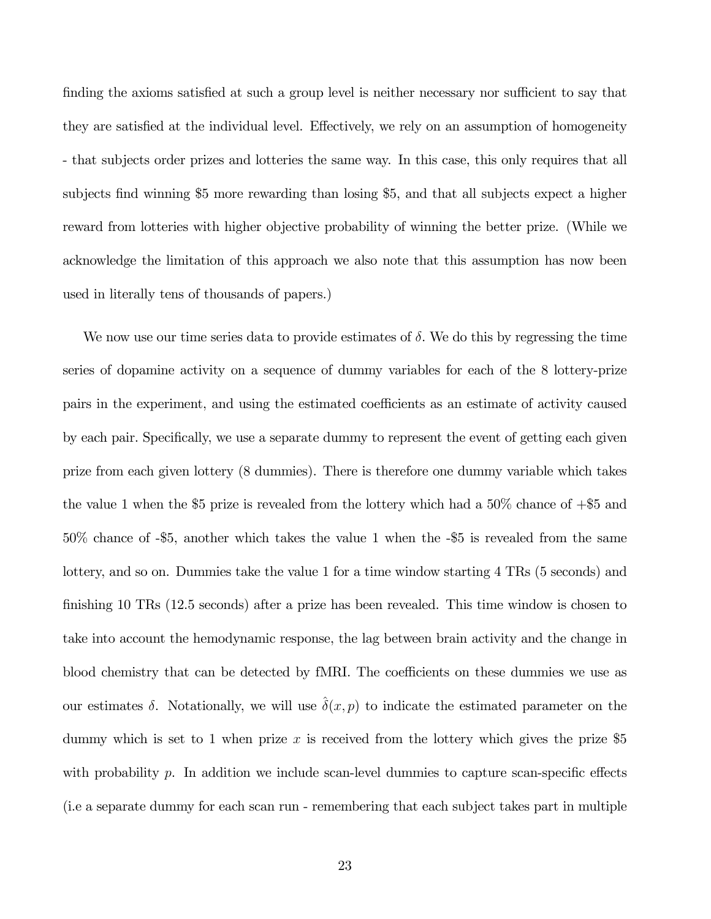finding the axioms satisfied at such a group level is neither necessary nor sufficient to say that they are satisfied at the individual level. Effectively, we rely on an assumption of homogeneity - that subjects order prizes and lotteries the same way. In this case, this only requires that all subjects find winning \$5 more rewarding than losing \$5, and that all subjects expect a higher reward from lotteries with higher objective probability of winning the better prize. (While we acknowledge the limitation of this approach we also note that this assumption has now been used in literally tens of thousands of papers.)

We now use our time series data to provide estimates of $\delta$. We do this by regressing the time series of dopamine activity on a sequence of dummy variables for each of the 8 lottery-prize pairs in the experiment, and using the estimated coefficients as an estimate of activity caused by each pair. Specifically, we use a separate dummy to represent the event of getting each given prize from each given lottery (8 dummies). There is therefore one dummy variable which takes the value 1 when the \$5 prize is revealed from the lottery which had a 50% chance of +\$5 and 50% chance of -\$5, another which takes the value 1 when the -\$5 is revealed from the same lottery, and so on. Dummies take the value 1 for a time window starting 4 TRs (5 seconds) and finishing 10 TRs (12.5 seconds) after a prize has been revealed. This time window is chosen to take into account the hemodynamic response, the lag between brain activity and the change in blood chemistry that can be detected by fMRI. The coefficients on these dummies we use as our estimates $\delta$. Notationally, we will use $\hat{\delta}(x, p)$ to indicate the estimated parameter on the dummy which is set to 1 when prize $x$ is received from the lottery which gives the prize \$5 with probability $p$. In addition we include scan-level dummies to capture scan-specific effects (i.e a separate dummy for each scan run - remembering that each subject takes part in multiple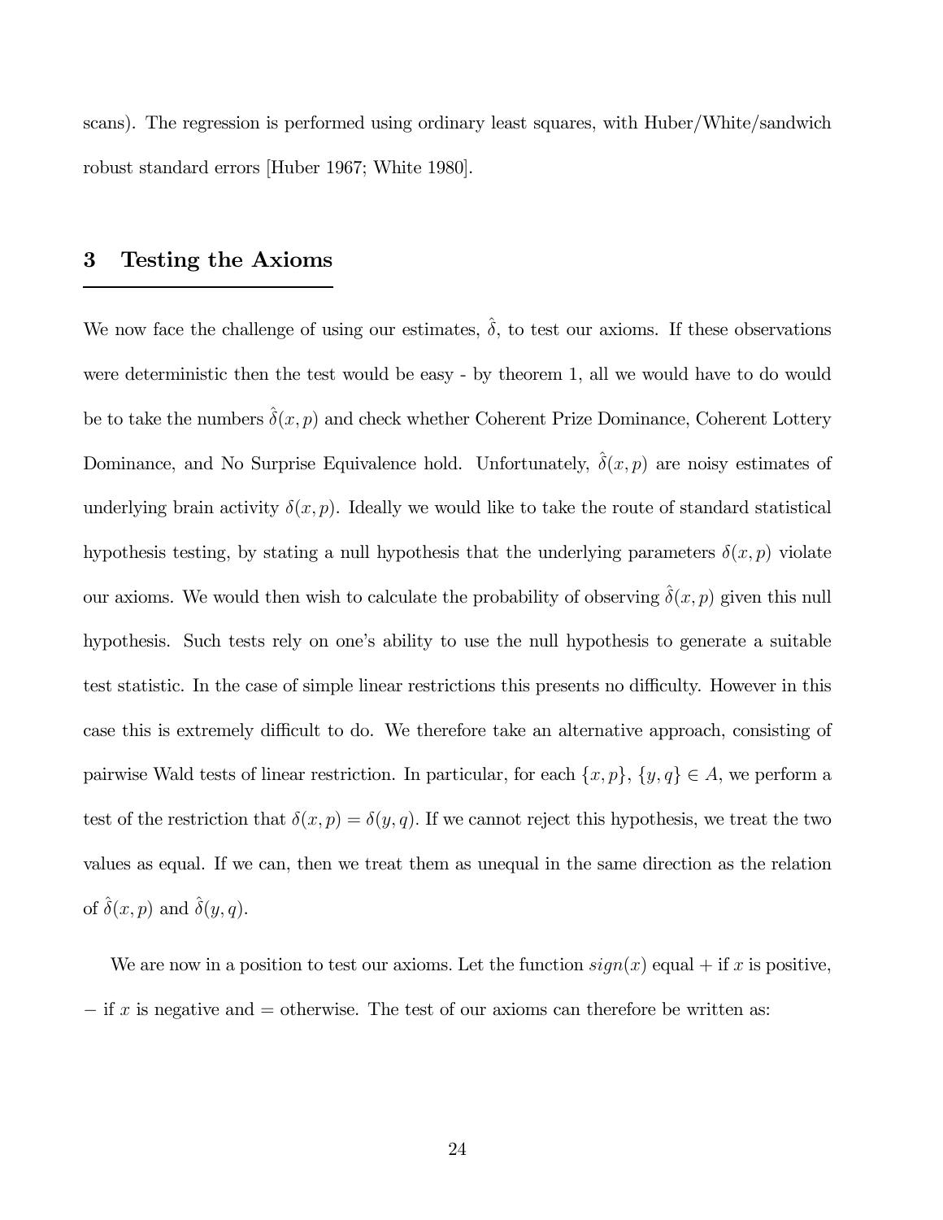scans). The regression is performed using ordinary least squares, with Huber/White/sandwich robust standard errors [Huber 1967; White 1980].

## 3 Testing the Axioms

We now face the challenge of using our estimates, $\hat{\delta}$, to test our axioms. If these observations were deterministic then the test would be easy - by theorem 1, all we would have to do would be to take the numbers $\hat{\delta}(x,p)$ and check whether Coherent Prize Dominance, Coherent Lottery Dominance, and No Surprise Equivalence hold. Unfortunately, $\hat{\delta}(x,p)$ are noisy estimates of underlying brain activity $\delta(x,p)$. Ideally we would like to take the route of standard statistical hypothesis testing, by stating a null hypothesis that the underlying parameters $\delta(x,p)$ violate our axioms. We would then wish to calculate the probability of observing $\hat{\delta}(x,p)$ given this null hypothesis. Such tests rely on one's ability to use the null hypothesis to generate a suitable test statistic. In the case of simple linear restrictions this presents no difficulty. However in this case this is extremely difficult to do. We therefore take an alternative approach, consisting of pairwise Wald tests of linear restriction. In particular, for each $\{x,p\}$, $\{y,q\} \in A$, we perform a test of the restriction that $\delta(x,p) = \delta(y,q)$. If we cannot reject this hypothesis, we treat the two values as equal. If we can, then we treat them as unequal in the same direction as the relation of $\hat{\delta}(x,p)$ and $\hat{\delta}(y,q)$.

We are now in a position to test our axioms. Let the function $sign(x)$ equal $+$ if $x$ is positive, $-$ if $x$ is negative and $=$ otherwise. The test of our axioms can therefore be written as: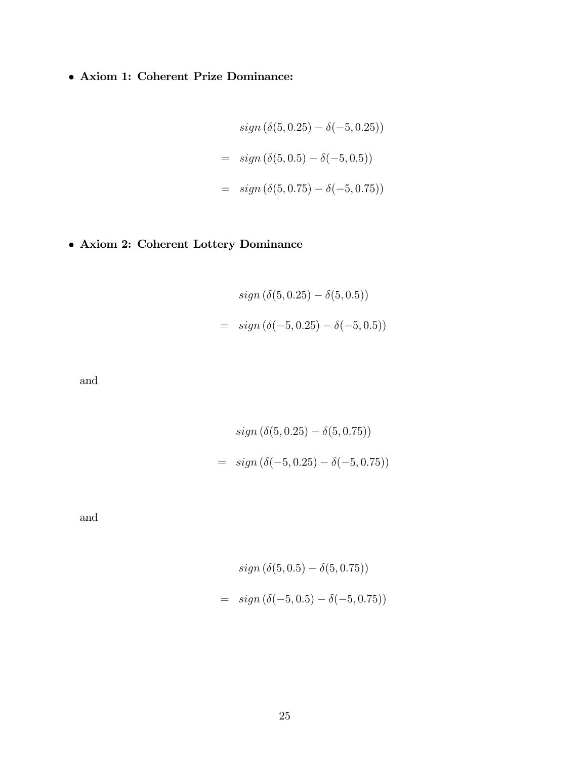- **Axiom 1: Coherent Prize Dominance:**

$$
\begin{aligned}
& sign\left(\delta(5, 0.25) - \delta(-5, 0.25)\right) \\
= \quad & sign\left(\delta(5, 0.5) - \delta(-5, 0.5)\right) \\
= \quad & sign\left(\delta(5, 0.75) - \delta(-5, 0.75)\right)
\end{aligned}
$$

- **Axiom 2: Coherent Lottery Dominance**

$$
\begin{aligned}
& sign\left(\delta(5, 0.25) - \delta(5, 0.5)\right) \\
= \quad & sign\left(\delta(-5, 0.25) - \delta(-5, 0.5)\right)
\end{aligned}
$$

and

$$
\begin{aligned}
& sign\left(\delta(5, 0.25) - \delta(5, 0.75)\right) \\
= \quad & sign\left(\delta(-5, 0.25) - \delta(-5, 0.75)\right)
\end{aligned}
$$

and

$$
\begin{aligned}
& sign\left(\delta(5, 0.5) - \delta(5, 0.75)\right) \\
= \quad & sign\left(\delta(-5, 0.5) - \delta(-5, 0.75)\right)
\end{aligned}
$$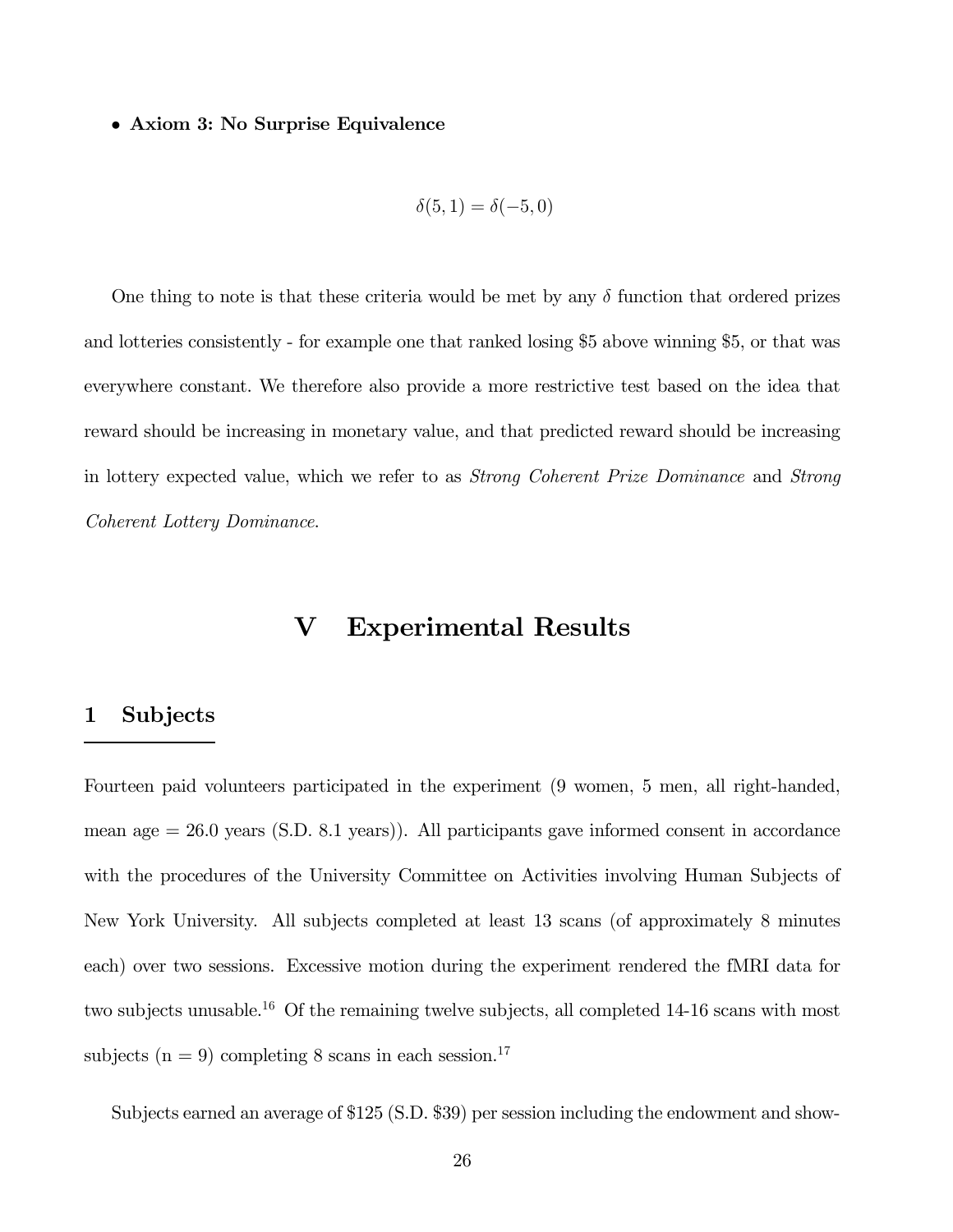- **Axiom 3: No Surprise Equivalence**

$$\delta(5, 1) = \delta(-5, 0)$$

One thing to note is that these criteria would be met by any $\delta$ function that ordered prizes and lotteries consistently - for example one that ranked losing \$5 above winning \$5, or that was everywhere constant. We therefore also provide a more restrictive test based on the idea that reward should be increasing in monetary value, and that predicted reward should be increasing in lottery expected value, which we refer to as *Strong Coherent Prize Dominance* and *Strong Coherent Lottery Dominance*.

# V Experimental Results

## 1 Subjects

Fourteen paid volunteers participated in the experiment (9 women, 5 men, all right-handed, mean age = 26.0 years (S.D. 8.1 years)). All participants gave informed consent in accordance with the procedures of the University Committee on Activities involving Human Subjects of New York University. All subjects completed at least 13 scans (of approximately 8 minutes each) over two sessions. Excessive motion during the experiment rendered the fMRI data for two subjects unusable.[16] Of the remaining twelve subjects, all completed 14-16 scans with most subjects (n = 9) completing 8 scans in each session.[17]

Subjects earned an average of \$125 (S.D. \$39) per session including the endowment and show-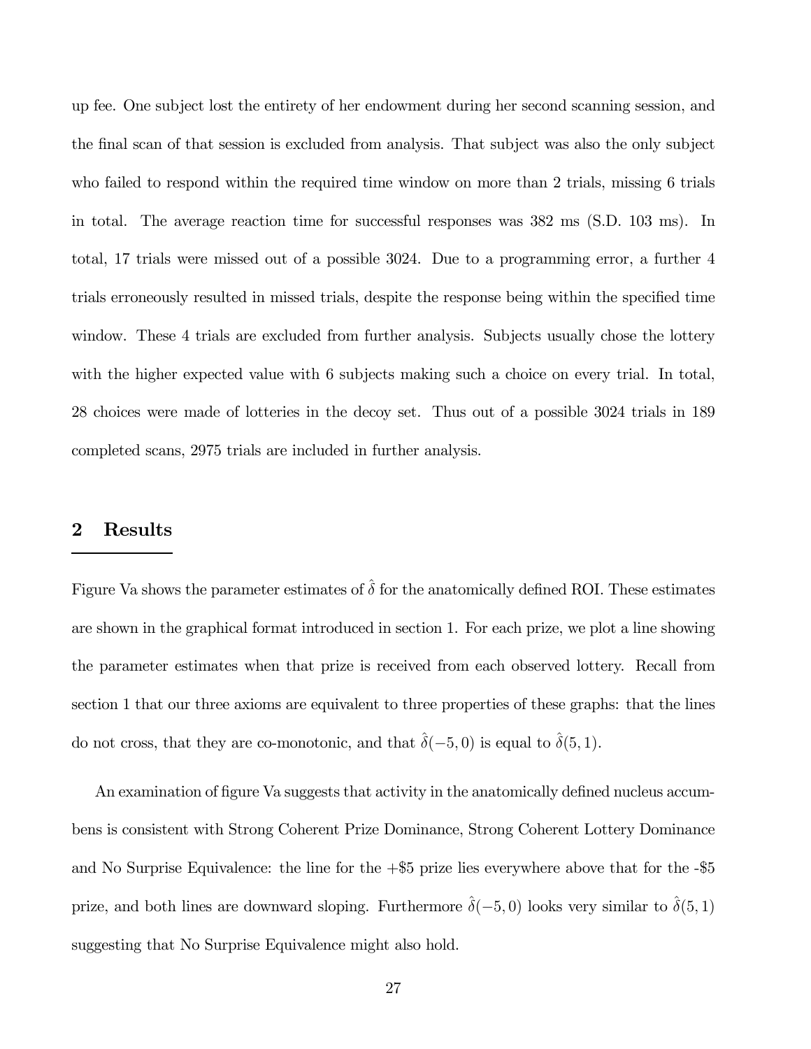up fee. One subject lost the entirety of her endowment during her second scanning session, and the final scan of that session is excluded from analysis. That subject was also the only subject who failed to respond within the required time window on more than 2 trials, missing 6 trials in total. The average reaction time for successful responses was 382 ms (S.D. 103 ms). In total, 17 trials were missed out of a possible 3024. Due to a programming error, a further 4 trials erroneously resulted in missed trials, despite the response being within the specified time window. These 4 trials are excluded from further analysis. Subjects usually chose the lottery with the higher expected value with 6 subjects making such a choice on every trial. In total, 28 choices were made of lotteries in the decoy set. Thus out of a possible 3024 trials in 189 completed scans, 2975 trials are included in further analysis.

## 2 Results

Figure Va shows the parameter estimates of $\hat{\delta}$ for the anatomically defined ROI. These estimates are shown in the graphical format introduced in section 1. For each prize, we plot a line showing the parameter estimates when that prize is received from each observed lottery. Recall from section 1 that our three axioms are equivalent to three properties of these graphs: that the lines do not cross, that they are co-monotonic, and that $\hat{\delta}(-5, 0)$ is equal to $\hat{\delta}(5, 1)$.

An examination of figure Va suggests that activity in the anatomically defined nucleus accumbens is consistent with Strong Coherent Prize Dominance, Strong Coherent Lottery Dominance and No Surprise Equivalence: the line for the +$5 prize lies everywhere above that for the -$5 prize, and both lines are downward sloping. Furthermore $\hat{\delta}(-5, 0)$ looks very similar to $\hat{\delta}(5, 1)$ suggesting that No Surprise Equivalence might also hold.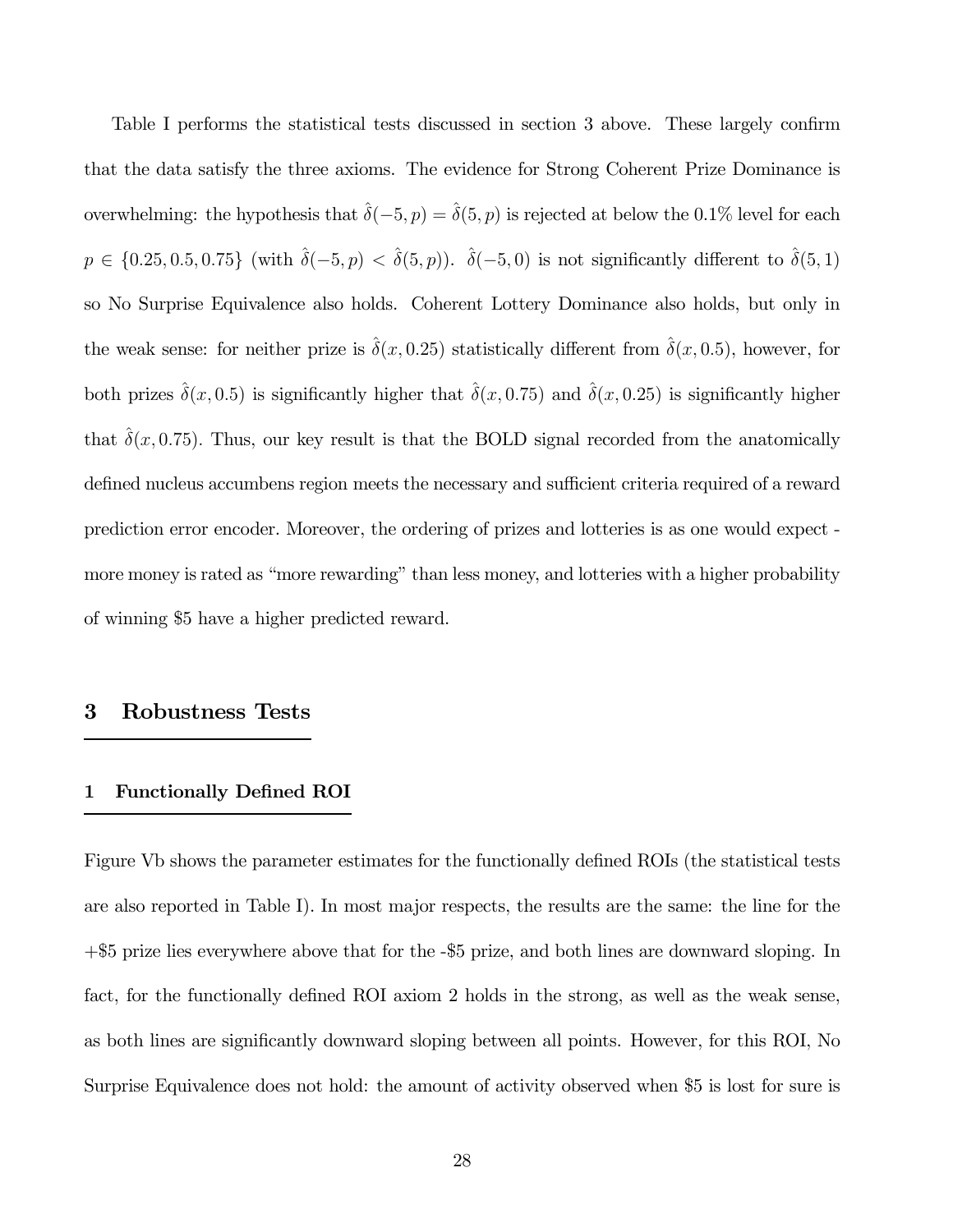Table I performs the statistical tests discussed in section 3 above. These largely confirm that the data satisfy the three axioms. The evidence for Strong Coherent Prize Dominance is overwhelming: the hypothesis that $\hat{\delta}(-5,p) = \hat{\delta}(5,p)$ is rejected at below the 0.1% level for each $p \in \{0.25, 0.5, 0.75\}$ (with $\hat{\delta}(-5,p) < \hat{\delta}(5,p)$). $\hat{\delta}(-5,0)$ is not significantly different to $\hat{\delta}(5,1)$ so No Surprise Equivalence also holds. Coherent Lottery Dominance also holds, but only in the weak sense: for neither prize is $\hat{\delta}(x,0.25)$ statistically different from $\hat{\delta}(x,0.5)$, however, for both prizes $\hat{\delta}(x,0.5)$ is significantly higher that $\hat{\delta}(x,0.75)$ and $\hat{\delta}(x,0.25)$ is significantly higher that $\hat{\delta}(x,0.75)$. Thus, our key result is that the BOLD signal recorded from the anatomically defined nucleus accumbens region meets the necessary and sufficient criteria required of a reward prediction error encoder. Moreover, the ordering of prizes and lotteries is as one would expect - more money is rated as "more rewarding" than less money, and lotteries with a higher probability of winning $5 have a higher predicted reward.

## 3 Robustness Tests

### 1 Functionally Defined ROI

Figure Vb shows the parameter estimates for the functionally defined ROIs (the statistical tests are also reported in Table I). In most major respects, the results are the same: the line for the +$5 prize lies everywhere above that for the -$5 prize, and both lines are downward sloping. In fact, for the functionally defined ROI axiom 2 holds in the strong, as well as the weak sense, as both lines are significantly downward sloping between all points. However, for this ROI, No Surprise Equivalence does not hold: the amount of activity observed when $5 is lost for sure is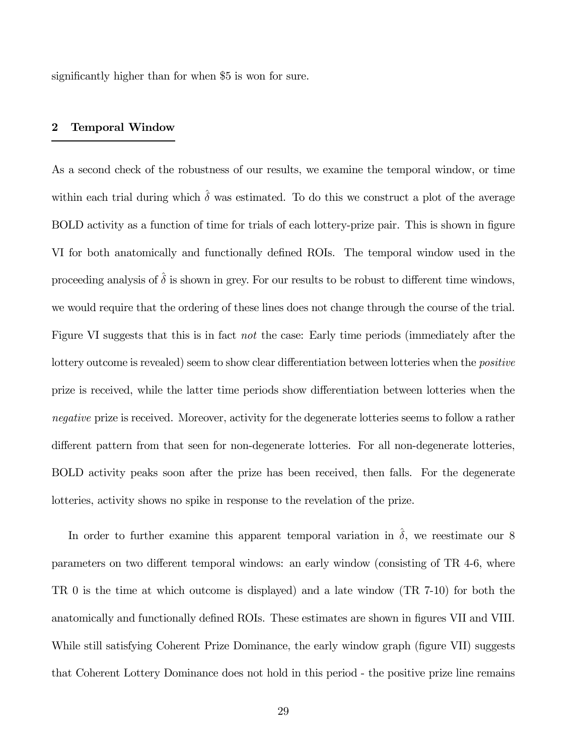significantly higher than for when \$5 is won for sure.

## 2 Temporal Window

As a second check of the robustness of our results, we examine the temporal window, or time within each trial during which $\hat{\delta}$ was estimated. To do this we construct a plot of the average BOLD activity as a function of time for trials of each lottery-prize pair. This is shown in figure VI for both anatomically and functionally defined ROIs. The temporal window used in the proceeding analysis of $\hat{\delta}$ is shown in grey. For our results to be robust to different time windows, we would require that the ordering of these lines does not change through the course of the trial. Figure VI suggests that this is in fact *not* the case: Early time periods (immediately after the lottery outcome is revealed) seem to show clear differentiation between lotteries when the *positive* prize is received, while the latter time periods show differentiation between lotteries when the *negative* prize is received. Moreover, activity for the degenerate lotteries seems to follow a rather different pattern from that seen for non-degenerate lotteries. For all non-degenerate lotteries, BOLD activity peaks soon after the prize has been received, then falls. For the degenerate lotteries, activity shows no spike in response to the revelation of the prize.

In order to further examine this apparent temporal variation in $\hat{\delta}$, we reestimate our 8 parameters on two different temporal windows: an early window (consisting of TR 4-6, where TR 0 is the time at which outcome is displayed) and a late window (TR 7-10) for both the anatomically and functionally defined ROIs. These estimates are shown in figures VII and VIII. While still satisfying Coherent Prize Dominance, the early window graph (figure VII) suggests that Coherent Lottery Dominance does not hold in this period - the positive prize line remains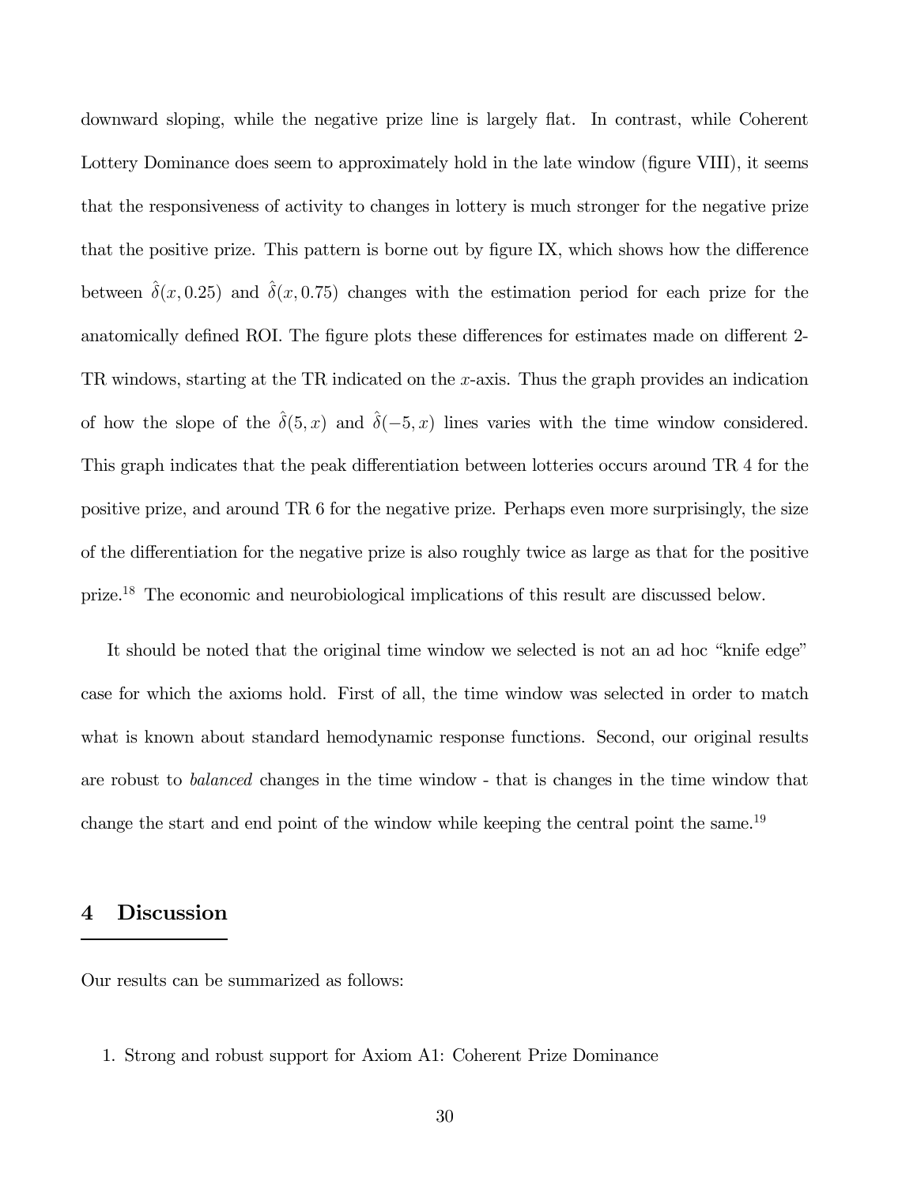downward sloping, while the negative prize line is largely flat. In contrast, while Coherent Lottery Dominance does seem to approximately hold in the late window (figure VIII), it seems that the responsiveness of activity to changes in lottery is much stronger for the negative prize that the positive prize. This pattern is borne out by figure IX, which shows how the difference between $\hat{\delta}(x, 0.25)$ and $\hat{\delta}(x, 0.75)$ changes with the estimation period for each prize for the anatomically defined ROI. The figure plots these differences for estimates made on different 2-TR windows, starting at the TR indicated on the $x$-axis. Thus the graph provides an indication of how the slope of the $\hat{\delta}(5, x)$ and $\hat{\delta}(-5, x)$ lines varies with the time window considered. This graph indicates that the peak differentiation between lotteries occurs around TR 4 for the positive prize, and around TR 6 for the negative prize. Perhaps even more surprisingly, the size of the differentiation for the negative prize is also roughly twice as large as that for the positive prize.[18] The economic and neurobiological implications of this result are discussed below.

It should be noted that the original time window we selected is not an ad hoc "knife edge" case for which the axioms hold. First of all, the time window was selected in order to match what is known about standard hemodynamic response functions. Second, our original results are robust to *balanced* changes in the time window - that is changes in the time window that change the start and end point of the window while keeping the central point the same.[19]

## 4 Discussion

Our results can be summarized as follows:

1. Strong and robust support for Axiom A1: Coherent Prize Dominance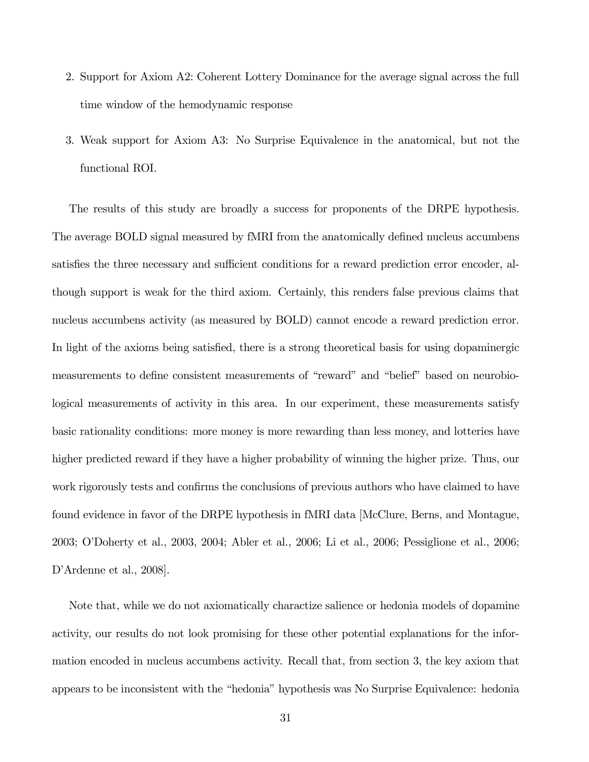2. Support for Axiom A2: Coherent Lottery Dominance for the average signal across the full time window of the hemodynamic response

3. Weak support for Axiom A3: No Surprise Equivalence in the anatomical, but not the functional ROI.

The results of this study are broadly a success for proponents of the DRPE hypothesis. The average BOLD signal measured by fMRI from the anatomically defined nucleus accumbens satisfies the three necessary and sufficient conditions for a reward prediction error encoder, although support is weak for the third axiom. Certainly, this renders false previous claims that nucleus accumbens activity (as measured by BOLD) cannot encode a reward prediction error. In light of the axioms being satisfied, there is a strong theoretical basis for using dopaminergic measurements to define consistent measurements of "reward" and "belief" based on neurobiological measurements of activity in this area. In our experiment, these measurements satisfy basic rationality conditions: more money is more rewarding than less money, and lotteries have higher predicted reward if they have a higher probability of winning the higher prize. Thus, our work rigorously tests and confirms the conclusions of previous authors who have claimed to have found evidence in favor of the DRPE hypothesis in fMRI data [McClure, Berns, and Montague, 2003; O'Doherty et al., 2003, 2004; Abler et al., 2006; Li et al., 2006; Pessiglione et al., 2006; D'Ardenne et al., 2008].

Note that, while we do not axiomatically charactize salience or hedonia models of dopamine activity, our results do not look promising for these other potential explanations for the information encoded in nucleus accumbens activity. Recall that, from section 3, the key axiom that appears to be inconsistent with the "hedonia" hypothesis was No Surprise Equivalence: hedonia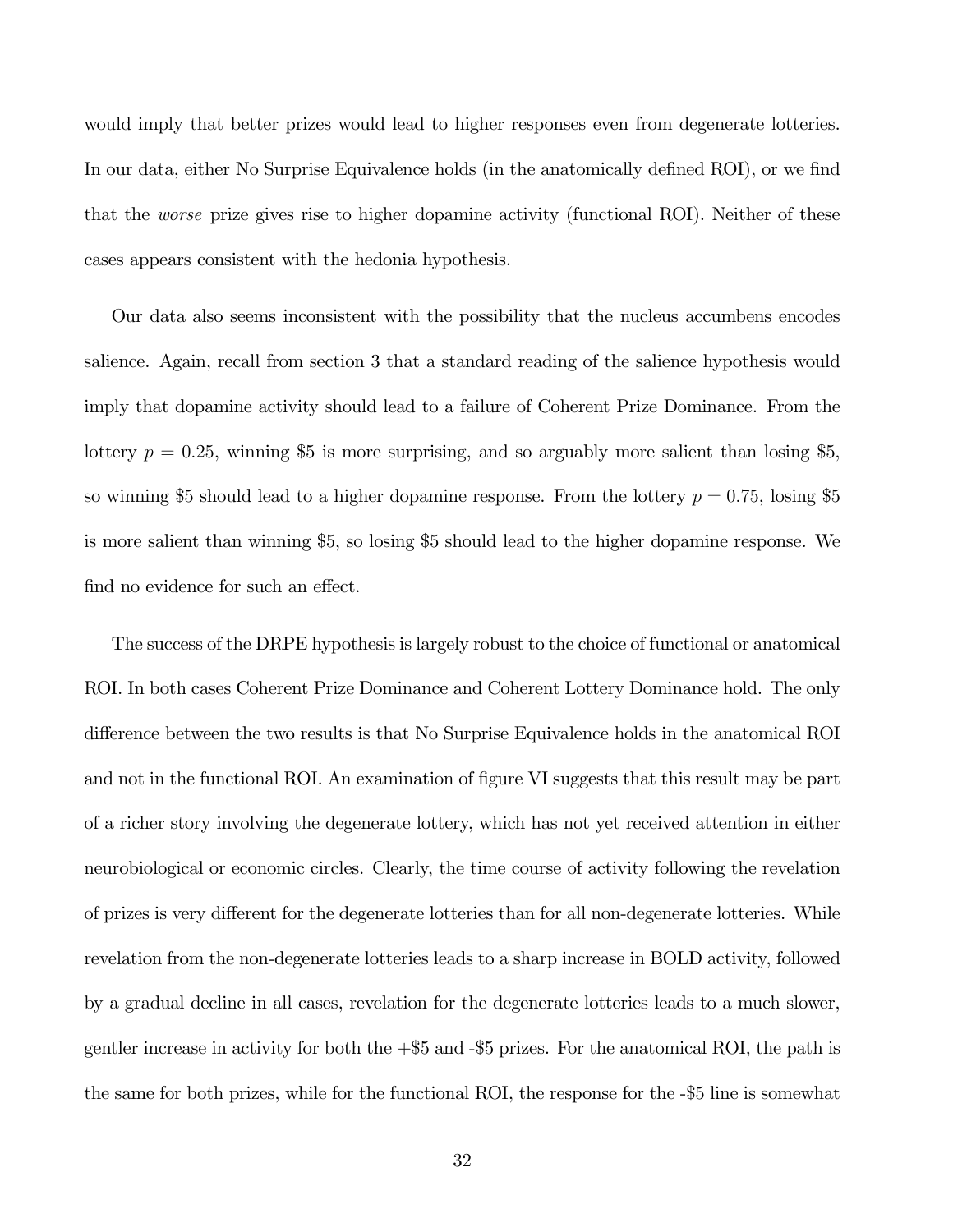would imply that better prizes would lead to higher responses even from degenerate lotteries. In our data, either No Surprise Equivalence holds (in the anatomically defined ROI), or we find that the *worse* prize gives rise to higher dopamine activity (functional ROI). Neither of these cases appears consistent with the hedonia hypothesis.

Our data also seems inconsistent with the possibility that the nucleus accumbens encodes salience. Again, recall from section 3 that a standard reading of the salience hypothesis would imply that dopamine activity should lead to a failure of Coherent Prize Dominance. From the lottery $p = 0.25$, winning \$5 is more surprising, and so arguably more salient than losing \$5, so winning \$5 should lead to a higher dopamine response. From the lottery $p = 0.75$, losing \$5 is more salient than winning \$5, so losing \$5 should lead to the higher dopamine response. We find no evidence for such an effect.

The success of the DRPE hypothesis is largely robust to the choice of functional or anatomical ROI. In both cases Coherent Prize Dominance and Coherent Lottery Dominance hold. The only difference between the two results is that No Surprise Equivalence holds in the anatomical ROI and not in the functional ROI. An examination of figure VI suggests that this result may be part of a richer story involving the degenerate lottery, which has not yet received attention in either neurobiological or economic circles. Clearly, the time course of activity following the revelation of prizes is very different for the degenerate lotteries than for all non-degenerate lotteries. While revelation from the non-degenerate lotteries leads to a sharp increase in BOLD activity, followed by a gradual decline in all cases, revelation for the degenerate lotteries leads to a much slower, gentler increase in activity for both the +\$5 and -\$5 prizes. For the anatomical ROI, the path is the same for both prizes, while for the functional ROI, the response for the -\$5 line is somewhat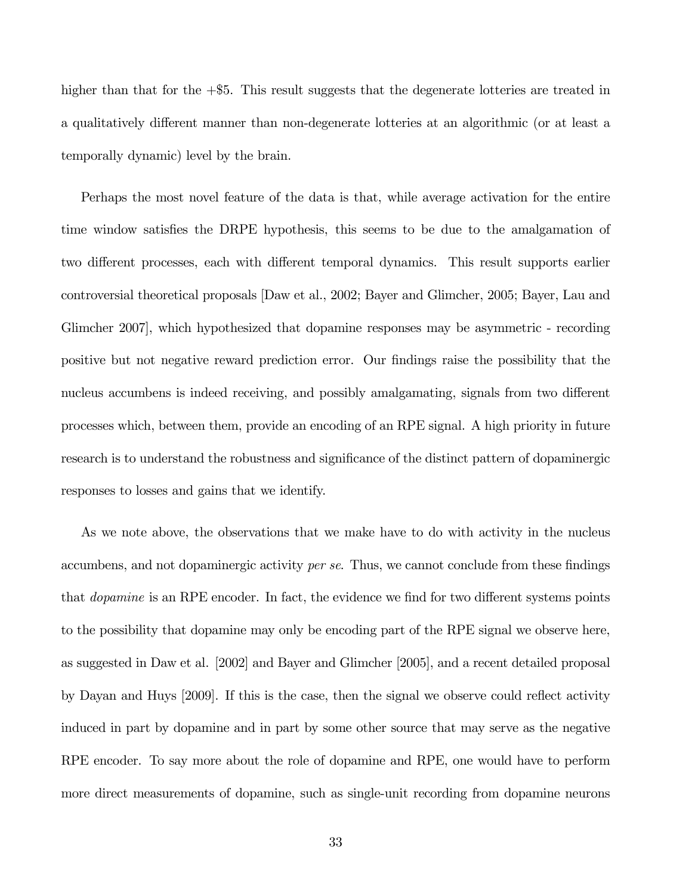higher than that for the +$5. This result suggests that the degenerate lotteries are treated in a qualitatively different manner than non-degenerate lotteries at an algorithmic (or at least a temporally dynamic) level by the brain.

Perhaps the most novel feature of the data is that, while average activation for the entire time window satisfies the DRPE hypothesis, this seems to be due to the amalgamation of two different processes, each with different temporal dynamics. This result supports earlier controversial theoretical proposals [Daw et al., 2002; Bayer and Glimcher, 2005; Bayer, Lau and Glimcher 2007], which hypothesized that dopamine responses may be asymmetric - recording positive but not negative reward prediction error. Our findings raise the possibility that the nucleus accumbens is indeed receiving, and possibly amalgamating, signals from two different processes which, between them, provide an encoding of an RPE signal. A high priority in future research is to understand the robustness and significance of the distinct pattern of dopaminergic responses to losses and gains that we identify.

As we note above, the observations that we make have to do with activity in the nucleus accumbens, and not dopaminergic activity *per se*. Thus, we cannot conclude from these findings that *dopamine* is an RPE encoder. In fact, the evidence we find for two different systems points to the possibility that dopamine may only be encoding part of the RPE signal we observe here, as suggested in Daw et al. [2002] and Bayer and Glimcher [2005], and a recent detailed proposal by Dayan and Huys [2009]. If this is the case, then the signal we observe could reflect activity induced in part by dopamine and in part by some other source that may serve as the negative RPE encoder. To say more about the role of dopamine and RPE, one would have to perform more direct measurements of dopamine, such as single-unit recording from dopamine neurons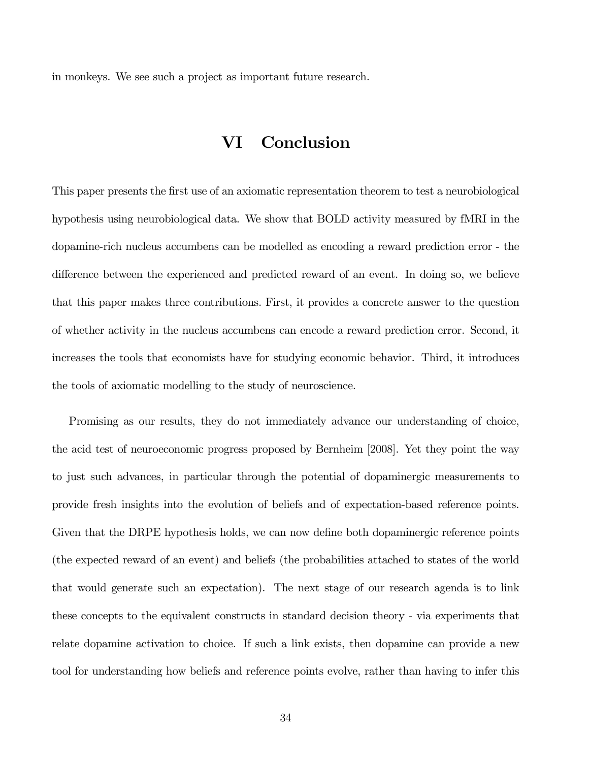in monkeys. We see such a project as important future research.

# VI Conclusion

This paper presents the first use of an axiomatic representation theorem to test a neurobiological hypothesis using neurobiological data. We show that BOLD activity measured by fMRI in the dopamine-rich nucleus accumbens can be modelled as encoding a reward prediction error - the difference between the experienced and predicted reward of an event. In doing so, we believe that this paper makes three contributions. First, it provides a concrete answer to the question of whether activity in the nucleus accumbens can encode a reward prediction error. Second, it increases the tools that economists have for studying economic behavior. Third, it introduces the tools of axiomatic modelling to the study of neuroscience.

Promising as our results, they do not immediately advance our understanding of choice, the acid test of neuroeconomic progress proposed by Bernheim [2008]. Yet they point the way to just such advances, in particular through the potential of dopaminergic measurements to provide fresh insights into the evolution of beliefs and of expectation-based reference points. Given that the DRPE hypothesis holds, we can now define both dopaminergic reference points (the expected reward of an event) and beliefs (the probabilities attached to states of the world that would generate such an expectation). The next stage of our research agenda is to link these concepts to the equivalent constructs in standard decision theory - via experiments that relate dopamine activation to choice. If such a link exists, then dopamine can provide a new tool for understanding how beliefs and reference points evolve, rather than having to infer this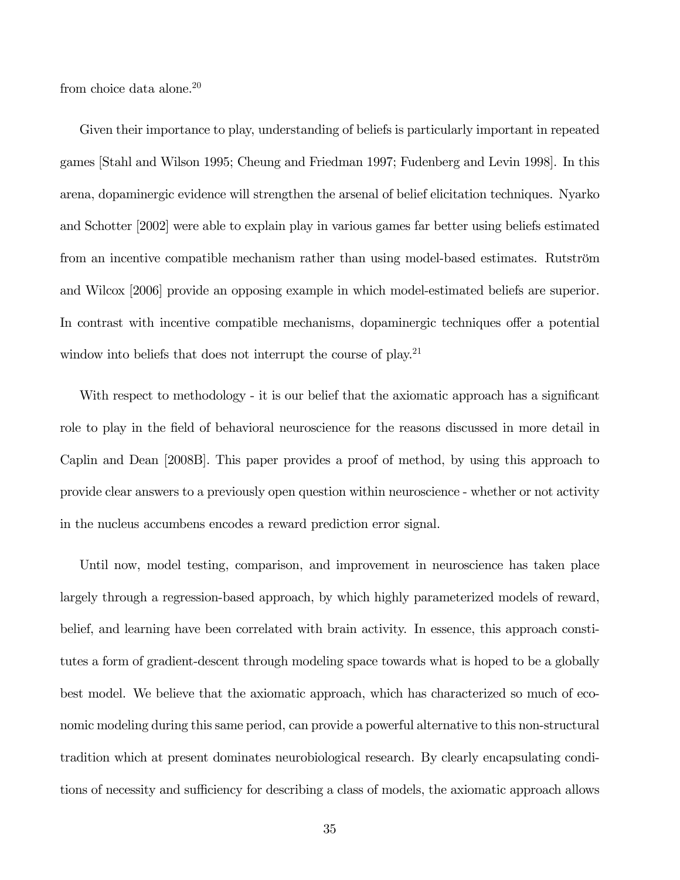from choice data alone.[20]

Given their importance to play, understanding of beliefs is particularly important in repeated games [Stahl and Wilson 1995; Cheung and Friedman 1997; Fudenberg and Levin 1998]. In this arena, dopaminergic evidence will strengthen the arsenal of belief elicitation techniques. Nyarko and Schotter [2002] were able to explain play in various games far better using beliefs estimated from an incentive compatible mechanism rather than using model-based estimates. Rutström and Wilcox [2006] provide an opposing example in which model-estimated beliefs are superior. In contrast with incentive compatible mechanisms, dopaminergic techniques offer a potential window into beliefs that does not interrupt the course of play.[21]

With respect to methodology - it is our belief that the axiomatic approach has a significant role to play in the field of behavioral neuroscience for the reasons discussed in more detail in Caplin and Dean [2008B]. This paper provides a proof of method, by using this approach to provide clear answers to a previously open question within neuroscience - whether or not activity in the nucleus accumbens encodes a reward prediction error signal.

Until now, model testing, comparison, and improvement in neuroscience has taken place largely through a regression-based approach, by which highly parameterized models of reward, belief, and learning have been correlated with brain activity. In essence, this approach constitutes a form of gradient-descent through modeling space towards what is hoped to be a globally best model. We believe that the axiomatic approach, which has characterized so much of economic modeling during this same period, can provide a powerful alternative to this non-structural tradition which at present dominates neurobiological research. By clearly encapsulating conditions of necessity and sufficiency for describing a class of models, the axiomatic approach allows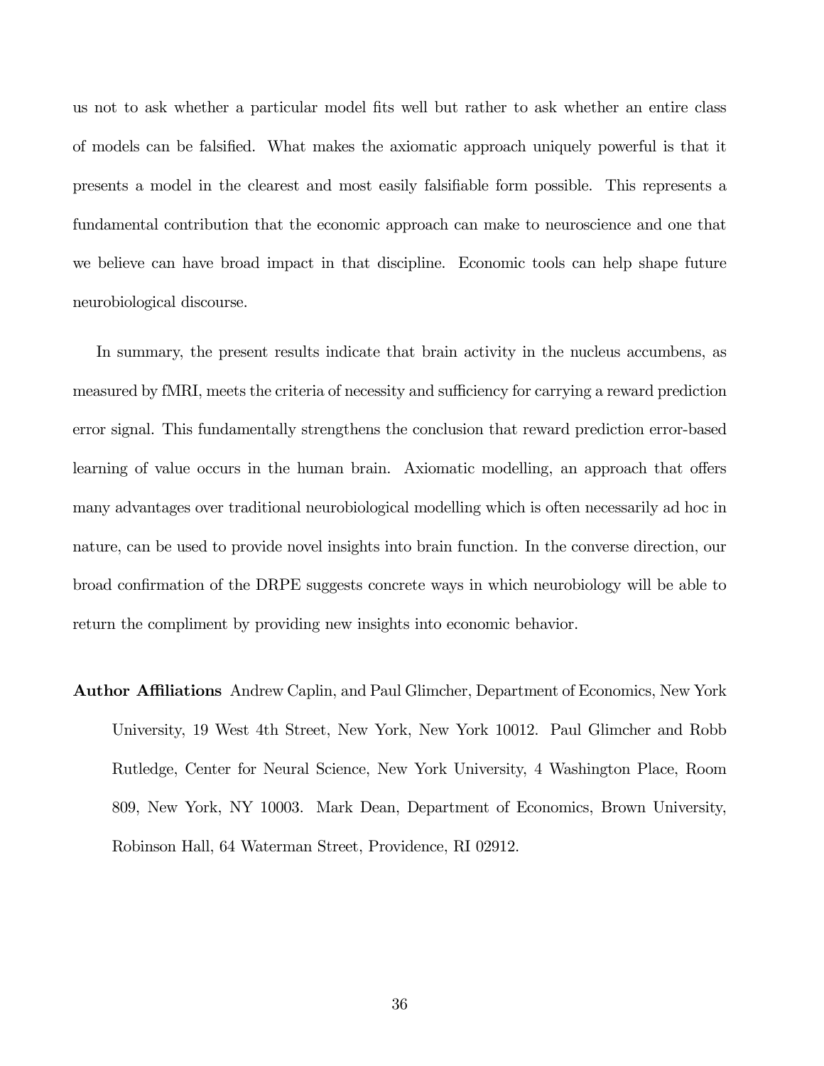us not to ask whether a particular model fits well but rather to ask whether an entire class of models can be falsified. What makes the axiomatic approach uniquely powerful is that it presents a model in the clearest and most easily falsifiable form possible. This represents a fundamental contribution that the economic approach can make to neuroscience and one that we believe can have broad impact in that discipline. Economic tools can help shape future neurobiological discourse.

In summary, the present results indicate that brain activity in the nucleus accumbens, as measured by fMRI, meets the criteria of necessity and sufficiency for carrying a reward prediction error signal. This fundamentally strengthens the conclusion that reward prediction error-based learning of value occurs in the human brain. Axiomatic modelling, an approach that offers many advantages over traditional neurobiological modelling which is often necessarily ad hoc in nature, can be used to provide novel insights into brain function. In the converse direction, our broad confirmation of the DRPE suggests concrete ways in which neurobiology will be able to return the compliment by providing new insights into economic behavior.

**Author Affiliations** Andrew Caplin, and Paul Glimcher, Department of Economics, New York University, 19 West 4th Street, New York, New York 10012. Paul Glimcher and Robb Rutledge, Center for Neural Science, New York University, 4 Washington Place, Room 809, New York, NY 10003. Mark Dean, Department of Economics, Brown University, Robinson Hall, 64 Waterman Street, Providence, RI 02912.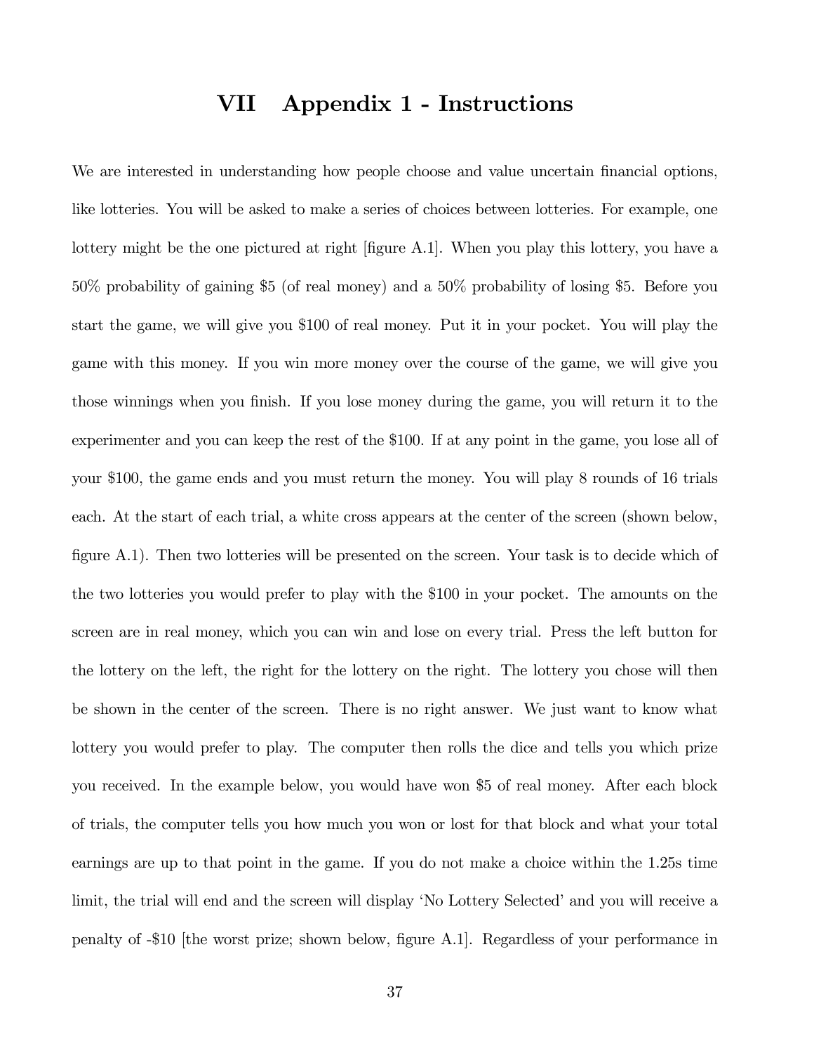# VII Appendix 1 - Instructions

We are interested in understanding how people choose and value uncertain financial options, like lotteries. You will be asked to make a series of choices between lotteries. For example, one lottery might be the one pictured at right [figure A.1]. When you play this lottery, you have a 50% probability of gaining $5 (of real money) and a 50% probability of losing $5. Before you start the game, we will give you $100 of real money. Put it in your pocket. You will play the game with this money. If you win more money over the course of the game, we will give you those winnings when you finish. If you lose money during the game, you will return it to the experimenter and you can keep the rest of the $100. If at any point in the game, you lose all of your $100, the game ends and you must return the money. You will play 8 rounds of 16 trials each. At the start of each trial, a white cross appears at the center of the screen (shown below, figure A.1). Then two lotteries will be presented on the screen. Your task is to decide which of the two lotteries you would prefer to play with the $100 in your pocket. The amounts on the screen are in real money, which you can win and lose on every trial. Press the left button for the lottery on the left, the right for the lottery on the right. The lottery you chose will then be shown in the center of the screen. There is no right answer. We just want to know what lottery you would prefer to play. The computer then rolls the dice and tells you which prize you received. In the example below, you would have won $5 of real money. After each block of trials, the computer tells you how much you won or lost for that block and what your total earnings are up to that point in the game. If you do not make a choice within the 1.25s time limit, the trial will end and the screen will display 'No Lottery Selected' and you will receive a penalty of -$10 [the worst prize; shown below, figure A.1]. Regardless of your performance in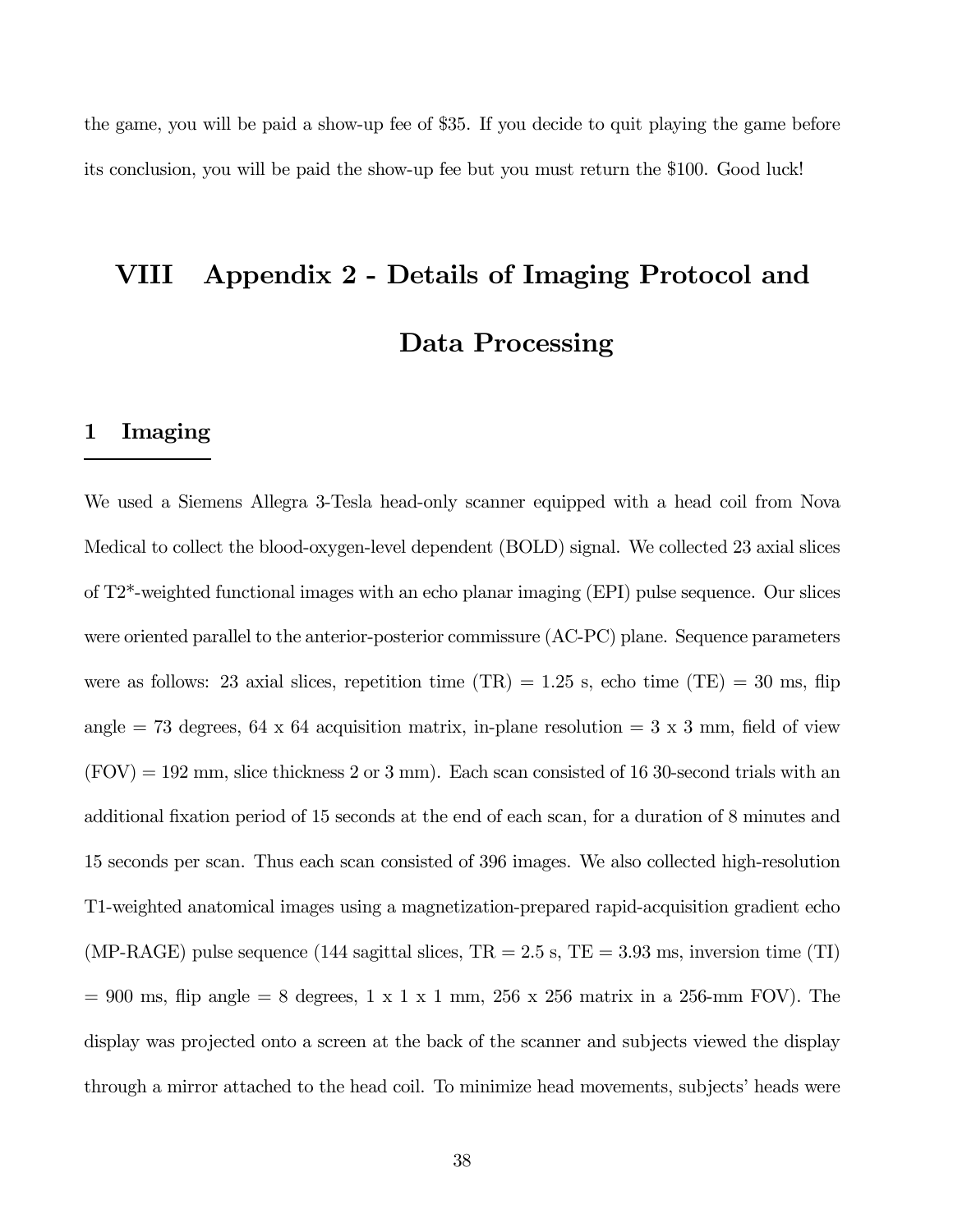the game, you will be paid a show-up fee of $35. If you decide to quit playing the game before its conclusion, you will be paid the show-up fee but you must return the $100. Good luck!

# VIII Appendix 2 - Details of Imaging Protocol and Data Processing

## 1 Imaging

We used a Siemens Allegra 3-Tesla head-only scanner equipped with a head coil from Nova Medical to collect the blood-oxygen-level dependent (BOLD) signal. We collected 23 axial slices of T2*-weighted functional images with an echo planar imaging (EPI) pulse sequence. Our slices were oriented parallel to the anterior-posterior commissure (AC-PC) plane. Sequence parameters were as follows: 23 axial slices, repetition time (TR) = 1.25 s, echo time (TE) = 30 ms, flip angle = 73 degrees, 64 x 64 acquisition matrix, in-plane resolution = 3 x 3 mm, field of view (FOV) = 192 mm, slice thickness 2 or 3 mm). Each scan consisted of 16 30-second trials with an additional fixation period of 15 seconds at the end of each scan, for a duration of 8 minutes and 15 seconds per scan. Thus each scan consisted of 396 images. We also collected high-resolution T1-weighted anatomical images using a magnetization-prepared rapid-acquisition gradient echo (MP-RAGE) pulse sequence (144 sagittal slices, TR = 2.5 s, TE = 3.93 ms, inversion time (TI) = 900 ms, flip angle = 8 degrees, 1 x 1 x 1 mm, 256 x 256 matrix in a 256-mm FOV). The display was projected onto a screen at the back of the scanner and subjects viewed the display through a mirror attached to the head coil. To minimize head movements, subjects' heads were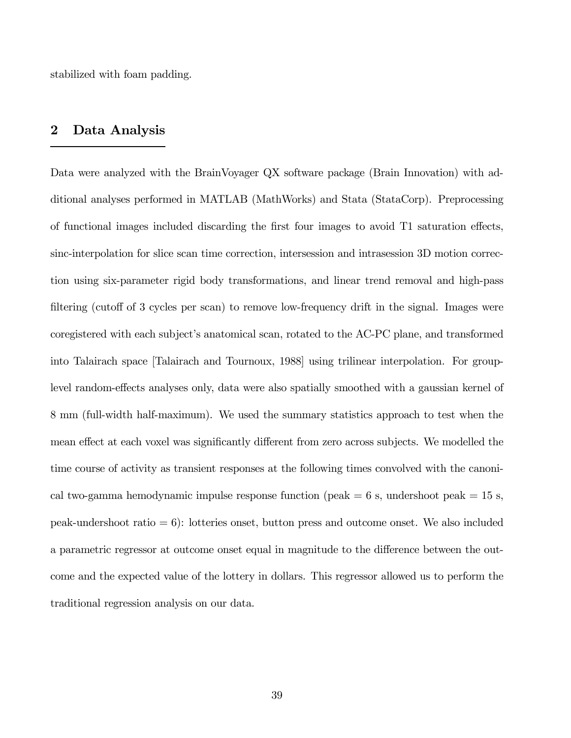stabilized with foam padding.

## 2 Data Analysis

Data were analyzed with the BrainVoyager QX software package (Brain Innovation) with additional analyses performed in MATLAB (MathWorks) and Stata (StataCorp). Preprocessing of functional images included discarding the first four images to avoid T1 saturation effects, sinc-interpolation for slice scan time correction, intersession and intrasession 3D motion correction using six-parameter rigid body transformations, and linear trend removal and high-pass filtering (cutoff of 3 cycles per scan) to remove low-frequency drift in the signal. Images were coregistered with each subject's anatomical scan, rotated to the AC-PC plane, and transformed into Talairach space [Talairach and Tournoux, 1988] using trilinear interpolation. For group-level random-effects analyses only, data were also spatially smoothed with a gaussian kernel of 8 mm (full-width half-maximum). We used the summary statistics approach to test when the mean effect at each voxel was significantly different from zero across subjects. We modelled the time course of activity as transient responses at the following times convolved with the canonical two-gamma hemodynamic impulse response function (peak = 6 s, undershoot peak = 15 s, peak-undershoot ratio = 6): lotteries onset, button press and outcome onset. We also included a parametric regressor at outcome onset equal in magnitude to the difference between the outcome and the expected value of the lottery in dollars. This regressor allowed us to perform the traditional regression analysis on our data.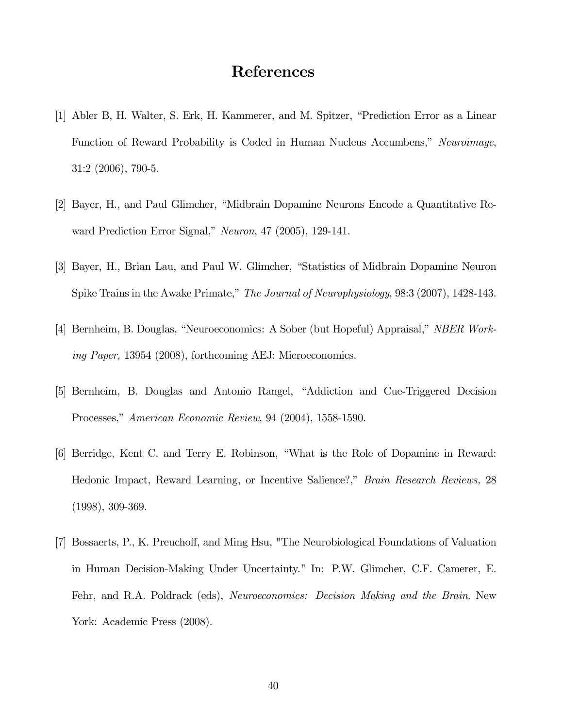# References

[1] Abler B, H. Walter, S. Erk, H. Kammerer, and M. Spitzer, "Prediction Error as a Linear Function of Reward Probability is Coded in Human Nucleus Accumbens," *Neuroimage*, 31:2 (2006), 790-5.

[2] Bayer, H., and Paul Glimcher, "Midbrain Dopamine Neurons Encode a Quantitative Reward Prediction Error Signal," *Neuron*, 47 (2005), 129-141.

[3] Bayer, H., Brian Lau, and Paul W. Glimcher, "Statistics of Midbrain Dopamine Neuron Spike Trains in the Awake Primate," *The Journal of Neurophysiology*, 98:3 (2007), 1428-143.

[4] Bernheim, B. Douglas, "Neuroeconomics: A Sober (but Hopeful) Appraisal," *NBER Working Paper,* 13954 (2008), forthcoming AEJ: Microeconomics.

[5] Bernheim, B. Douglas and Antonio Rangel, "Addiction and Cue-Triggered Decision Processes," *American Economic Review*, 94 (2004), 1558-1590.

[6] Berridge, Kent C. and Terry E. Robinson, "What is the Role of Dopamine in Reward: Hedonic Impact, Reward Learning, or Incentive Salience?," *Brain Research Reviews,* 28 (1998), 309-369.

[7] Bossaerts, P., K. Preuchoff, and Ming Hsu, "The Neurobiological Foundations of Valuation in Human Decision-Making Under Uncertainty." In: P.W. Glimcher, C.F. Camerer, E. Fehr, and R.A. Poldrack (eds), *Neuroeconomics: Decision Making and the Brain*. New York: Academic Press (2008).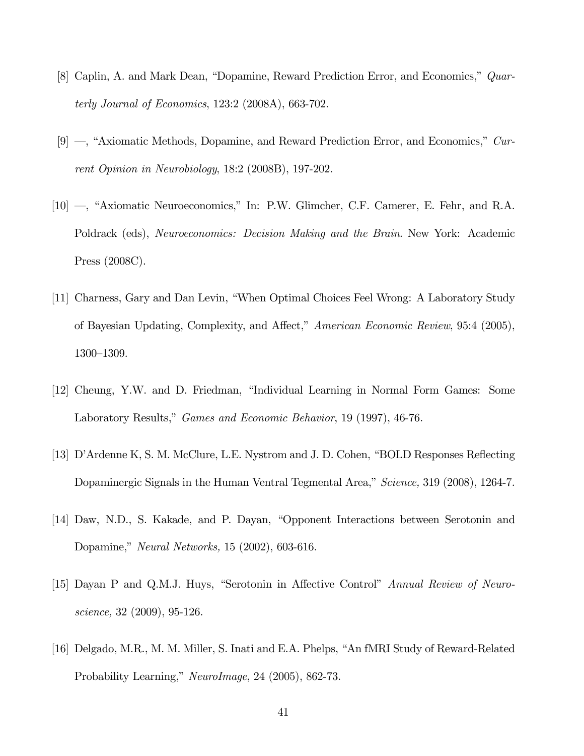[8] Caplin, A. and Mark Dean, "Dopamine, Reward Prediction Error, and Economics," *Quarterly Journal of Economics*, 123:2 (2008A), 663-702.

[9] —, "Axiomatic Methods, Dopamine, and Reward Prediction Error, and Economics," *Current Opinion in Neurobiology*, 18:2 (2008B), 197-202.

[10] —, "Axiomatic Neuroeconomics," In: P.W. Glimcher, C.F. Camerer, E. Fehr, and R.A. Poldrack (eds), *Neuroeconomics: Decision Making and the Brain*. New York: Academic Press (2008C).

[11] Charness, Gary and Dan Levin, "When Optimal Choices Feel Wrong: A Laboratory Study of Bayesian Updating, Complexity, and Affect," *American Economic Review*, 95:4 (2005), 1300–1309.

[12] Cheung, Y.W. and D. Friedman, "Individual Learning in Normal Form Games: Some Laboratory Results," *Games and Economic Behavior*, 19 (1997), 46-76.

[13] D'Ardenne K, S. M. McClure, L.E. Nystrom and J. D. Cohen, "BOLD Responses Reflecting Dopaminergic Signals in the Human Ventral Tegmental Area," *Science,* 319 (2008), 1264-7.

[14] Daw, N.D., S. Kakade, and P. Dayan, "Opponent Interactions between Serotonin and Dopamine," *Neural Networks,* 15 (2002), 603-616.

[15] Dayan P and Q.M.J. Huys, "Serotonin in Affective Control" *Annual Review of Neuroscience,* 32 (2009), 95-126.

[16] Delgado, M.R., M. M. Miller, S. Inati and E.A. Phelps, "An fMRI Study of Reward-Related Probability Learning," *NeuroImage*, 24 (2005), 862-73.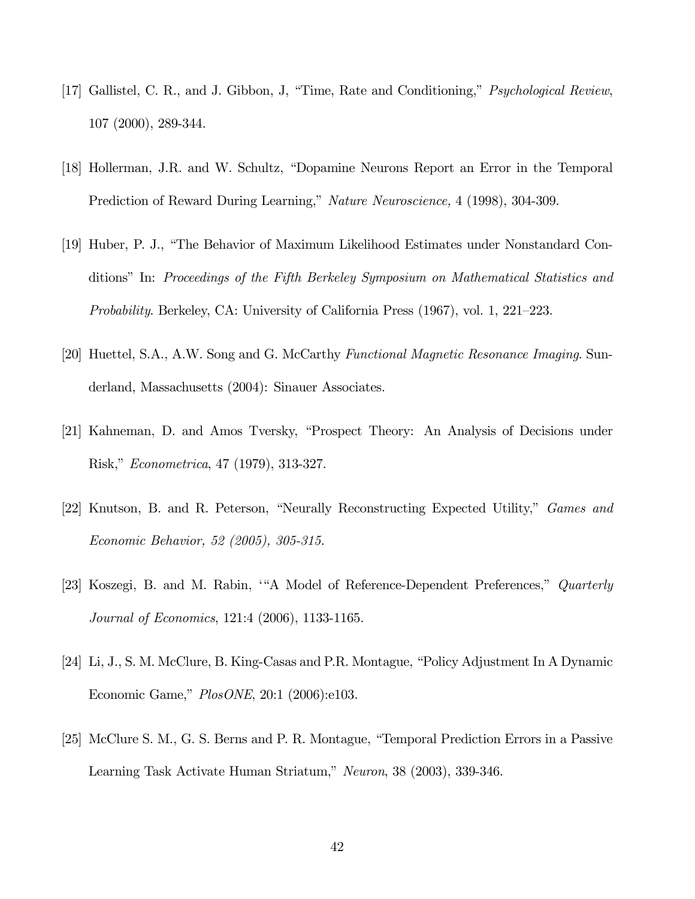[17] Gallistel, C. R., and J. Gibbon, J, "Time, Rate and Conditioning," *Psychological Review*, 107 (2000), 289-344.

[18] Hollerman, J.R. and W. Schultz, "Dopamine Neurons Report an Error in the Temporal Prediction of Reward During Learning," *Nature Neuroscience,* 4 (1998), 304-309.

[19] Huber, P. J., "The Behavior of Maximum Likelihood Estimates under Nonstandard Conditions" In: *Proceedings of the Fifth Berkeley Symposium on Mathematical Statistics and Probability*. Berkeley, CA: University of California Press (1967), vol. 1, 221–223.

[20] Huettel, S.A., A.W. Song and G. McCarthy *Functional Magnetic Resonance Imaging*. Sunderland, Massachusetts (2004): Sinauer Associates.

[21] Kahneman, D. and Amos Tversky, "Prospect Theory: An Analysis of Decisions under Risk," *Econometrica*, 47 (1979), 313-327.

[22] Knutson, B. and R. Peterson, "Neurally Reconstructing Expected Utility," *Games and Economic Behavior, 52 (2005), 305-315.*

[23] Koszegi, B. and M. Rabin, '"A Model of Reference-Dependent Preferences," *Quarterly Journal of Economics*, 121:4 (2006), 1133-1165.

[24] Li, J., S. M. McClure, B. King-Casas and P.R. Montague, "Policy Adjustment In A Dynamic Economic Game," *PlosONE*, 20:1 (2006):e103.

[25] McClure S. M., G. S. Berns and P. R. Montague, "Temporal Prediction Errors in a Passive Learning Task Activate Human Striatum," *Neuron*, 38 (2003), 339-346.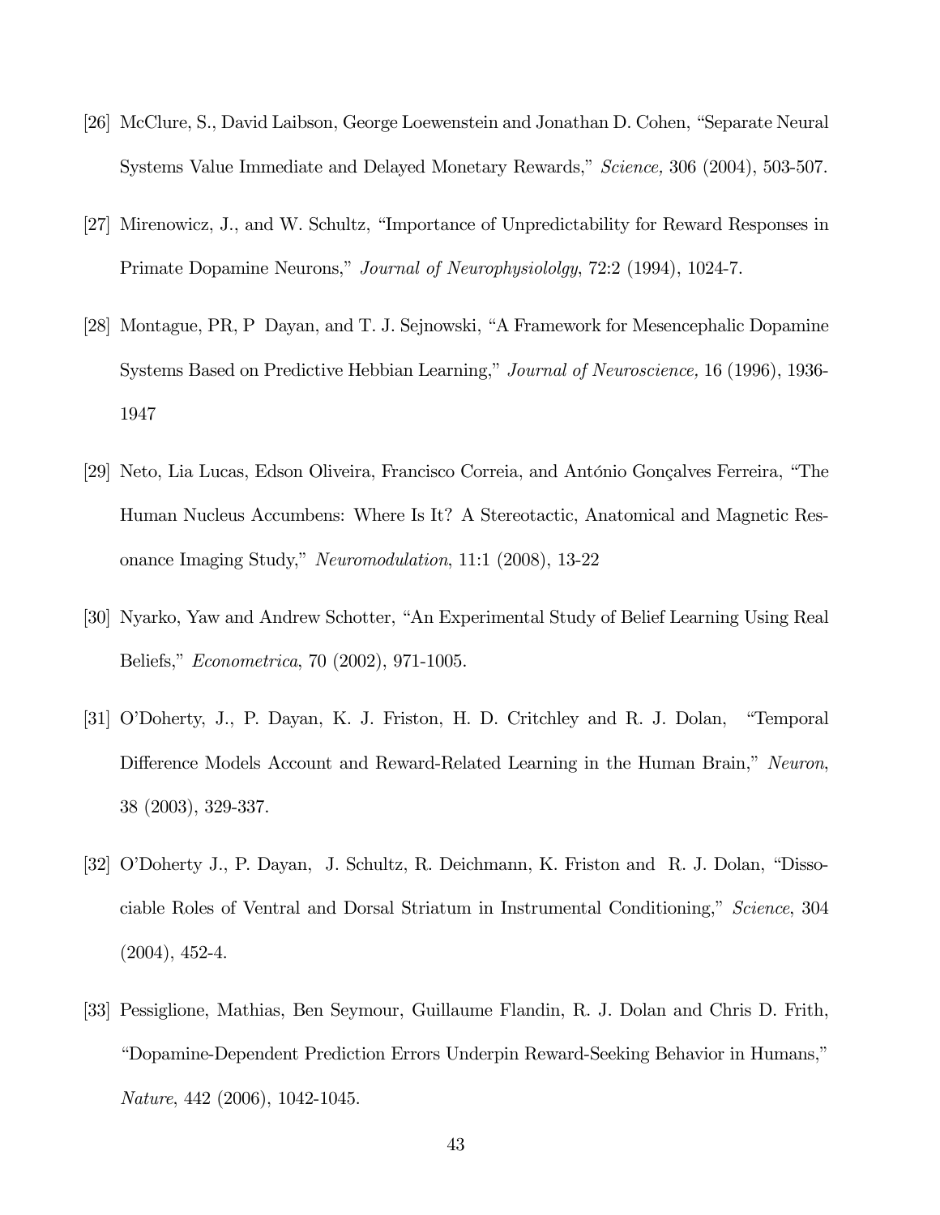[26] McClure, S., David Laibson, George Loewenstein and Jonathan D. Cohen, "Separate Neural Systems Value Immediate and Delayed Monetary Rewards," *Science,* 306 (2004), 503-507.

[27] Mirenowicz, J., and W. Schultz, "Importance of Unpredictability for Reward Responses in Primate Dopamine Neurons," *Journal of Neurophysiololgy*, 72:2 (1994), 1024-7.

[28] Montague, PR, P Dayan, and T. J. Sejnowski, "A Framework for Mesencephalic Dopamine Systems Based on Predictive Hebbian Learning," *Journal of Neuroscience,* 16 (1996), 1936-1947

[29] Neto, Lia Lucas, Edson Oliveira, Francisco Correia, and António Gonçalves Ferreira, "The Human Nucleus Accumbens: Where Is It? A Stereotactic, Anatomical and Magnetic Resonance Imaging Study," *Neuromodulation*, 11:1 (2008), 13-22

[30] Nyarko, Yaw and Andrew Schotter, "An Experimental Study of Belief Learning Using Real Beliefs," *Econometrica*, 70 (2002), 971-1005.

[31] O'Doherty, J., P. Dayan, K. J. Friston, H. D. Critchley and R. J. Dolan, "Temporal Difference Models Account and Reward-Related Learning in the Human Brain," *Neuron*, 38 (2003), 329-337.

[32] O'Doherty J., P. Dayan, J. Schultz, R. Deichmann, K. Friston and R. J. Dolan, "Dissociable Roles of Ventral and Dorsal Striatum in Instrumental Conditioning," *Science*, 304 (2004), 452-4.

[33] Pessiglione, Mathias, Ben Seymour, Guillaume Flandin, R. J. Dolan and Chris D. Frith, "Dopamine-Dependent Prediction Errors Underpin Reward-Seeking Behavior in Humans," *Nature*, 442 (2006), 1042-1045.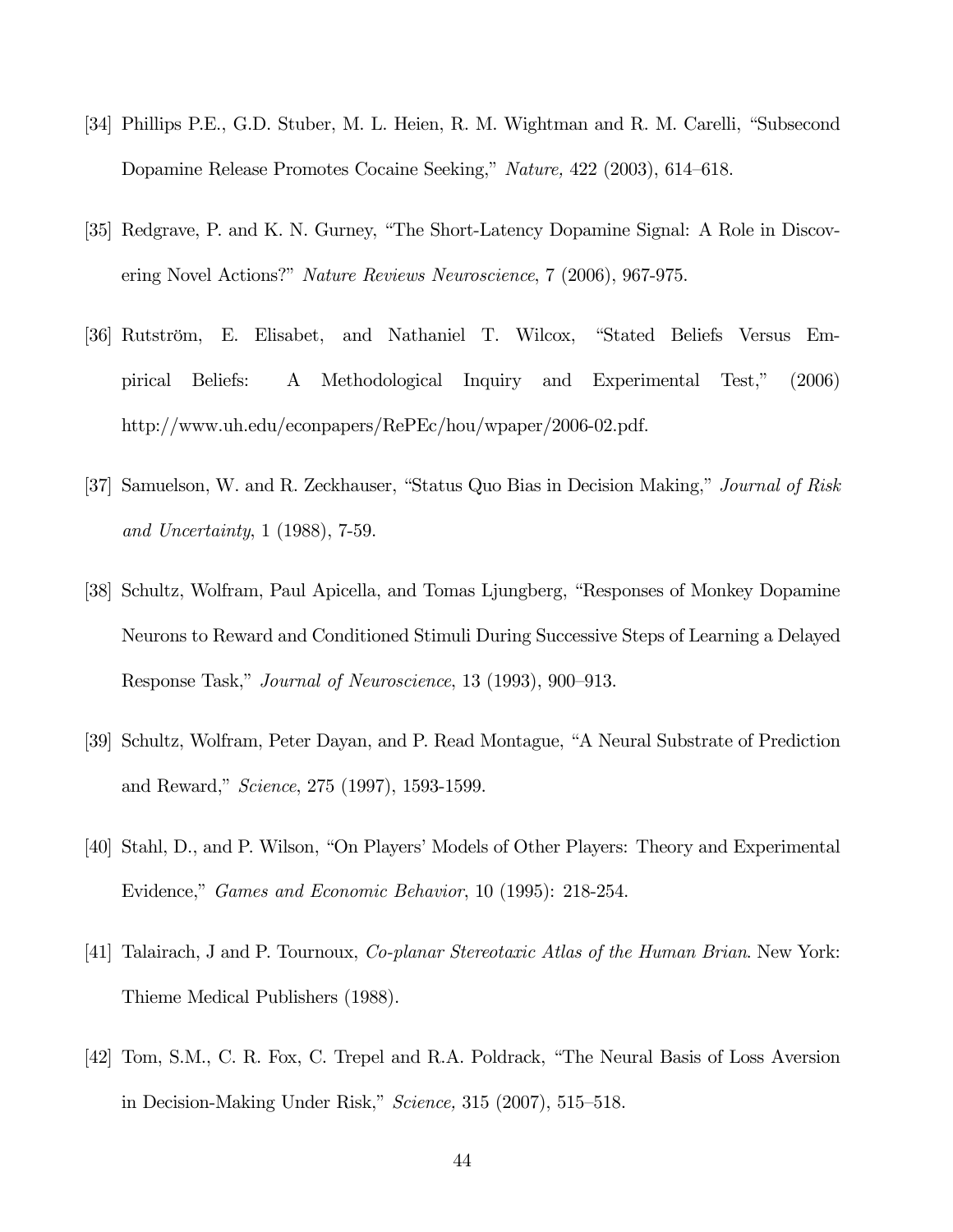[34] Phillips P.E., G.D. Stuber, M. L. Heien, R. M. Wightman and R. M. Carelli, "Subsecond Dopamine Release Promotes Cocaine Seeking," *Nature,* 422 (2003), 614–618.

[35] Redgrave, P. and K. N. Gurney, "The Short-Latency Dopamine Signal: A Role in Discovering Novel Actions?" *Nature Reviews Neuroscience*, 7 (2006), 967-975.

[36] Rutström, E. Elisabet, and Nathaniel T. Wilcox, "Stated Beliefs Versus Empirical Beliefs: A Methodological Inquiry and Experimental Test," (2006) http://www.uh.edu/econpapers/RePEc/hou/wpaper/2006-02.pdf.

[37] Samuelson, W. and R. Zeckhauser, "Status Quo Bias in Decision Making," *Journal of Risk and Uncertainty*, 1 (1988), 7-59.

[38] Schultz, Wolfram, Paul Apicella, and Tomas Ljungberg, "Responses of Monkey Dopamine Neurons to Reward and Conditioned Stimuli During Successive Steps of Learning a Delayed Response Task," *Journal of Neuroscience*, 13 (1993), 900–913.

[39] Schultz, Wolfram, Peter Dayan, and P. Read Montague, "A Neural Substrate of Prediction and Reward," *Science*, 275 (1997), 1593-1599.

[40] Stahl, D., and P. Wilson, "On Players' Models of Other Players: Theory and Experimental Evidence," *Games and Economic Behavior*, 10 (1995): 218-254.

[41] Talairach, J and P. Tournoux, *Co-planar Stereotaxic Atlas of the Human Brian*. New York: Thieme Medical Publishers (1988).

[42] Tom, S.M., C. R. Fox, C. Trepel and R.A. Poldrack, "The Neural Basis of Loss Aversion in Decision-Making Under Risk," *Science,* 315 (2007), 515–518.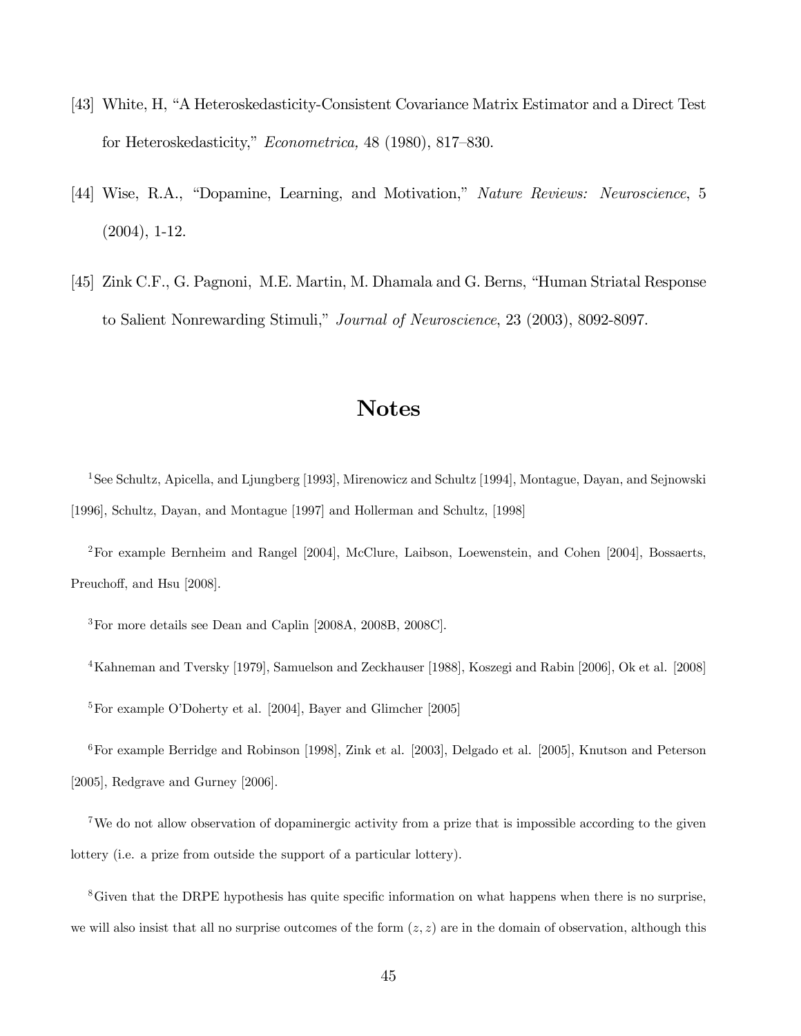[43] White, H, "A Heteroskedasticity-Consistent Covariance Matrix Estimator and a Direct Test for Heteroskedasticity," *Econometrica,* 48 (1980), 817–830.

[44] Wise, R.A., "Dopamine, Learning, and Motivation," *Nature Reviews: Neuroscience*, 5 (2004), 1-12.

[45] Zink C.F., G. Pagnoni, M.E. Martin, M. Dhamala and G. Berns, "Human Striatal Response to Salient Nonrewarding Stimuli," *Journal of Neuroscience*, 23 (2003), 8092-8097.

# Notes

[1] See Schultz, Apicella, and Ljungberg [1993], Mirenowicz and Schultz [1994], Montague, Dayan, and Sejnowski [1996], Schultz, Dayan, and Montague [1997] and Hollerman and Schultz, [1998]

[2] For example Bernheim and Rangel [2004], McClure, Laibson, Loewenstein, and Cohen [2004], Bossaerts, Preuchoff, and Hsu [2008].

[3] For more details see Dean and Caplin [2008A, 2008B, 2008C].

[4] Kahneman and Tversky [1979], Samuelson and Zeckhauser [1988], Koszegi and Rabin [2006], Ok et al. [2008]

[5] For example O'Doherty et al. [2004], Bayer and Glimcher [2005]

[6] For example Berridge and Robinson [1998], Zink et al. [2003], Delgado et al. [2005], Knutson and Peterson [2005], Redgrave and Gurney [2006].

[7] We do not allow observation of dopaminergic activity from a prize that is impossible according to the given lottery (i.e. a prize from outside the support of a particular lottery).

[8] Given that the DRPE hypothesis has quite specific information on what happens when there is no surprise, we will also insist that all no surprise outcomes of the form $(z, z)$ are in the domain of observation, although this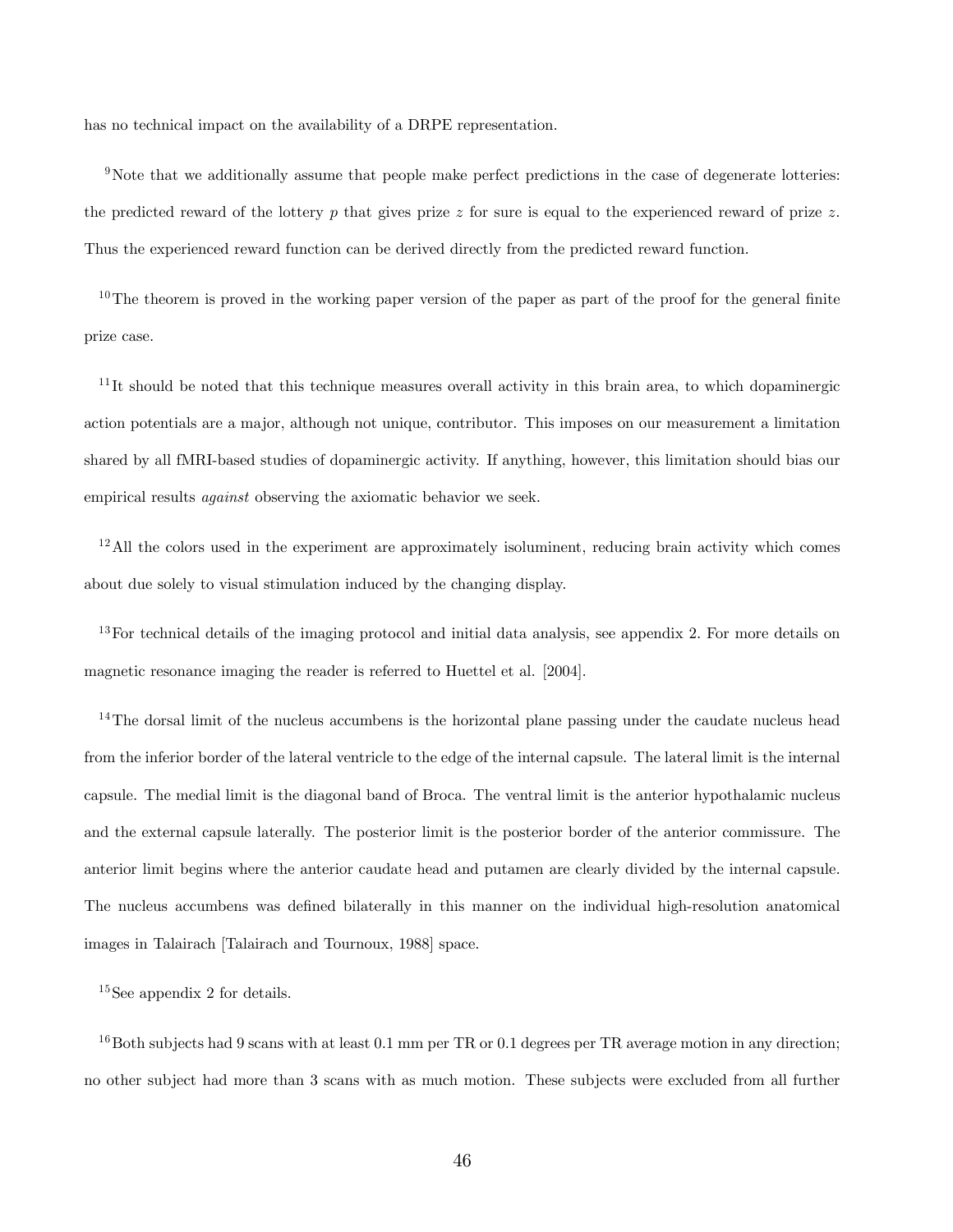has no technical impact on the availability of a DRPE representation.

[9] Note that we additionally assume that people make perfect predictions in the case of degenerate lotteries: the predicted reward of the lottery $p$ that gives prize $z$ for sure is equal to the experienced reward of prize $z$. Thus the experienced reward function can be derived directly from the predicted reward function.

[10] The theorem is proved in the working paper version of the paper as part of the proof for the general finite prize case.

[11] It should be noted that this technique measures overall activity in this brain area, to which dopaminergic action potentials are a major, although not unique, contributor. This imposes on our measurement a limitation shared by all fMRI-based studies of dopaminergic activity. If anything, however, this limitation should bias our empirical results *against* observing the axiomatic behavior we seek.

[12] All the colors used in the experiment are approximately isoluminent, reducing brain activity which comes about due solely to visual stimulation induced by the changing display.

[13] For technical details of the imaging protocol and initial data analysis, see appendix 2. For more details on magnetic resonance imaging the reader is referred to Huettel et al. [2004].

[14] The dorsal limit of the nucleus accumbens is the horizontal plane passing under the caudate nucleus head from the inferior border of the lateral ventricle to the edge of the internal capsule. The lateral limit is the internal capsule. The medial limit is the diagonal band of Broca. The ventral limit is the anterior hypothalamic nucleus and the external capsule laterally. The posterior limit is the posterior border of the anterior commissure. The anterior limit begins where the anterior caudate head and putamen are clearly divided by the internal capsule. The nucleus accumbens was defined bilaterally in this manner on the individual high-resolution anatomical images in Talairach [Talairach and Tournoux, 1988] space.

[15] See appendix 2 for details.

[16] Both subjects had 9 scans with at least 0.1 mm per TR or 0.1 degrees per TR average motion in any direction; no other subject had more than 3 scans with as much motion. These subjects were excluded from all further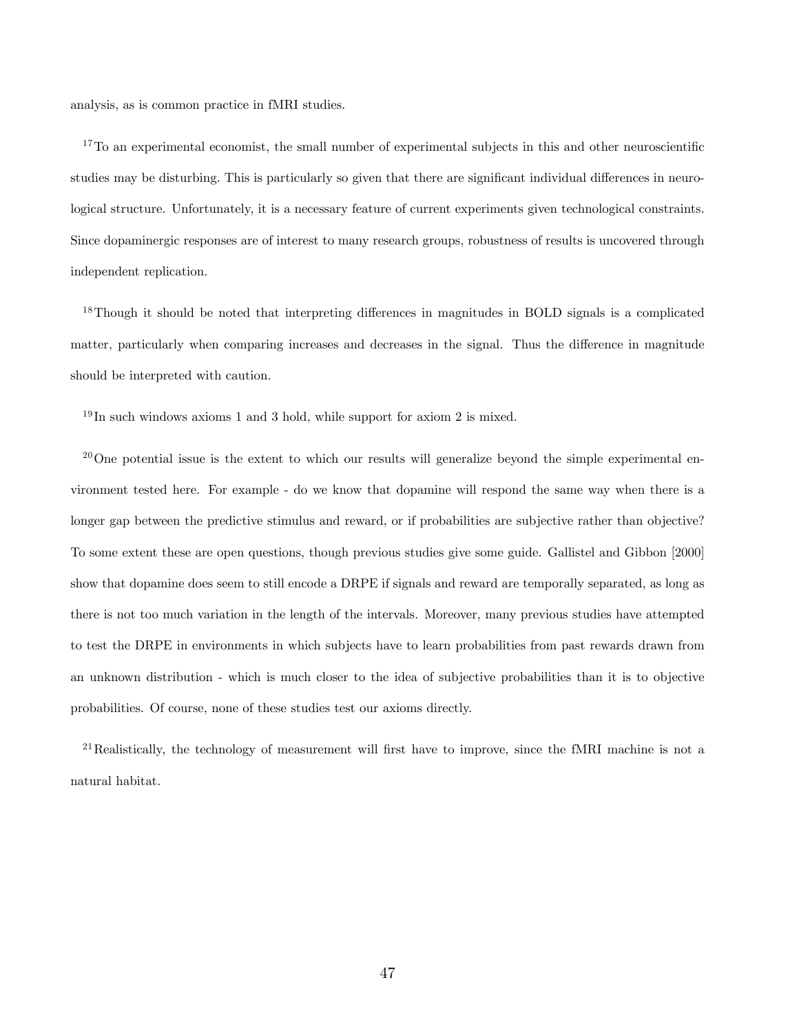analysis, as is common practice in fMRI studies.

[17] To an experimental economist, the small number of experimental subjects in this and other neuroscientific studies may be disturbing. This is particularly so given that there are significant individual differences in neurological structure. Unfortunately, it is a necessary feature of current experiments given technological constraints. Since dopaminergic responses are of interest to many research groups, robustness of results is uncovered through independent replication.

[18] Though it should be noted that interpreting differences in magnitudes in BOLD signals is a complicated matter, particularly when comparing increases and decreases in the signal. Thus the difference in magnitude should be interpreted with caution.

[19] In such windows axioms 1 and 3 hold, while support for axiom 2 is mixed.

[20] One potential issue is the extent to which our results will generalize beyond the simple experimental environment tested here. For example - do we know that dopamine will respond the same way when there is a longer gap between the predictive stimulus and reward, or if probabilities are subjective rather than objective? To some extent these are open questions, though previous studies give some guide. Gallistel and Gibbon [2000] show that dopamine does seem to still encode a DRPE if signals and reward are temporally separated, as long as there is not too much variation in the length of the intervals. Moreover, many previous studies have attempted to test the DRPE in environments in which subjects have to learn probabilities from past rewards drawn from an unknown distribution - which is much closer to the idea of subjective probabilities than it is to objective probabilities. Of course, none of these studies test our axioms directly.

[21] Realistically, the technology of measurement will first have to improve, since the fMRI machine is not a natural habitat.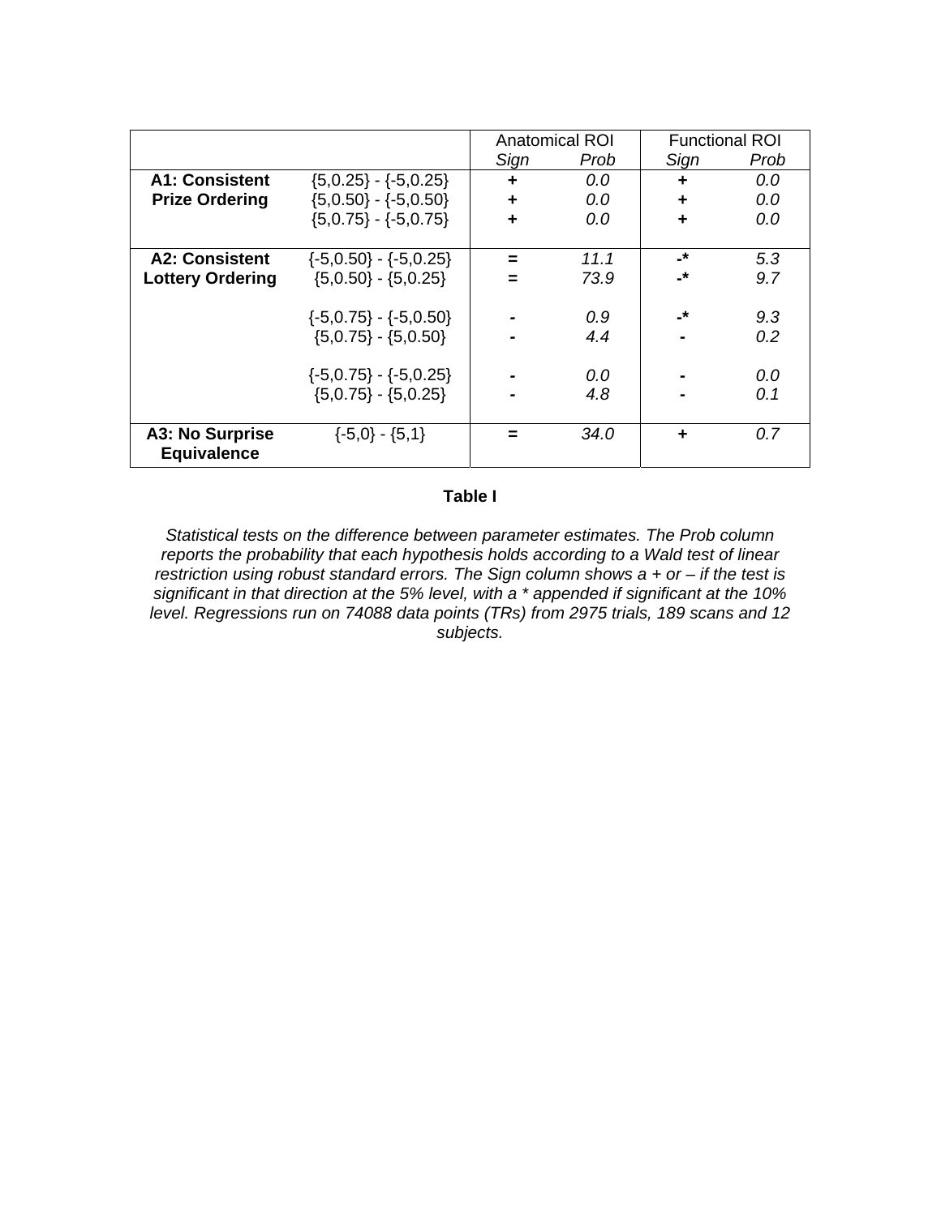| | | Anatomical ROI | | Functional ROI | |
|---|---|---|---|---|---|
| | | *Sign* | *Prob* | *Sign* | *Prob* |
| **A1: Consistent Prize Ordering** | {5,0.25} - {-5,0.25} | **+** | *0.0* | **+** | *0.0* |
| | {5,0.50} - {-5,0.50} | **+** | *0.0* | **+** | *0.0* |
| | {5,0.75} - {-5,0.75} | **+** | *0.0* | **+** | *0.0* |
| **A2: Consistent Lottery Ordering** | {-5,0.50} - {-5,0.25} | **=** | *11.1* | **-*** | *5.3* |
| | {5,0.50} - {5,0.25} | **=** | *73.9* | **-*** | *9.7* |
| | {-5,0.75} - {-5,0.50} | **-** | *0.9* | **-*** | *9.3* |
| | {5,0.75} - {5,0.50} | **-** | *4.4* | **-** | *0.2* |
| | {-5,0.75} - {-5,0.25} | **-** | *0.0* | **-** | *0.0* |
| | {5,0.75} - {5,0.25} | **-** | *4.8* | **-** | *0.1* |
| **A3: No Surprise Equivalence** | {-5,0} - {5,1} | **=** | *34.0* | **+** | *0.7* |

**Table I**

*Statistical tests on the difference between parameter estimates. The Prob column reports the probability that each hypothesis holds according to a Wald test of linear restriction using robust standard errors. The Sign column shows a + or – if the test is significant in that direction at the 5% level, with a * appended if significant at the 10% level. Regressions run on 74088 data points (TRs) from 2975 trials, 189 scans and 12 subjects.*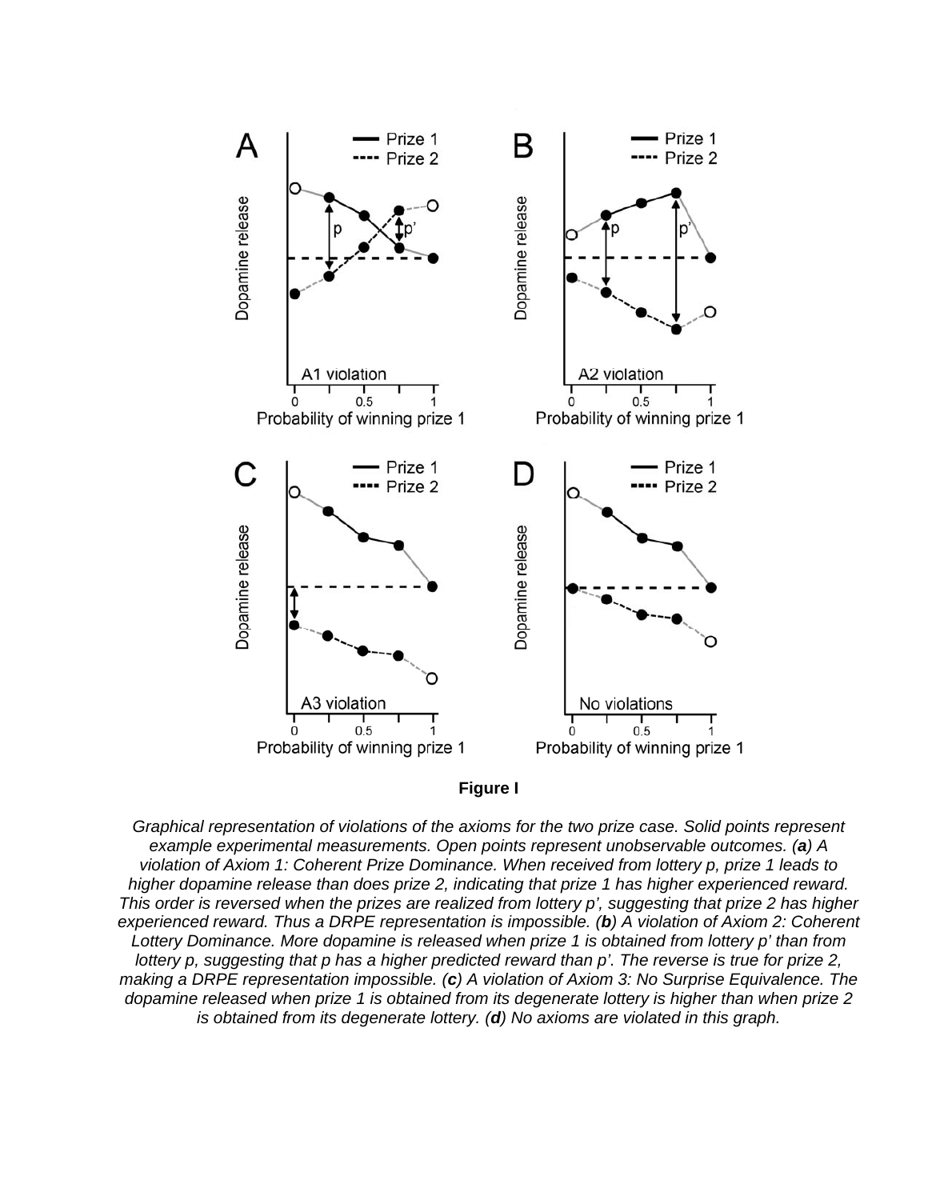**Figure I**

*Graphical representation of violations of the axioms for the two prize case. Solid points represent example experimental measurements. Open points represent unobservable outcomes. (**a**) A violation of Axiom 1: Coherent Prize Dominance. When received from lottery p, prize 1 leads to higher dopamine release than does prize 2, indicating that prize 1 has higher experienced reward. This order is reversed when the prizes are realized from lottery p', suggesting that prize 2 has higher experienced reward. Thus a DRPE representation is impossible. (**b**) A violation of Axiom 2: Coherent Lottery Dominance. More dopamine is released when prize 1 is obtained from lottery p' than from lottery p, suggesting that p has a higher predicted reward than p'. The reverse is true for prize 2, making a DRPE representation impossible. (**c**) A violation of Axiom 3: No Surprise Equivalence. The dopamine released when prize 1 is obtained from its degenerate lottery is higher than when prize 2 is obtained from its degenerate lottery. (**d**) No axioms are violated in this graph.*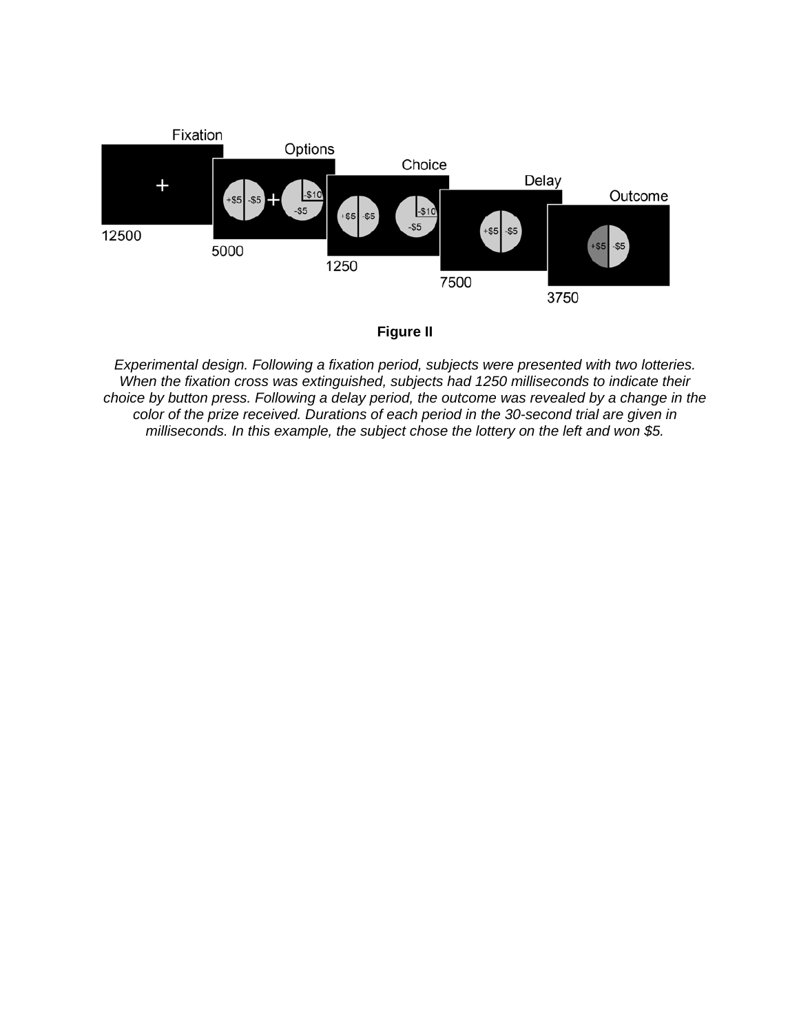**Figure II**

*Experimental design. Following a fixation period, subjects were presented with two lotteries. When the fixation cross was extinguished, subjects had 1250 milliseconds to indicate their choice by button press. Following a delay period, the outcome was revealed by a change in the color of the prize received. Durations of each period in the 30-second trial are given in milliseconds. In this example, the subject chose the lottery on the left and won $5.*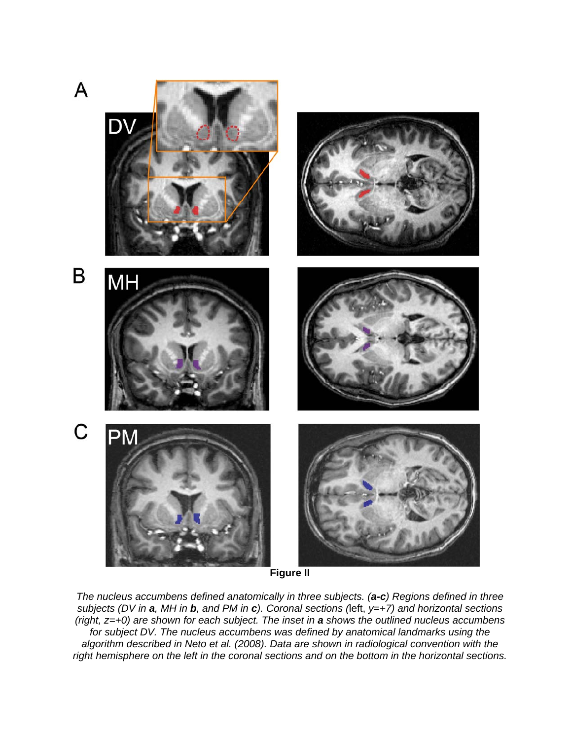**Figure II**

*The nucleus accumbens defined anatomically in three subjects. (**a-c**) Regions defined in three subjects (DV in **a**, MH in **b**, and PM in **c**). Coronal sections (*left, *y=+7) and horizontal sections (right, z=+0) are shown for each subject. The inset in **a** shows the outlined nucleus accumbens for subject DV. The nucleus accumbens was defined by anatomical landmarks using the algorithm described in Neto et al. (2008). Data are shown in radiological convention with the right hemisphere on the left in the coronal sections and on the bottom in the horizontal sections.*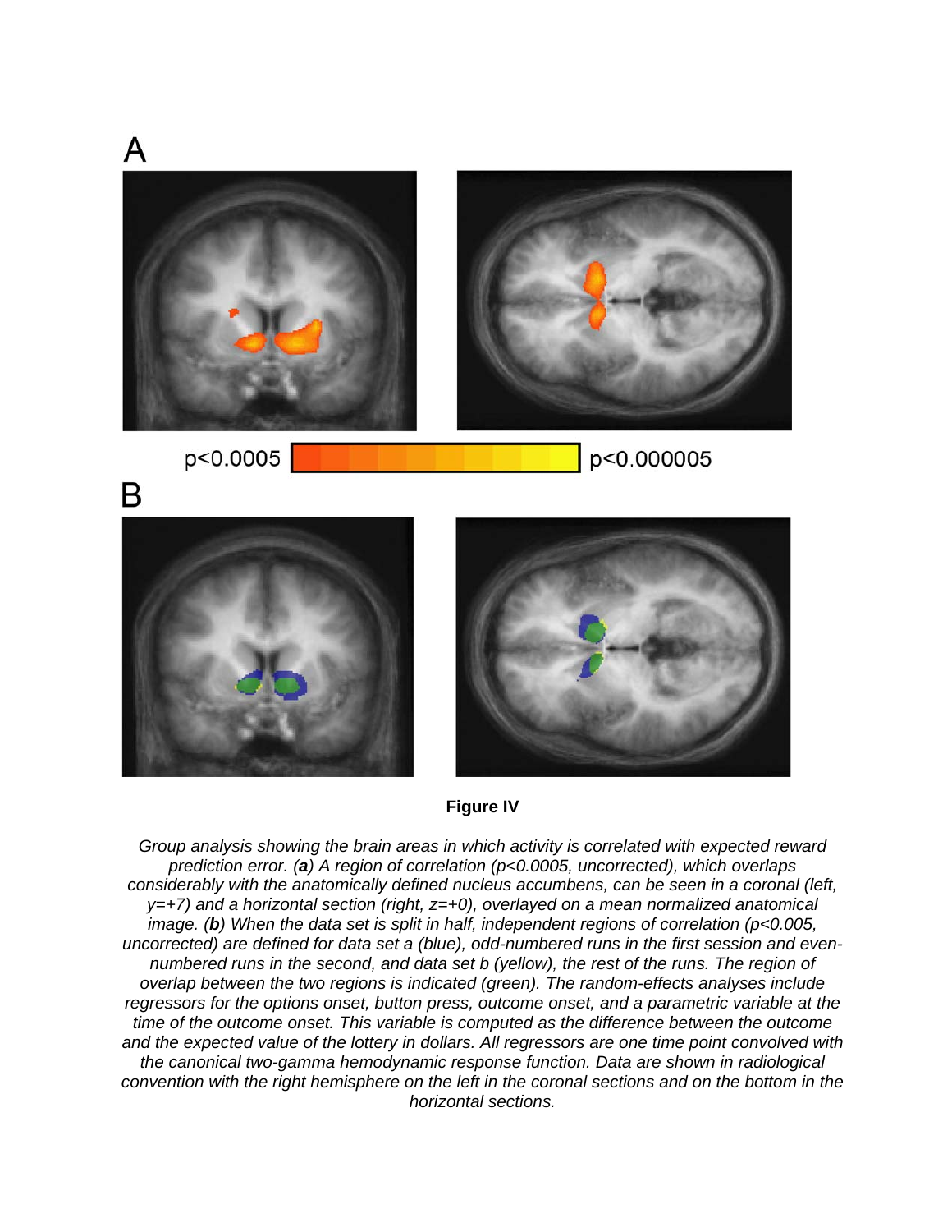**Figure IV**

*Group analysis showing the brain areas in which activity is correlated with expected reward prediction error. (**a**) A region of correlation ($p<0.0005$, uncorrected), which overlaps considerably with the anatomically defined nucleus accumbens, can be seen in a coronal (left, y=+7) and a horizontal section (right, z=+0), overlayed on a mean normalized anatomical image. (**b**) When the data set is split in half, independent regions of correlation ($p<0.005$, uncorrected) are defined for data set a (blue), odd-numbered runs in the first session and even-numbered runs in the second, and data set b (yellow), the rest of the runs. The region of overlap between the two regions is indicated (green). The random-effects analyses include regressors for the options onset, button press, outcome onset, and a parametric variable at the time of the outcome onset. This variable is computed as the difference between the outcome and the expected value of the lottery in dollars. All regressors are one time point convolved with the canonical two-gamma hemodynamic response function. Data are shown in radiological convention with the right hemisphere on the left in the coronal sections and on the bottom in the horizontal sections.*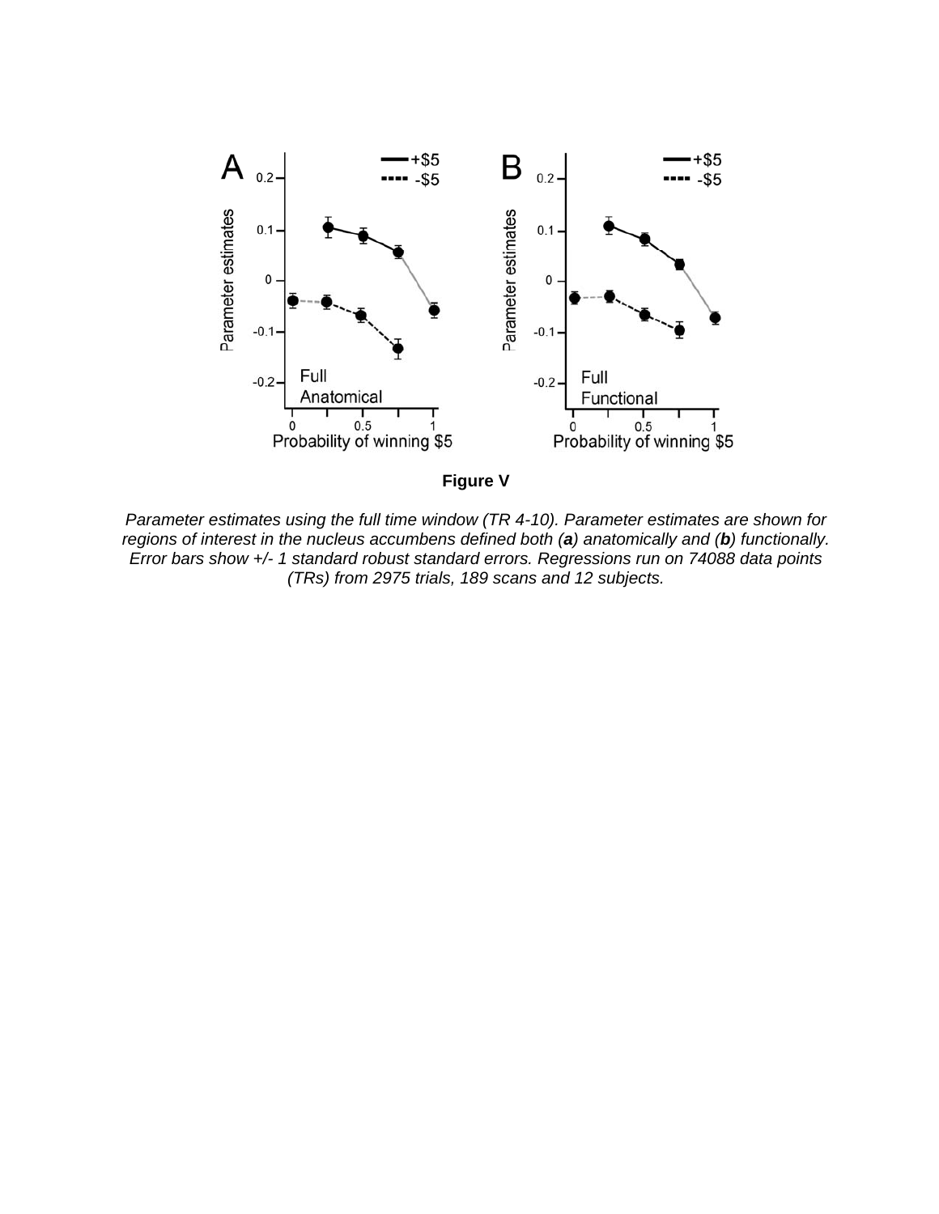**Figure V**

*Parameter estimates using the full time window (TR 4-10). Parameter estimates are shown for regions of interest in the nucleus accumbens defined both (**a**) anatomically and (**b**) functionally. Error bars show +/- 1 standard robust standard errors. Regressions run on 74088 data points (TRs) from 2975 trials, 189 scans and 12 subjects.*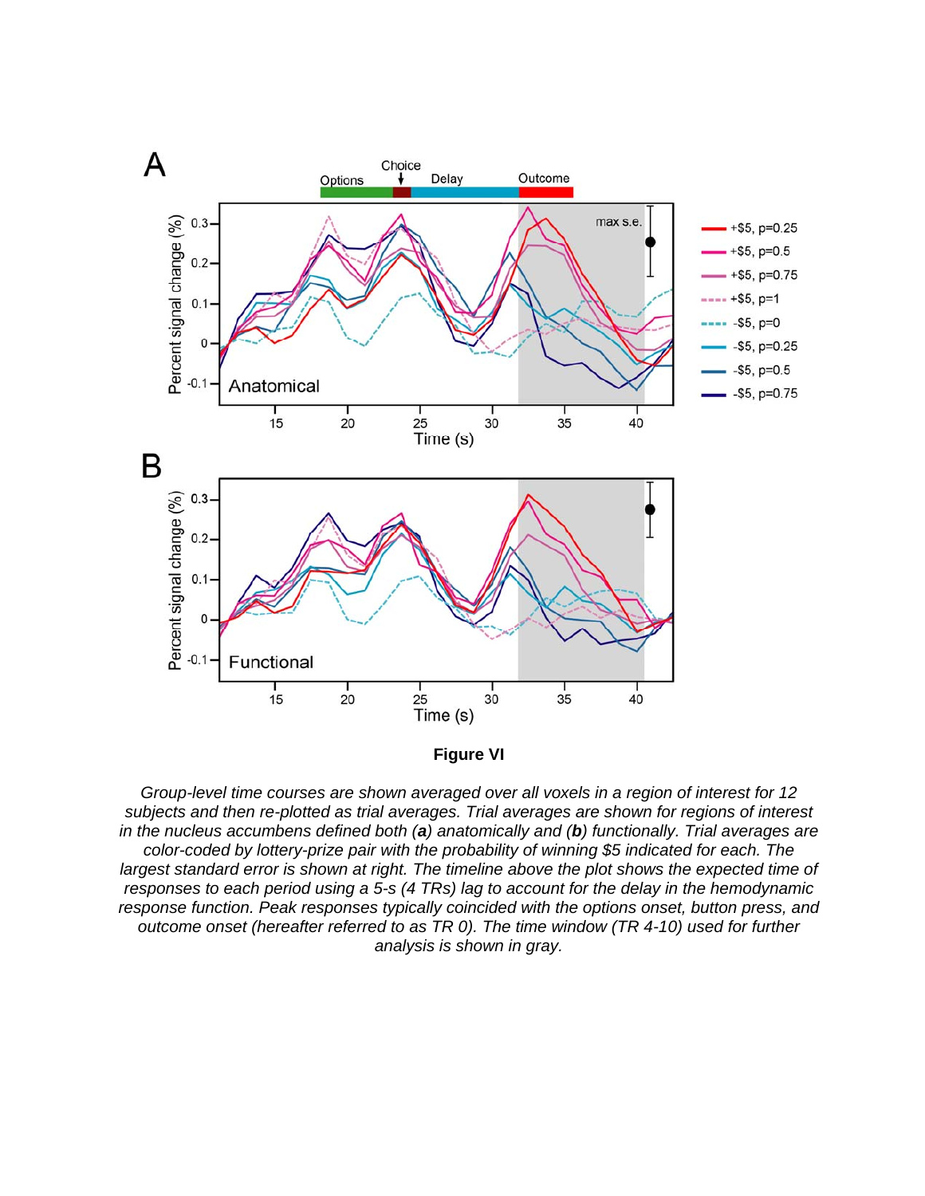**Figure VI**

*Group-level time courses are shown averaged over all voxels in a region of interest for 12 subjects and then re-plotted as trial averages. Trial averages are shown for regions of interest in the nucleus accumbens defined both (**a**) anatomically and (**b**) functionally. Trial averages are color-coded by lottery-prize pair with the probability of winning $5 indicated for each. The largest standard error is shown at right. The timeline above the plot shows the expected time of responses to each period using a 5-s (4 TRs) lag to account for the delay in the hemodynamic response function. Peak responses typically coincided with the options onset, button press, and outcome onset (hereafter referred to as TR 0). The time window (TR 4-10) used for further analysis is shown in gray.*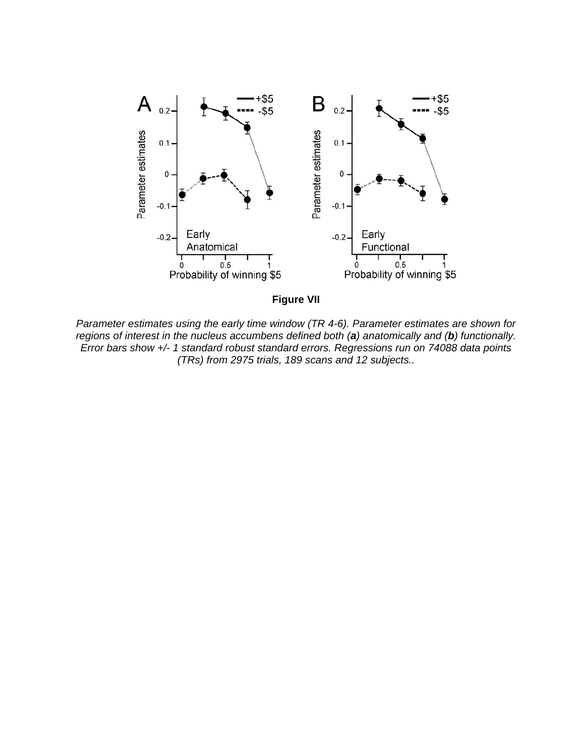**Figure VII**

*Parameter estimates using the early time window (TR 4-6). Parameter estimates are shown for regions of interest in the nucleus accumbens defined both (**a**) anatomically and (**b**) functionally. Error bars show +/- 1 standard robust standard errors. Regressions run on 74088 data points (TRs) from 2975 trials, 189 scans and 12 subjects..*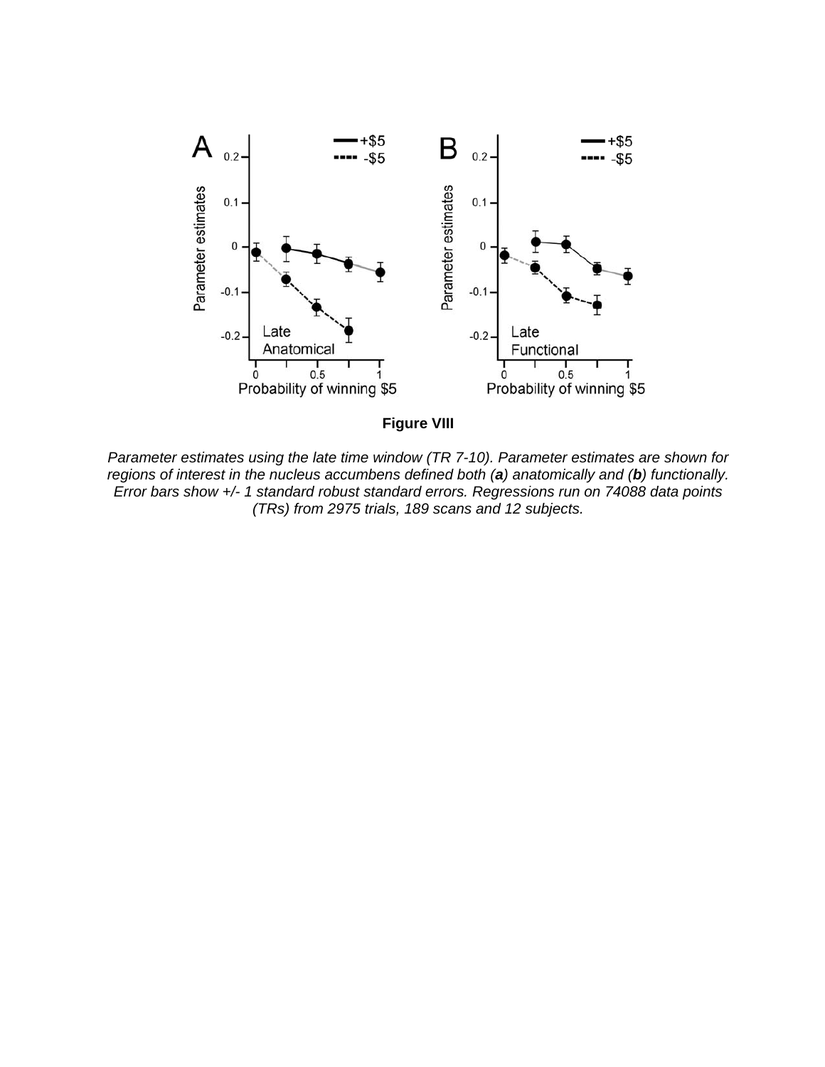**Figure VIII**

*Parameter estimates using the late time window (TR 7-10). Parameter estimates are shown for regions of interest in the nucleus accumbens defined both (**a**) anatomically and (**b**) functionally. Error bars show +/- 1 standard robust standard errors. Regressions run on 74088 data points (TRs) from 2975 trials, 189 scans and 12 subjects.*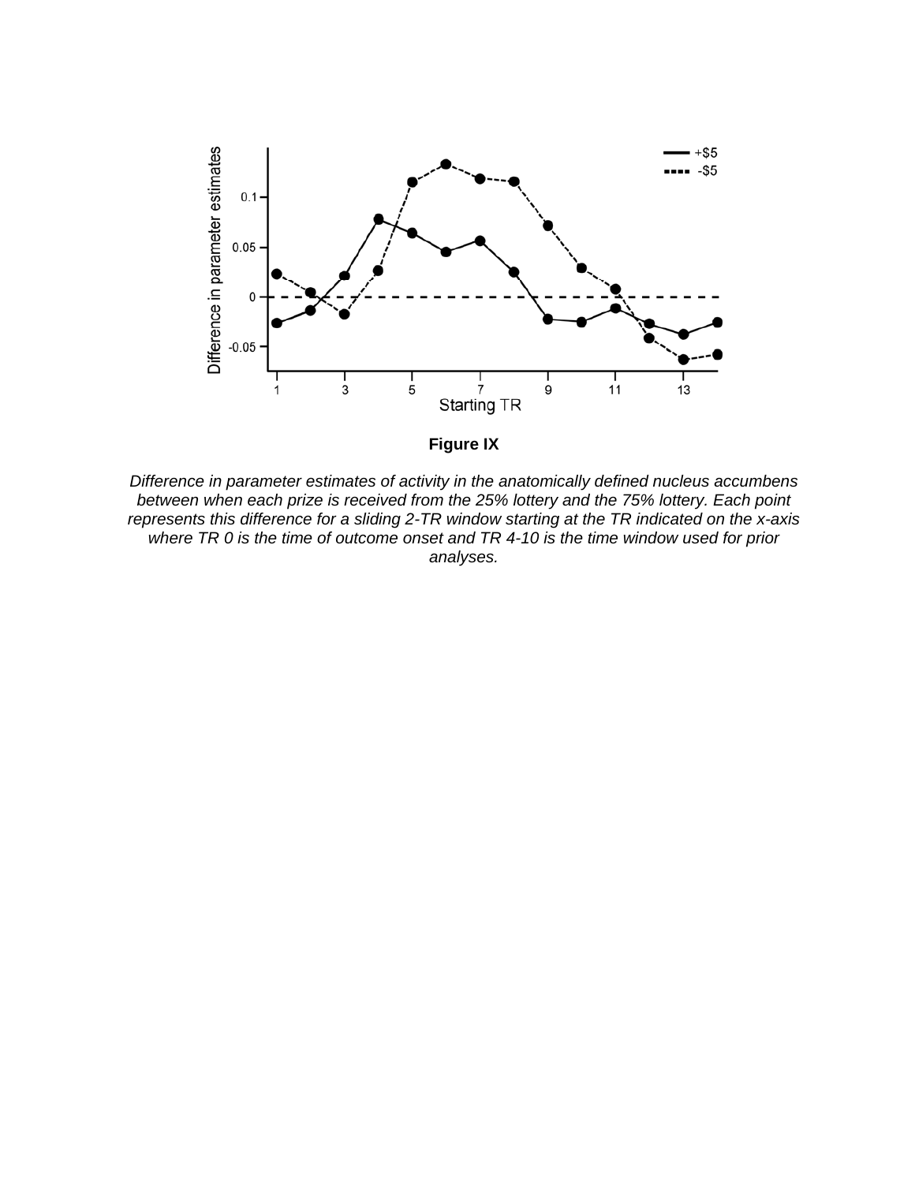**Figure IX**

*Difference in parameter estimates of activity in the anatomically defined nucleus accumbens between when each prize is received from the 25% lottery and the 75% lottery. Each point represents this difference for a sliding 2-TR window starting at the TR indicated on the x-axis where TR 0 is the time of outcome onset and TR 4-10 is the time window used for prior analyses.*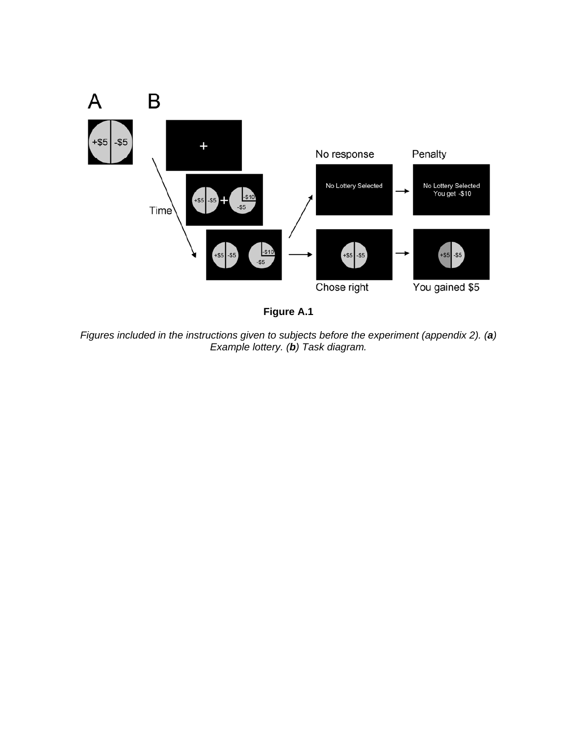A

+$5 -$5

B

+

+$5 -$5 + -$10 -$5

Time

+$5 -$5 -$10 -$5

No response

No Lottery Selected

Penalty

No Lottery Selected
You get -$10

+$5 -$5

Chose right

+$5 -$5

You gained $5

**Figure A.1**

*Figures included in the instructions given to subjects before the experiment (appendix 2). (**a**) Example lottery. (**b**) Task diagram.*